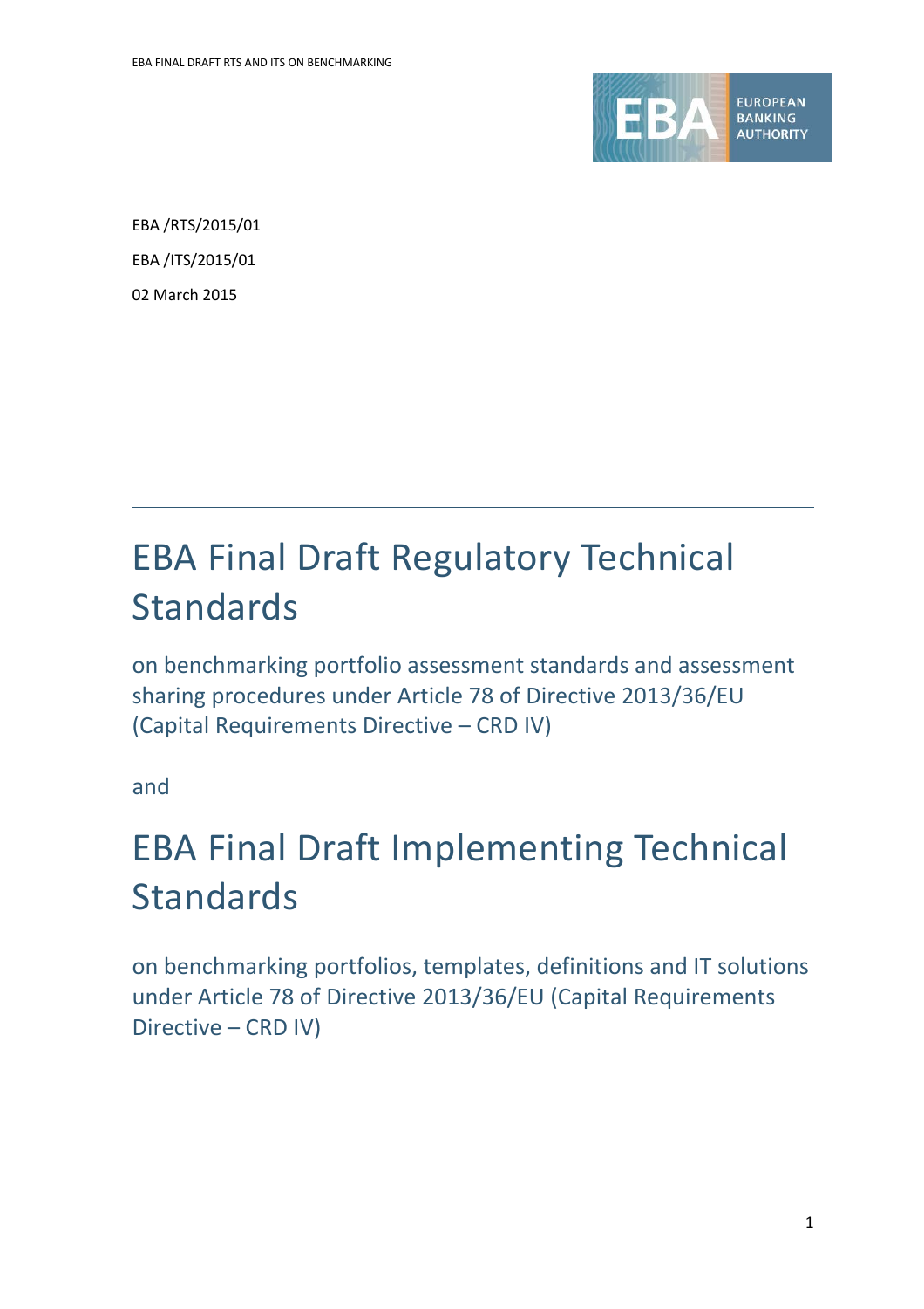EBA /RTS/2015/01

EBA /ITS/2015/01

02 March 2015

# EBA Final Draft Regulatory Technical Standards

## on benchmarking portfolio assessment standards and assessment sharing procedures under Article 78 of Directive 2013/36/EU (Capital Requirements Directive – CRD IV)

and

# EBA Final Draft Implementing Technical Standards

## on benchmarking portfolios, templates, definitions and IT solutions under Article 78 of Directive 2013/36/EU (Capital Requirements Directive – CRD IV)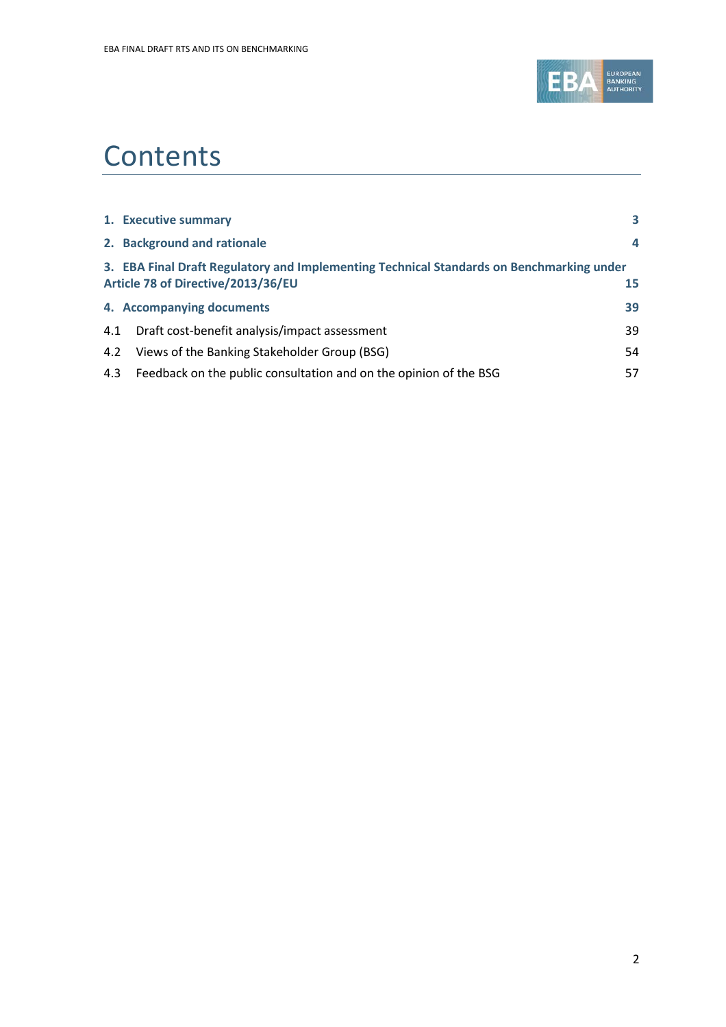# Contents

| | |
|---|---|
| **1. Executive summary** | **3** |
| **2. Background and rationale** | **4** |
| **3. EBA Final Draft Regulatory and Implementing Technical Standards on Benchmarking under Article 78 of Directive/2013/36/EU** | **15** |
| **4. Accompanying documents** | **39** |
| 4.1 Draft cost-benefit analysis/impact assessment | 39 |
| 4.2 Views of the Banking Stakeholder Group (BSG) | 54 |
| 4.3 Feedback on the public consultation and on the opinion of the BSG | 57 |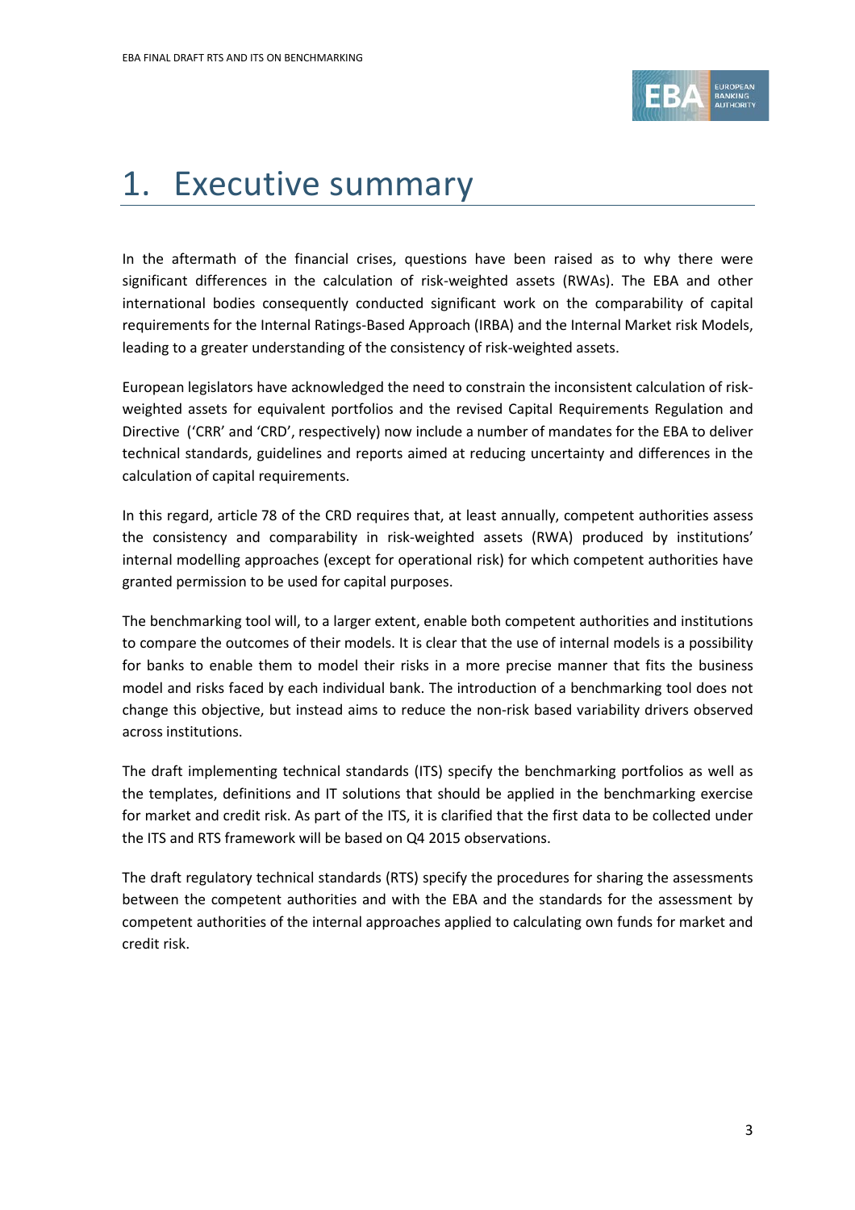# 1. Executive summary

In the aftermath of the financial crises, questions have been raised as to why there were significant differences in the calculation of risk-weighted assets (RWAs). The EBA and other international bodies consequently conducted significant work on the comparability of capital requirements for the Internal Ratings-Based Approach (IRBA) and the Internal Market risk Models, leading to a greater understanding of the consistency of risk-weighted assets.

European legislators have acknowledged the need to constrain the inconsistent calculation of risk-weighted assets for equivalent portfolios and the revised Capital Requirements Regulation and Directive ('CRR' and 'CRD', respectively) now include a number of mandates for the EBA to deliver technical standards, guidelines and reports aimed at reducing uncertainty and differences in the calculation of capital requirements.

In this regard, article 78 of the CRD requires that, at least annually, competent authorities assess the consistency and comparability in risk-weighted assets (RWA) produced by institutions' internal modelling approaches (except for operational risk) for which competent authorities have granted permission to be used for capital purposes.

The benchmarking tool will, to a larger extent, enable both competent authorities and institutions to compare the outcomes of their models. It is clear that the use of internal models is a possibility for banks to enable them to model their risks in a more precise manner that fits the business model and risks faced by each individual bank. The introduction of a benchmarking tool does not change this objective, but instead aims to reduce the non-risk based variability drivers observed across institutions.

The draft implementing technical standards (ITS) specify the benchmarking portfolios as well as the templates, definitions and IT solutions that should be applied in the benchmarking exercise for market and credit risk. As part of the ITS, it is clarified that the first data to be collected under the ITS and RTS framework will be based on Q4 2015 observations.

The draft regulatory technical standards (RTS) specify the procedures for sharing the assessments between the competent authorities and with the EBA and the standards for the assessment by competent authorities of the internal approaches applied to calculating own funds for market and credit risk.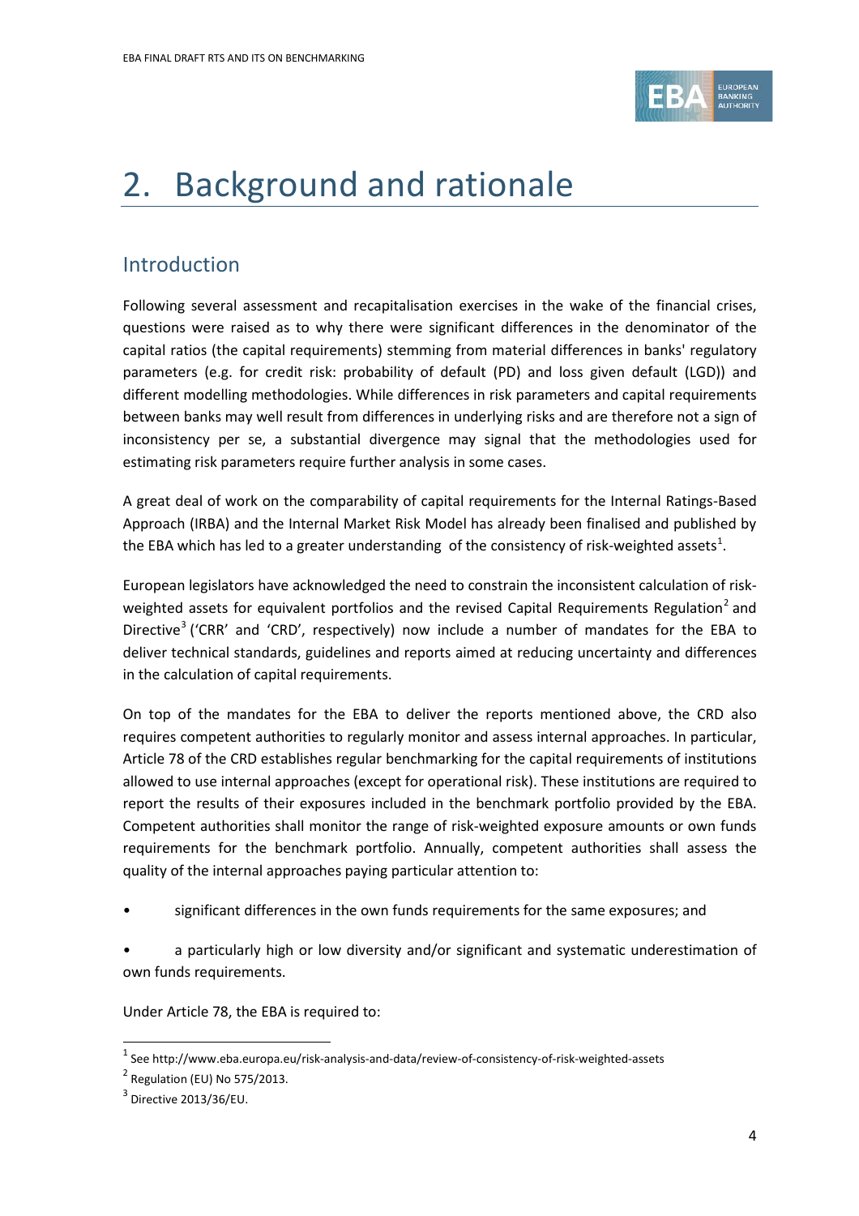# 2. Background and rationale

## Introduction

Following several assessment and recapitalisation exercises in the wake of the financial crises, questions were raised as to why there were significant differences in the denominator of the capital ratios (the capital requirements) stemming from material differences in banks' regulatory parameters (e.g. for credit risk: probability of default (PD) and loss given default (LGD)) and different modelling methodologies. While differences in risk parameters and capital requirements between banks may well result from differences in underlying risks and are therefore not a sign of inconsistency per se, a substantial divergence may signal that the methodologies used for estimating risk parameters require further analysis in some cases.

A great deal of work on the comparability of capital requirements for the Internal Ratings-Based Approach (IRBA) and the Internal Market Risk Model has already been finalised and published by the EBA which has led to a greater understanding of the consistency of risk-weighted assets[1].

European legislators have acknowledged the need to constrain the inconsistent calculation of risk-weighted assets for equivalent portfolios and the revised Capital Requirements Regulation[2] and Directive[3] ('CRR' and 'CRD', respectively) now include a number of mandates for the EBA to deliver technical standards, guidelines and reports aimed at reducing uncertainty and differences in the calculation of capital requirements.

On top of the mandates for the EBA to deliver the reports mentioned above, the CRD also requires competent authorities to regularly monitor and assess internal approaches. In particular, Article 78 of the CRD establishes regular benchmarking for the capital requirements of institutions allowed to use internal approaches (except for operational risk). These institutions are required to report the results of their exposures included in the benchmark portfolio provided by the EBA. Competent authorities shall monitor the range of risk-weighted exposure amounts or own funds requirements for the benchmark portfolio. Annually, competent authorities shall assess the quality of the internal approaches paying particular attention to:

- significant differences in the own funds requirements for the same exposures; and
- a particularly high or low diversity and/or significant and systematic underestimation of own funds requirements.

Under Article 78, the EBA is required to:

---

[1] See http://www.eba.europa.eu/risk-analysis-and-data/review-of-consistency-of-risk-weighted-assets

[2] Regulation (EU) No 575/2013.

[3] Directive 2013/36/EU.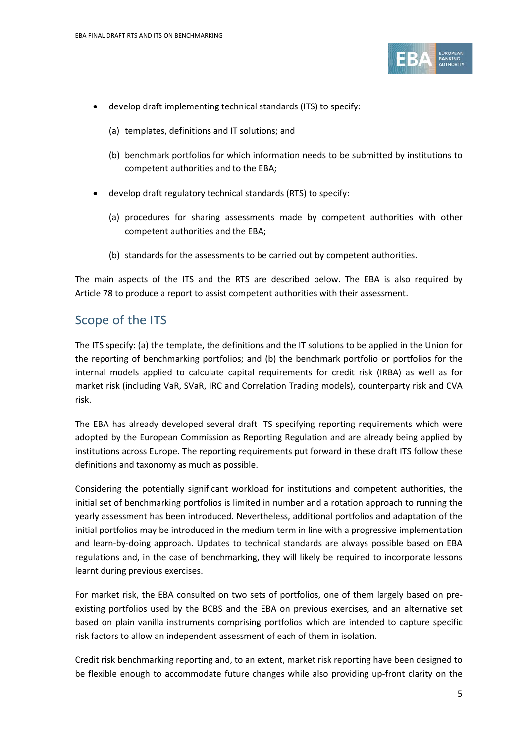- develop draft implementing technical standards (ITS) to specify:

    (a) templates, definitions and IT solutions; and

    (b) benchmark portfolios for which information needs to be submitted by institutions to competent authorities and to the EBA;

- develop draft regulatory technical standards (RTS) to specify:

    (a) procedures for sharing assessments made by competent authorities with other competent authorities and the EBA;

    (b) standards for the assessments to be carried out by competent authorities.

The main aspects of the ITS and the RTS are described below. The EBA is also required by Article 78 to produce a report to assist competent authorities with their assessment.

## Scope of the ITS

The ITS specify: (a) the template, the definitions and the IT solutions to be applied in the Union for the reporting of benchmarking portfolios; and (b) the benchmark portfolio or portfolios for the internal models applied to calculate capital requirements for credit risk (IRBA) as well as for market risk (including VaR, SVaR, IRC and Correlation Trading models), counterparty risk and CVA risk.

The EBA has already developed several draft ITS specifying reporting requirements which were adopted by the European Commission as Reporting Regulation and are already being applied by institutions across Europe. The reporting requirements put forward in these draft ITS follow these definitions and taxonomy as much as possible.

Considering the potentially significant workload for institutions and competent authorities, the initial set of benchmarking portfolios is limited in number and a rotation approach to running the yearly assessment has been introduced. Nevertheless, additional portfolios and adaptation of the initial portfolios may be introduced in the medium term in line with a progressive implementation and learn-by-doing approach. Updates to technical standards are always possible based on EBA regulations and, in the case of benchmarking, they will likely be required to incorporate lessons learnt during previous exercises.

For market risk, the EBA consulted on two sets of portfolios, one of them largely based on pre-existing portfolios used by the BCBS and the EBA on previous exercises, and an alternative set based on plain vanilla instruments comprising portfolios which are intended to capture specific risk factors to allow an independent assessment of each of them in isolation.

Credit risk benchmarking reporting and, to an extent, market risk reporting have been designed to be flexible enough to accommodate future changes while also providing up-front clarity on the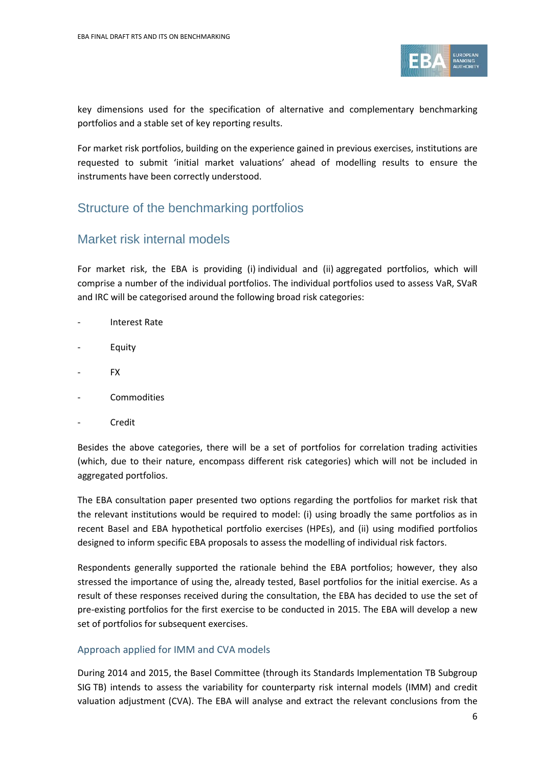key dimensions used for the specification of alternative and complementary benchmarking portfolios and a stable set of key reporting results.

For market risk portfolios, building on the experience gained in previous exercises, institutions are requested to submit 'initial market valuations' ahead of modelling results to ensure the instruments have been correctly understood.

## Structure of the benchmarking portfolios

## Market risk internal models

For market risk, the EBA is providing (i) individual and (ii) aggregated portfolios, which will comprise a number of the individual portfolios. The individual portfolios used to assess VaR, SVaR and IRC will be categorised around the following broad risk categories:

- Interest Rate
- Equity
- FX
- Commodities
- Credit

Besides the above categories, there will be a set of portfolios for correlation trading activities (which, due to their nature, encompass different risk categories) which will not be included in aggregated portfolios.

The EBA consultation paper presented two options regarding the portfolios for market risk that the relevant institutions would be required to model: (i) using broadly the same portfolios as in recent Basel and EBA hypothetical portfolio exercises (HPEs), and (ii) using modified portfolios designed to inform specific EBA proposals to assess the modelling of individual risk factors.

Respondents generally supported the rationale behind the EBA portfolios; however, they also stressed the importance of using the, already tested, Basel portfolios for the initial exercise. As a result of these responses received during the consultation, the EBA has decided to use the set of pre-existing portfolios for the first exercise to be conducted in 2015. The EBA will develop a new set of portfolios for subsequent exercises.

### Approach applied for IMM and CVA models

During 2014 and 2015, the Basel Committee (through its Standards Implementation TB Subgroup SIG TB) intends to assess the variability for counterparty risk internal models (IMM) and credit valuation adjustment (CVA). The EBA will analyse and extract the relevant conclusions from the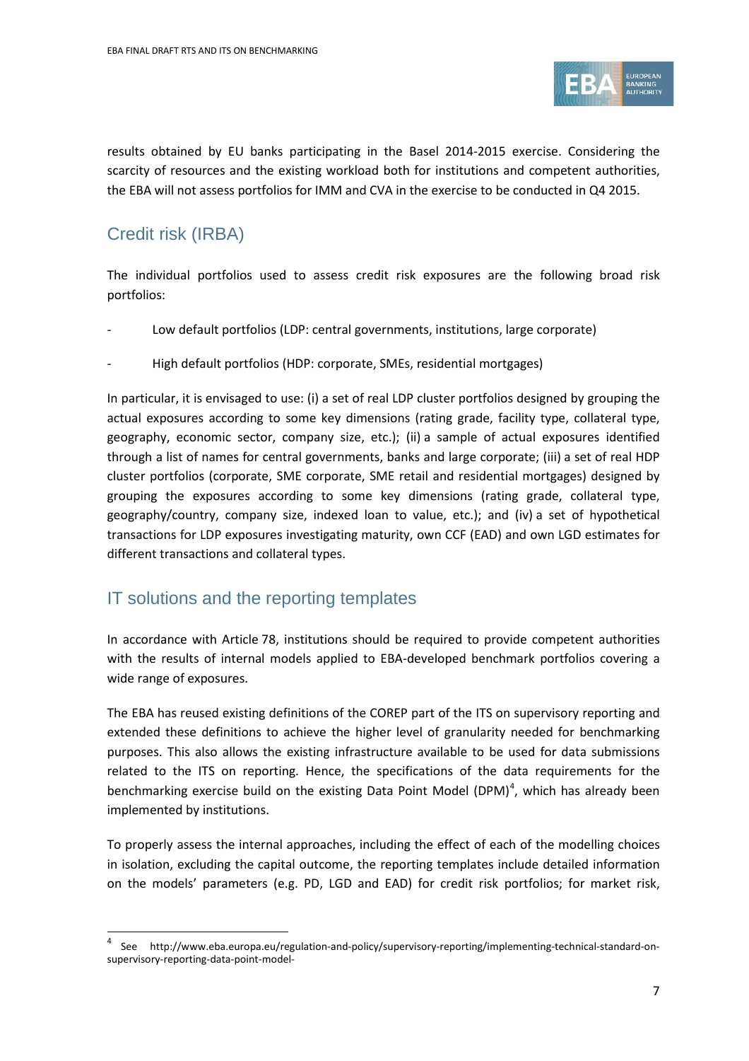results obtained by EU banks participating in the Basel 2014-2015 exercise. Considering the scarcity of resources and the existing workload both for institutions and competent authorities, the EBA will not assess portfolios for IMM and CVA in the exercise to be conducted in Q4 2015.

## Credit risk (IRBA)

The individual portfolios used to assess credit risk exposures are the following broad risk portfolios:

- Low default portfolios (LDP: central governments, institutions, large corporate)
- High default portfolios (HDP: corporate, SMEs, residential mortgages)

In particular, it is envisaged to use: (i) a set of real LDP cluster portfolios designed by grouping the actual exposures according to some key dimensions (rating grade, facility type, collateral type, geography, economic sector, company size, etc.); (ii) a sample of actual exposures identified through a list of names for central governments, banks and large corporate; (iii) a set of real HDP cluster portfolios (corporate, SME corporate, SME retail and residential mortgages) designed by grouping the exposures according to some key dimensions (rating grade, collateral type, geography/country, company size, indexed loan to value, etc.); and (iv) a set of hypothetical transactions for LDP exposures investigating maturity, own CCF (EAD) and own LGD estimates for different transactions and collateral types.

## IT solutions and the reporting templates

In accordance with Article 78, institutions should be required to provide competent authorities with the results of internal models applied to EBA-developed benchmark portfolios covering a wide range of exposures.

The EBA has reused existing definitions of the COREP part of the ITS on supervisory reporting and extended these definitions to achieve the higher level of granularity needed for benchmarking purposes. This also allows the existing infrastructure available to be used for data submissions related to the ITS on reporting. Hence, the specifications of the data requirements for the benchmarking exercise build on the existing Data Point Model (DPM)[4], which has already been implemented by institutions.

To properly assess the internal approaches, including the effect of each of the modelling choices in isolation, excluding the capital outcome, the reporting templates include detailed information on the models' parameters (e.g. PD, LGD and EAD) for credit risk portfolios; for market risk,

[4] See http://www.eba.europa.eu/regulation-and-policy/supervisory-reporting/implementing-technical-standard-on-supervisory-reporting-data-point-model-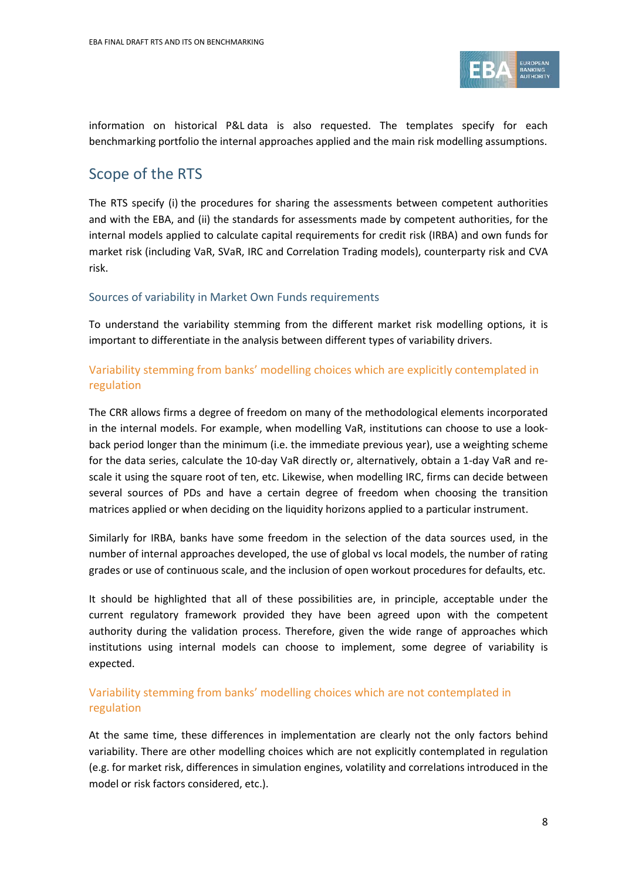information on historical P&L data is also requested. The templates specify for each benchmarking portfolio the internal approaches applied and the main risk modelling assumptions.

## Scope of the RTS

The RTS specify (i) the procedures for sharing the assessments between competent authorities and with the EBA, and (ii) the standards for assessments made by competent authorities, for the internal models applied to calculate capital requirements for credit risk (IRBA) and own funds for market risk (including VaR, SVaR, IRC and Correlation Trading models), counterparty risk and CVA risk.

### Sources of variability in Market Own Funds requirements

To understand the variability stemming from the different market risk modelling options, it is important to differentiate in the analysis between different types of variability drivers.

#### Variability stemming from banks' modelling choices which are explicitly contemplated in regulation

The CRR allows firms a degree of freedom on many of the methodological elements incorporated in the internal models. For example, when modelling VaR, institutions can choose to use a look-back period longer than the minimum (i.e. the immediate previous year), use a weighting scheme for the data series, calculate the 10-day VaR directly or, alternatively, obtain a 1-day VaR and re-scale it using the square root of ten, etc. Likewise, when modelling IRC, firms can decide between several sources of PDs and have a certain degree of freedom when choosing the transition matrices applied or when deciding on the liquidity horizons applied to a particular instrument.

Similarly for IRBA, banks have some freedom in the selection of the data sources used, in the number of internal approaches developed, the use of global vs local models, the number of rating grades or use of continuous scale, and the inclusion of open workout procedures for defaults, etc.

It should be highlighted that all of these possibilities are, in principle, acceptable under the current regulatory framework provided they have been agreed upon with the competent authority during the validation process. Therefore, given the wide range of approaches which institutions using internal models can choose to implement, some degree of variability is expected.

#### Variability stemming from banks' modelling choices which are not contemplated in regulation

At the same time, these differences in implementation are clearly not the only factors behind variability. There are other modelling choices which are not explicitly contemplated in regulation (e.g. for market risk, differences in simulation engines, volatility and correlations introduced in the model or risk factors considered, etc.).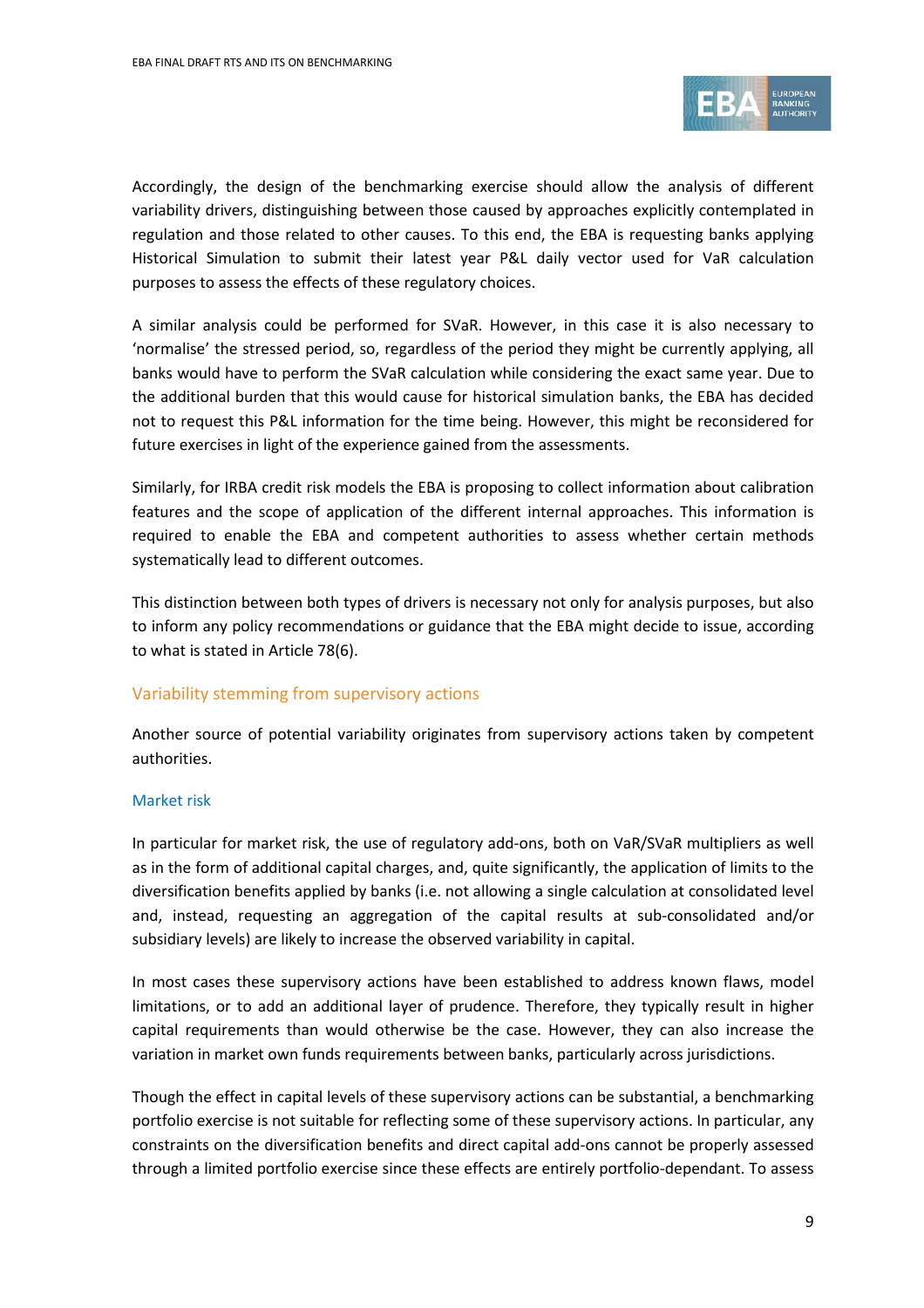Accordingly, the design of the benchmarking exercise should allow the analysis of different variability drivers, distinguishing between those caused by approaches explicitly contemplated in regulation and those related to other causes. To this end, the EBA is requesting banks applying Historical Simulation to submit their latest year P&L daily vector used for VaR calculation purposes to assess the effects of these regulatory choices.

A similar analysis could be performed for SVaR. However, in this case it is also necessary to 'normalise' the stressed period, so, regardless of the period they might be currently applying, all banks would have to perform the SVaR calculation while considering the exact same year. Due to the additional burden that this would cause for historical simulation banks, the EBA has decided not to request this P&L information for the time being. However, this might be reconsidered for future exercises in light of the experience gained from the assessments.

Similarly, for IRBA credit risk models the EBA is proposing to collect information about calibration features and the scope of application of the different internal approaches. This information is required to enable the EBA and competent authorities to assess whether certain methods systematically lead to different outcomes.

This distinction between both types of drivers is necessary not only for analysis purposes, but also to inform any policy recommendations or guidance that the EBA might decide to issue, according to what is stated in Article 78(6).

## Variability stemming from supervisory actions

Another source of potential variability originates from supervisory actions taken by competent authorities.

### Market risk

In particular for market risk, the use of regulatory add-ons, both on VaR/SVaR multipliers as well as in the form of additional capital charges, and, quite significantly, the application of limits to the diversification benefits applied by banks (i.e. not allowing a single calculation at consolidated level and, instead, requesting an aggregation of the capital results at sub-consolidated and/or subsidiary levels) are likely to increase the observed variability in capital.

In most cases these supervisory actions have been established to address known flaws, model limitations, or to add an additional layer of prudence. Therefore, they typically result in higher capital requirements than would otherwise be the case. However, they can also increase the variation in market own funds requirements between banks, particularly across jurisdictions.

Though the effect in capital levels of these supervisory actions can be substantial, a benchmarking portfolio exercise is not suitable for reflecting some of these supervisory actions. In particular, any constraints on the diversification benefits and direct capital add-ons cannot be properly assessed through a limited portfolio exercise since these effects are entirely portfolio-dependant. To assess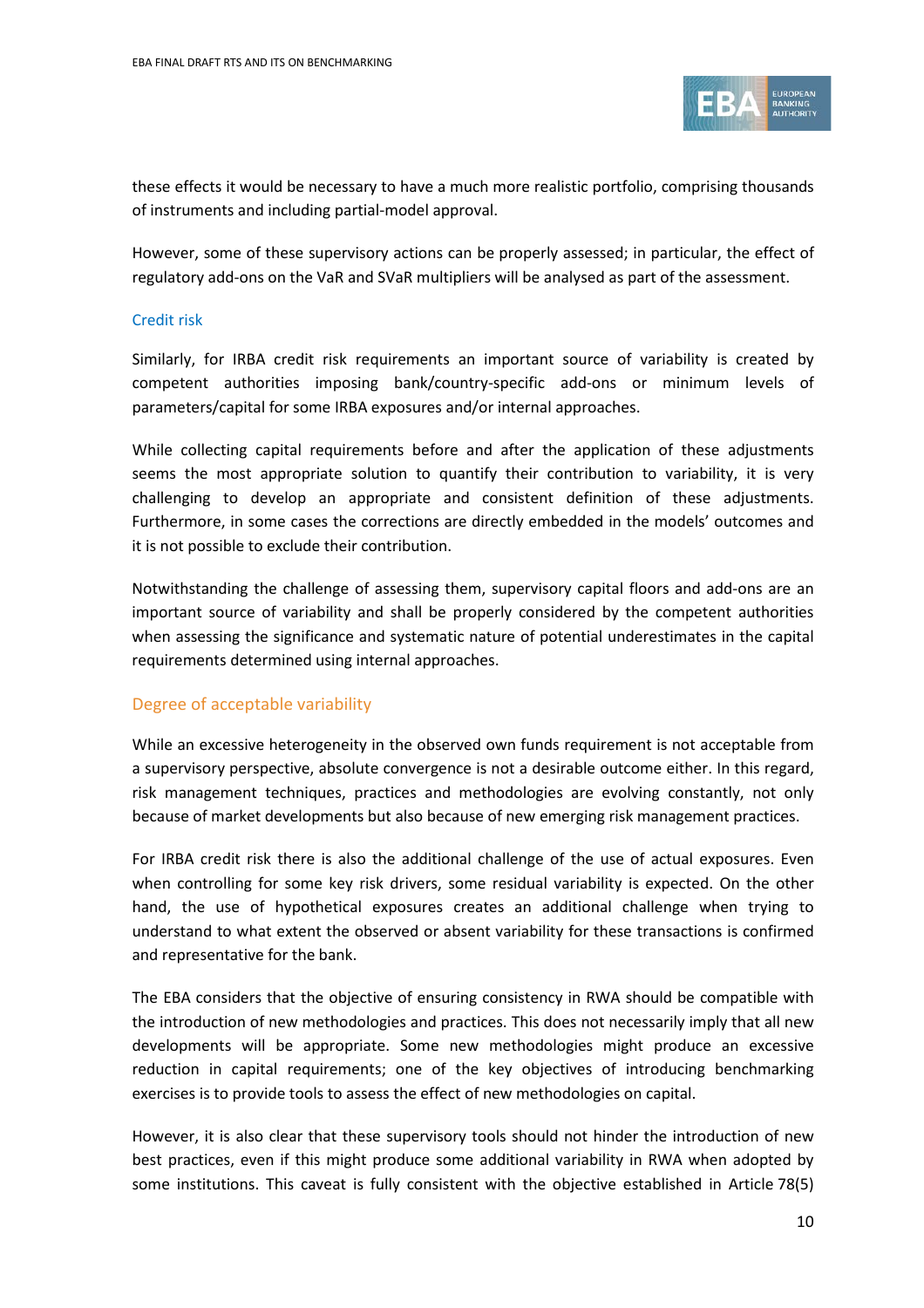these effects it would be necessary to have a much more realistic portfolio, comprising thousands of instruments and including partial-model approval.

However, some of these supervisory actions can be properly assessed; in particular, the effect of regulatory add-ons on the VaR and SVaR multipliers will be analysed as part of the assessment.

### Credit risk

Similarly, for IRBA credit risk requirements an important source of variability is created by competent authorities imposing bank/country-specific add-ons or minimum levels of parameters/capital for some IRBA exposures and/or internal approaches.

While collecting capital requirements before and after the application of these adjustments seems the most appropriate solution to quantify their contribution to variability, it is very challenging to develop an appropriate and consistent definition of these adjustments. Furthermore, in some cases the corrections are directly embedded in the models' outcomes and it is not possible to exclude their contribution.

Notwithstanding the challenge of assessing them, supervisory capital floors and add-ons are an important source of variability and shall be properly considered by the competent authorities when assessing the significance and systematic nature of potential underestimates in the capital requirements determined using internal approaches.

## Degree of acceptable variability

While an excessive heterogeneity in the observed own funds requirement is not acceptable from a supervisory perspective, absolute convergence is not a desirable outcome either. In this regard, risk management techniques, practices and methodologies are evolving constantly, not only because of market developments but also because of new emerging risk management practices.

For IRBA credit risk there is also the additional challenge of the use of actual exposures. Even when controlling for some key risk drivers, some residual variability is expected. On the other hand, the use of hypothetical exposures creates an additional challenge when trying to understand to what extent the observed or absent variability for these transactions is confirmed and representative for the bank.

The EBA considers that the objective of ensuring consistency in RWA should be compatible with the introduction of new methodologies and practices. This does not necessarily imply that all new developments will be appropriate. Some new methodologies might produce an excessive reduction in capital requirements; one of the key objectives of introducing benchmarking exercises is to provide tools to assess the effect of new methodologies on capital.

However, it is also clear that these supervisory tools should not hinder the introduction of new best practices, even if this might produce some additional variability in RWA when adopted by some institutions. This caveat is fully consistent with the objective established in Article 78(5)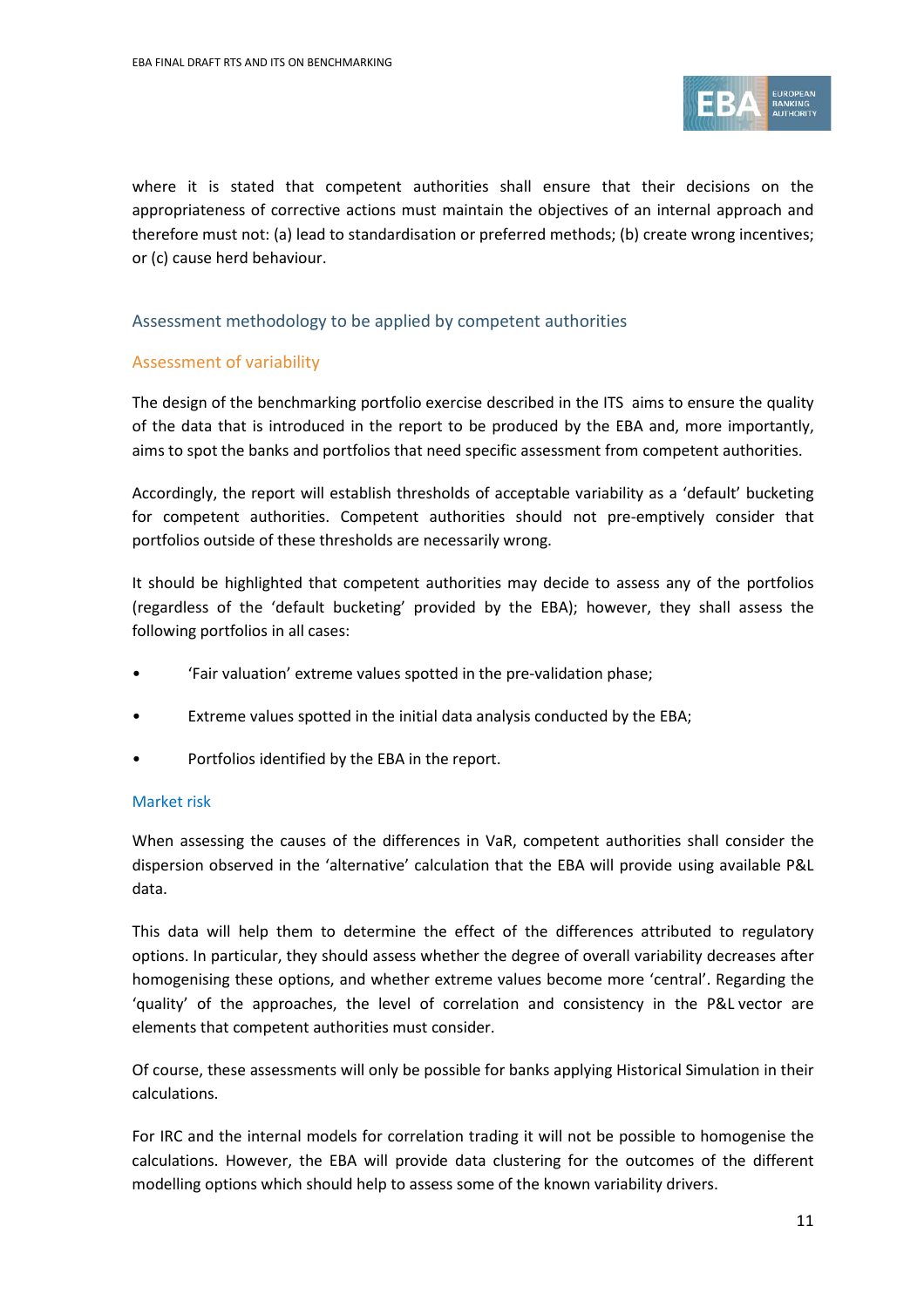where it is stated that competent authorities shall ensure that their decisions on the appropriateness of corrective actions must maintain the objectives of an internal approach and therefore must not: (a) lead to standardisation or preferred methods; (b) create wrong incentives; or (c) cause herd behaviour.

## Assessment methodology to be applied by competent authorities

### Assessment of variability

The design of the benchmarking portfolio exercise described in the ITS aims to ensure the quality of the data that is introduced in the report to be produced by the EBA and, more importantly, aims to spot the banks and portfolios that need specific assessment from competent authorities.

Accordingly, the report will establish thresholds of acceptable variability as a 'default' bucketing for competent authorities. Competent authorities should not pre-emptively consider that portfolios outside of these thresholds are necessarily wrong.

It should be highlighted that competent authorities may decide to assess any of the portfolios (regardless of the 'default bucketing' provided by the EBA); however, they shall assess the following portfolios in all cases:

- 'Fair valuation' extreme values spotted in the pre-validation phase;
- Extreme values spotted in the initial data analysis conducted by the EBA;
- Portfolios identified by the EBA in the report.

#### Market risk

When assessing the causes of the differences in VaR, competent authorities shall consider the dispersion observed in the 'alternative' calculation that the EBA will provide using available P&L data.

This data will help them to determine the effect of the differences attributed to regulatory options. In particular, they should assess whether the degree of overall variability decreases after homogenising these options, and whether extreme values become more 'central'. Regarding the 'quality' of the approaches, the level of correlation and consistency in the P&L vector are elements that competent authorities must consider.

Of course, these assessments will only be possible for banks applying Historical Simulation in their calculations.

For IRC and the internal models for correlation trading it will not be possible to homogenise the calculations. However, the EBA will provide data clustering for the outcomes of the different modelling options which should help to assess some of the known variability drivers.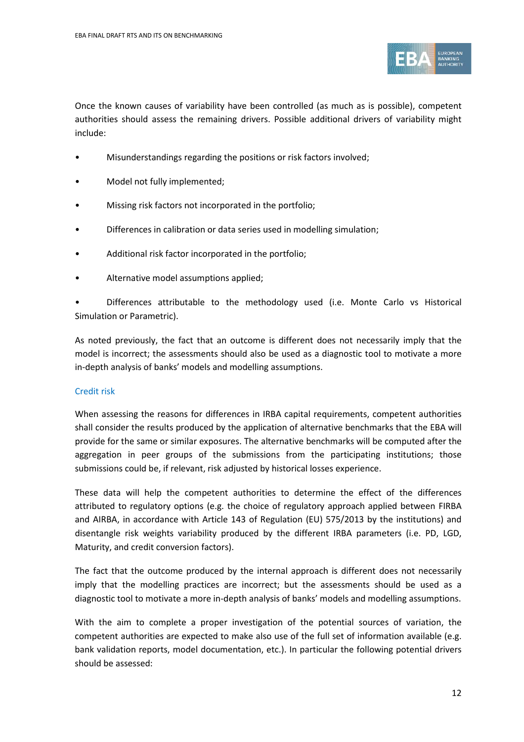Once the known causes of variability have been controlled (as much as is possible), competent authorities should assess the remaining drivers. Possible additional drivers of variability might include:

- Misunderstandings regarding the positions or risk factors involved;
- Model not fully implemented;
- Missing risk factors not incorporated in the portfolio;
- Differences in calibration or data series used in modelling simulation;
- Additional risk factor incorporated in the portfolio;
- Alternative model assumptions applied;
- Differences attributable to the methodology used (i.e. Monte Carlo vs Historical Simulation or Parametric).

As noted previously, the fact that an outcome is different does not necessarily imply that the model is incorrect; the assessments should also be used as a diagnostic tool to motivate a more in-depth analysis of banks' models and modelling assumptions.

### Credit risk

When assessing the reasons for differences in IRBA capital requirements, competent authorities shall consider the results produced by the application of alternative benchmarks that the EBA will provide for the same or similar exposures. The alternative benchmarks will be computed after the aggregation in peer groups of the submissions from the participating institutions; those submissions could be, if relevant, risk adjusted by historical losses experience.

These data will help the competent authorities to determine the effect of the differences attributed to regulatory options (e.g. the choice of regulatory approach applied between FIRBA and AIRBA, in accordance with Article 143 of Regulation (EU) 575/2013 by the institutions) and disentangle risk weights variability produced by the different IRBA parameters (i.e. PD, LGD, Maturity, and credit conversion factors).

The fact that the outcome produced by the internal approach is different does not necessarily imply that the modelling practices are incorrect; but the assessments should be used as a diagnostic tool to motivate a more in-depth analysis of banks' models and modelling assumptions.

With the aim to complete a proper investigation of the potential sources of variation, the competent authorities are expected to make also use of the full set of information available (e.g. bank validation reports, model documentation, etc.). In particular the following potential drivers should be assessed: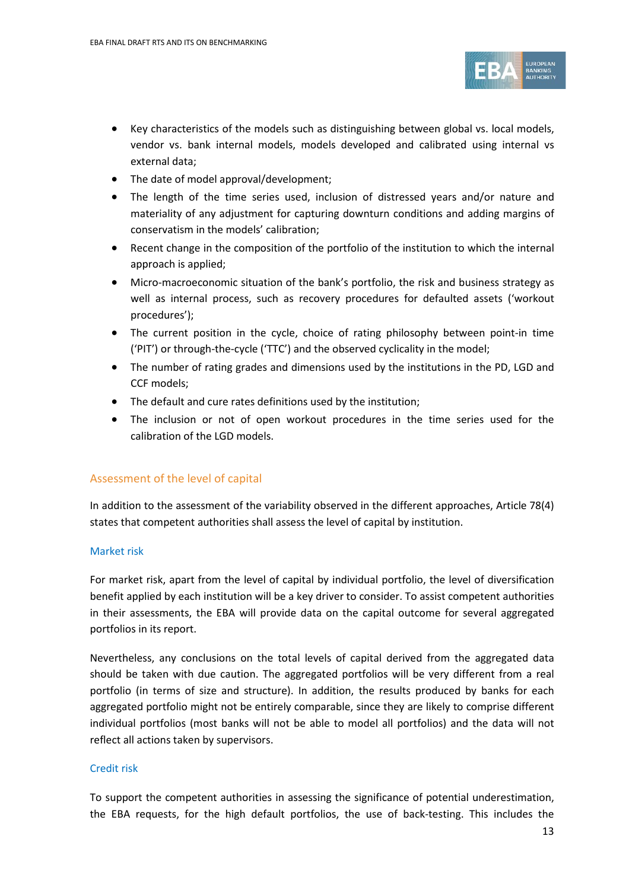- Key characteristics of the models such as distinguishing between global vs. local models, vendor vs. bank internal models, models developed and calibrated using internal vs external data;
- The date of model approval/development;
- The length of the time series used, inclusion of distressed years and/or nature and materiality of any adjustment for capturing downturn conditions and adding margins of conservatism in the models' calibration;
- Recent change in the composition of the portfolio of the institution to which the internal approach is applied;
- Micro-macroeconomic situation of the bank's portfolio, the risk and business strategy as well as internal process, such as recovery procedures for defaulted assets ('workout procedures');
- The current position in the cycle, choice of rating philosophy between point-in time ('PIT') or through-the-cycle ('TTC') and the observed cyclicality in the model;
- The number of rating grades and dimensions used by the institutions in the PD, LGD and CCF models;
- The default and cure rates definitions used by the institution;
- The inclusion or not of open workout procedures in the time series used for the calibration of the LGD models.

## Assessment of the level of capital

In addition to the assessment of the variability observed in the different approaches, Article 78(4) states that competent authorities shall assess the level of capital by institution.

### Market risk

For market risk, apart from the level of capital by individual portfolio, the level of diversification benefit applied by each institution will be a key driver to consider. To assist competent authorities in their assessments, the EBA will provide data on the capital outcome for several aggregated portfolios in its report.

Nevertheless, any conclusions on the total levels of capital derived from the aggregated data should be taken with due caution. The aggregated portfolios will be very different from a real portfolio (in terms of size and structure). In addition, the results produced by banks for each aggregated portfolio might not be entirely comparable, since they are likely to comprise different individual portfolios (most banks will not be able to model all portfolios) and the data will not reflect all actions taken by supervisors.

### Credit risk

To support the competent authorities in assessing the significance of potential underestimation, the EBA requests, for the high default portfolios, the use of back-testing. This includes the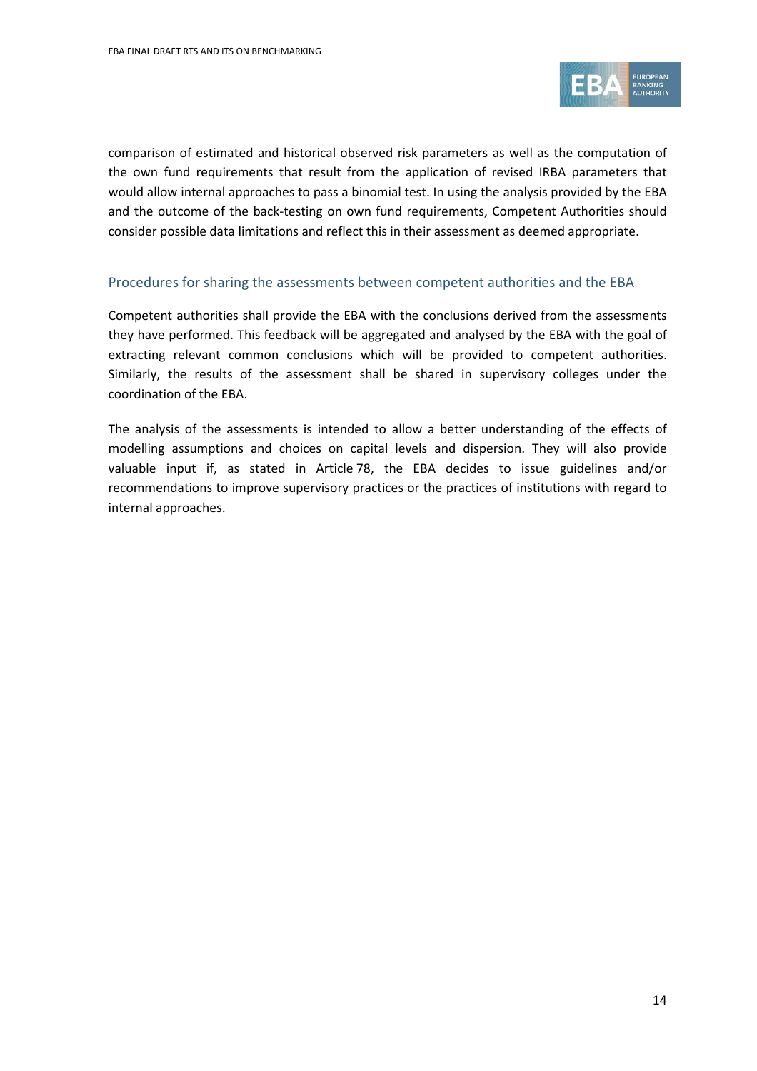comparison of estimated and historical observed risk parameters as well as the computation of the own fund requirements that result from the application of revised IRBA parameters that would allow internal approaches to pass a binomial test. In using the analysis provided by the EBA and the outcome of the back-testing on own fund requirements, Competent Authorities should consider possible data limitations and reflect this in their assessment as deemed appropriate.

### Procedures for sharing the assessments between competent authorities and the EBA

Competent authorities shall provide the EBA with the conclusions derived from the assessments they have performed. This feedback will be aggregated and analysed by the EBA with the goal of extracting relevant common conclusions which will be provided to competent authorities. Similarly, the results of the assessment shall be shared in supervisory colleges under the coordination of the EBA.

The analysis of the assessments is intended to allow a better understanding of the effects of modelling assumptions and choices on capital levels and dispersion. They will also provide valuable input if, as stated in Article 78, the EBA decides to issue guidelines and/or recommendations to improve supervisory practices or the practices of institutions with regard to internal approaches.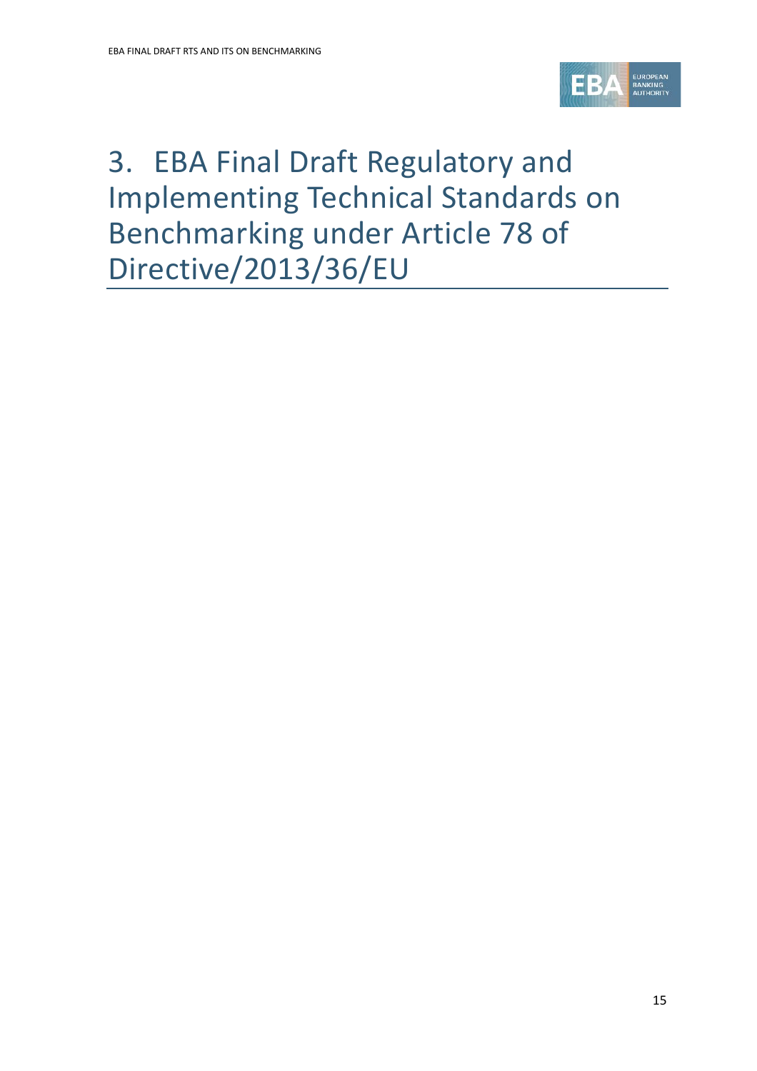# 3. EBA Final Draft Regulatory and Implementing Technical Standards on Benchmarking under Article 78 of Directive/2013/36/EU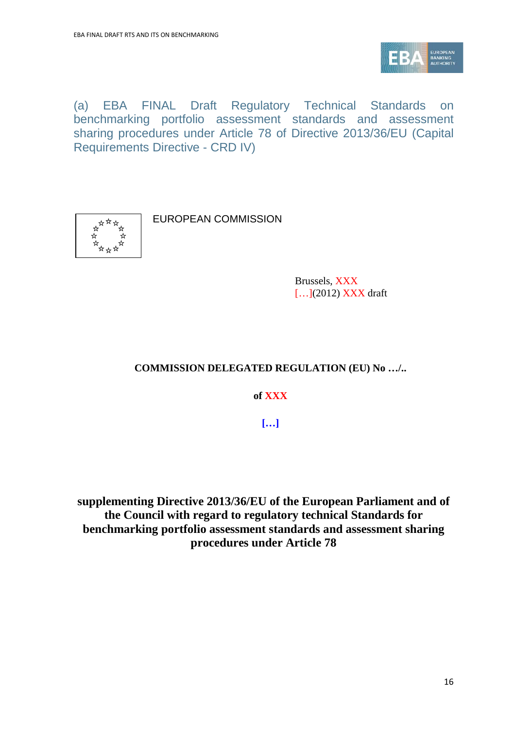## (a) EBA FINAL Draft Regulatory Technical Standards on benchmarking portfolio assessment standards and assessment sharing procedures under Article 78 of Directive 2013/36/EU (Capital Requirements Directive - CRD IV)

EUROPEAN COMMISSION

Brussels, XXX
[…](2012) XXX draft

**COMMISSION DELEGATED REGULATION (EU) No …/..**

**of XXX**

**[…]**

**supplementing Directive 2013/36/EU of the European Parliament and of the Council with regard to regulatory technical Standards for benchmarking portfolio assessment standards and assessment sharing procedures under Article 78**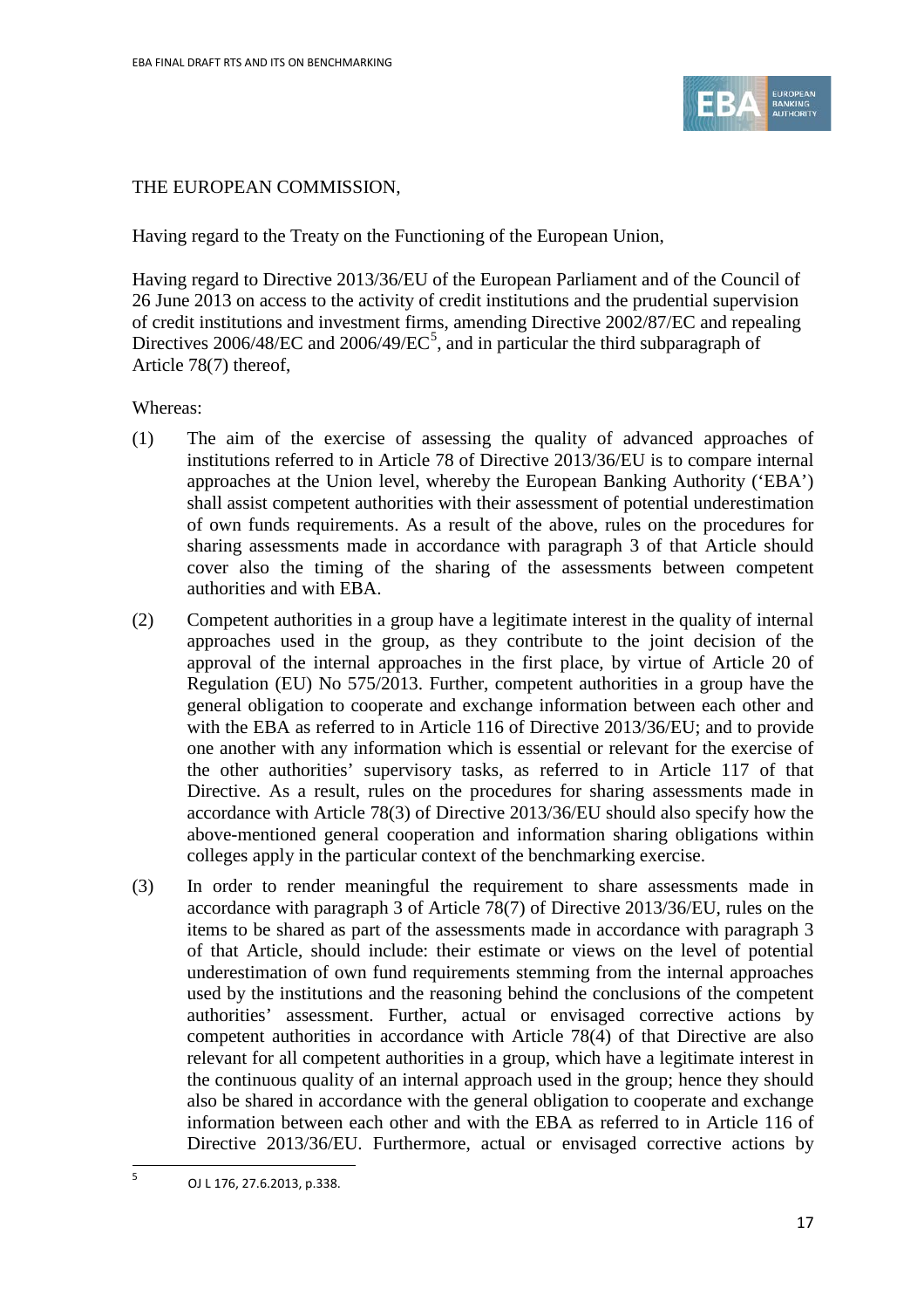THE EUROPEAN COMMISSION,

Having regard to the Treaty on the Functioning of the European Union,

Having regard to Directive 2013/36/EU of the European Parliament and of the Council of 26 June 2013 on access to the activity of credit institutions and the prudential supervision of credit institutions and investment firms, amending Directive 2002/87/EC and repealing Directives 2006/48/EC and 2006/49/EC[5], and in particular the third subparagraph of Article 78(7) thereof,

Whereas:

(1) The aim of the exercise of assessing the quality of advanced approaches of institutions referred to in Article 78 of Directive 2013/36/EU is to compare internal approaches at the Union level, whereby the European Banking Authority ('EBA') shall assist competent authorities with their assessment of potential underestimation of own funds requirements. As a result of the above, rules on the procedures for sharing assessments made in accordance with paragraph 3 of that Article should cover also the timing of the sharing of the assessments between competent authorities and with EBA.

(2) Competent authorities in a group have a legitimate interest in the quality of internal approaches used in the group, as they contribute to the joint decision of the approval of the internal approaches in the first place, by virtue of Article 20 of Regulation (EU) No 575/2013. Further, competent authorities in a group have the general obligation to cooperate and exchange information between each other and with the EBA as referred to in Article 116 of Directive 2013/36/EU; and to provide one another with any information which is essential or relevant for the exercise of the other authorities' supervisory tasks, as referred to in Article 117 of that Directive. As a result, rules on the procedures for sharing assessments made in accordance with Article 78(3) of Directive 2013/36/EU should also specify how the above-mentioned general cooperation and information sharing obligations within colleges apply in the particular context of the benchmarking exercise.

(3) In order to render meaningful the requirement to share assessments made in accordance with paragraph 3 of Article 78(7) of Directive 2013/36/EU, rules on the items to be shared as part of the assessments made in accordance with paragraph 3 of that Article, should include: their estimate or views on the level of potential underestimation of own fund requirements stemming from the internal approaches used by the institutions and the reasoning behind the conclusions of the competent authorities' assessment. Further, actual or envisaged corrective actions by competent authorities in accordance with Article 78(4) of that Directive are also relevant for all competent authorities in a group, which have a legitimate interest in the continuous quality of an internal approach used in the group; hence they should also be shared in accordance with the general obligation to cooperate and exchange information between each other and with the EBA as referred to in Article 116 of Directive 2013/36/EU. Furthermore, actual or envisaged corrective actions by

[5] OJ L 176, 27.6.2013, p.338.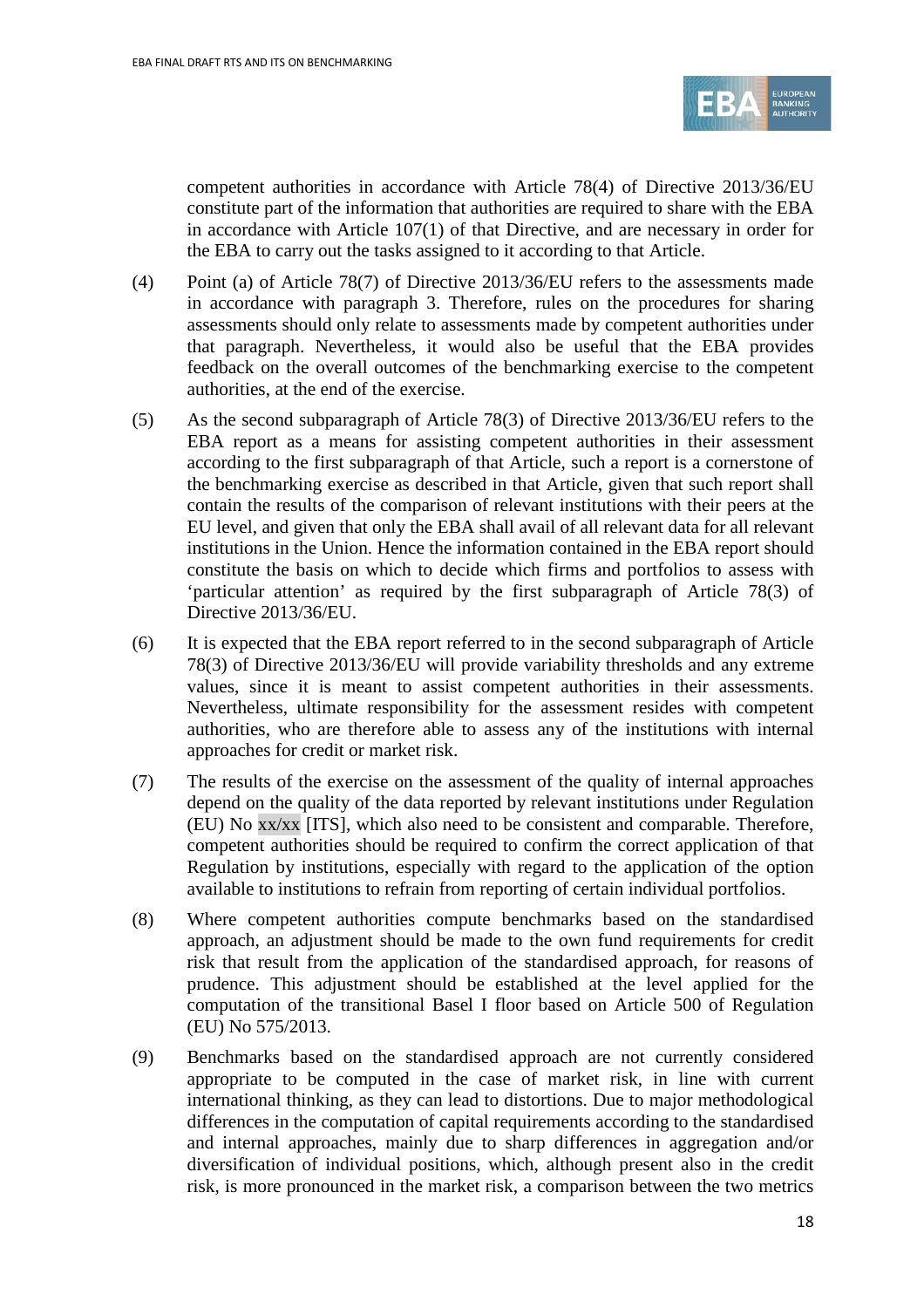competent authorities in accordance with Article 78(4) of Directive 2013/36/EU constitute part of the information that authorities are required to share with the EBA in accordance with Article 107(1) of that Directive, and are necessary in order for the EBA to carry out the tasks assigned to it according to that Article.

(4) Point (a) of Article 78(7) of Directive 2013/36/EU refers to the assessments made in accordance with paragraph 3. Therefore, rules on the procedures for sharing assessments should only relate to assessments made by competent authorities under that paragraph. Nevertheless, it would also be useful that the EBA provides feedback on the overall outcomes of the benchmarking exercise to the competent authorities, at the end of the exercise.

(5) As the second subparagraph of Article 78(3) of Directive 2013/36/EU refers to the EBA report as a means for assisting competent authorities in their assessment according to the first subparagraph of that Article, such a report is a cornerstone of the benchmarking exercise as described in that Article, given that such report shall contain the results of the comparison of relevant institutions with their peers at the EU level, and given that only the EBA shall avail of all relevant data for all relevant institutions in the Union. Hence the information contained in the EBA report should constitute the basis on which to decide which firms and portfolios to assess with 'particular attention' as required by the first subparagraph of Article 78(3) of Directive 2013/36/EU.

(6) It is expected that the EBA report referred to in the second subparagraph of Article 78(3) of Directive 2013/36/EU will provide variability thresholds and any extreme values, since it is meant to assist competent authorities in their assessments. Nevertheless, ultimate responsibility for the assessment resides with competent authorities, who are therefore able to assess any of the institutions with internal approaches for credit or market risk.

(7) The results of the exercise on the assessment of the quality of internal approaches depend on the quality of the data reported by relevant institutions under Regulation (EU) No xx/xx [ITS], which also need to be consistent and comparable. Therefore, competent authorities should be required to confirm the correct application of that Regulation by institutions, especially with regard to the application of the option available to institutions to refrain from reporting of certain individual portfolios.

(8) Where competent authorities compute benchmarks based on the standardised approach, an adjustment should be made to the own fund requirements for credit risk that result from the application of the standardised approach, for reasons of prudence. This adjustment should be established at the level applied for the computation of the transitional Basel I floor based on Article 500 of Regulation (EU) No 575/2013.

(9) Benchmarks based on the standardised approach are not currently considered appropriate to be computed in the case of market risk, in line with current international thinking, as they can lead to distortions. Due to major methodological differences in the computation of capital requirements according to the standardised and internal approaches, mainly due to sharp differences in aggregation and/or diversification of individual positions, which, although present also in the credit risk, is more pronounced in the market risk, a comparison between the two metrics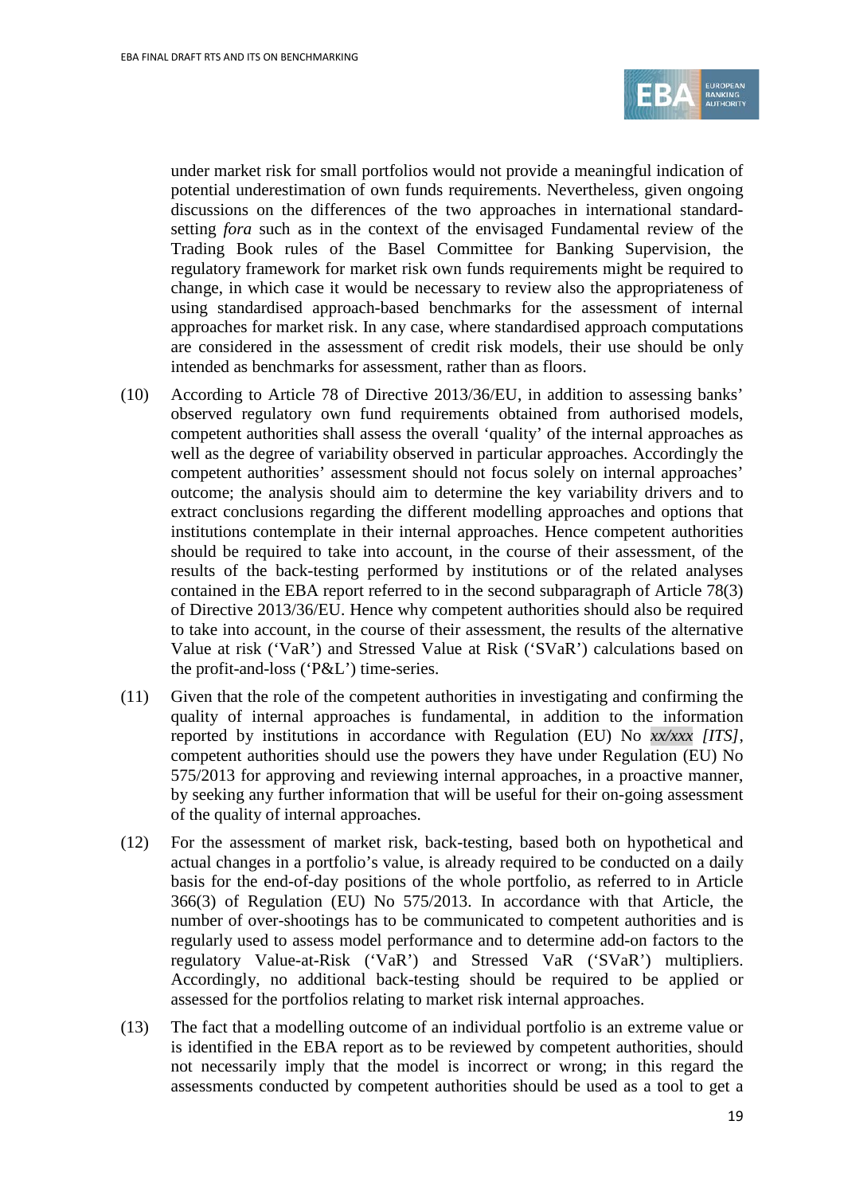under market risk for small portfolios would not provide a meaningful indication of potential underestimation of own funds requirements. Nevertheless, given ongoing discussions on the differences of the two approaches in international standard-setting *fora* such as in the context of the envisaged Fundamental review of the Trading Book rules of the Basel Committee for Banking Supervision, the regulatory framework for market risk own funds requirements might be required to change, in which case it would be necessary to review also the appropriateness of using standardised approach-based benchmarks for the assessment of internal approaches for market risk. In any case, where standardised approach computations are considered in the assessment of credit risk models, their use should be only intended as benchmarks for assessment, rather than as floors.

(10) According to Article 78 of Directive 2013/36/EU, in addition to assessing banks' observed regulatory own fund requirements obtained from authorised models, competent authorities shall assess the overall 'quality' of the internal approaches as well as the degree of variability observed in particular approaches. Accordingly the competent authorities' assessment should not focus solely on internal approaches' outcome; the analysis should aim to determine the key variability drivers and to extract conclusions regarding the different modelling approaches and options that institutions contemplate in their internal approaches. Hence competent authorities should be required to take into account, in the course of their assessment, of the results of the back-testing performed by institutions or of the related analyses contained in the EBA report referred to in the second subparagraph of Article 78(3) of Directive 2013/36/EU. Hence why competent authorities should also be required to take into account, in the course of their assessment, the results of the alternative Value at risk ('VaR') and Stressed Value at Risk ('SVaR') calculations based on the profit-and-loss ('P&L') time-series.

(11) Given that the role of the competent authorities in investigating and confirming the quality of internal approaches is fundamental, in addition to the information reported by institutions in accordance with Regulation (EU) No *xx/xxx [ITS]*, competent authorities should use the powers they have under Regulation (EU) No 575/2013 for approving and reviewing internal approaches, in a proactive manner, by seeking any further information that will be useful for their on-going assessment of the quality of internal approaches.

(12) For the assessment of market risk, back-testing, based both on hypothetical and actual changes in a portfolio's value, is already required to be conducted on a daily basis for the end-of-day positions of the whole portfolio, as referred to in Article 366(3) of Regulation (EU) No 575/2013. In accordance with that Article, the number of over-shootings has to be communicated to competent authorities and is regularly used to assess model performance and to determine add-on factors to the regulatory Value-at-Risk ('VaR') and Stressed VaR ('SVaR') multipliers. Accordingly, no additional back-testing should be required to be applied or assessed for the portfolios relating to market risk internal approaches.

(13) The fact that a modelling outcome of an individual portfolio is an extreme value or is identified in the EBA report as to be reviewed by competent authorities, should not necessarily imply that the model is incorrect or wrong; in this regard the assessments conducted by competent authorities should be used as a tool to get a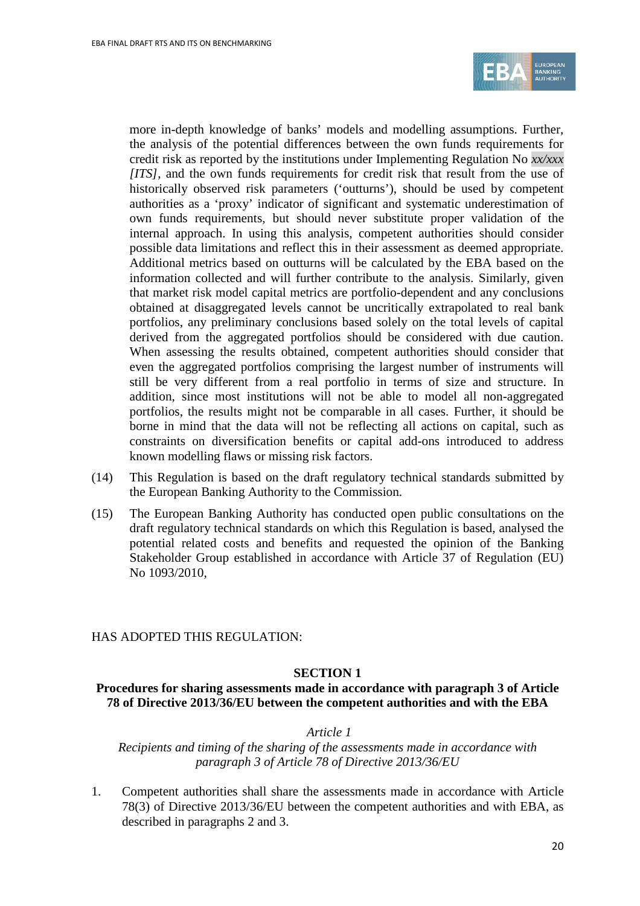more in-depth knowledge of banks' models and modelling assumptions. Further, the analysis of the potential differences between the own funds requirements for credit risk as reported by the institutions under Implementing Regulation No *xx/xxx [ITS]*, and the own funds requirements for credit risk that result from the use of historically observed risk parameters ('outturns'), should be used by competent authorities as a 'proxy' indicator of significant and systematic underestimation of own funds requirements, but should never substitute proper validation of the internal approach. In using this analysis, competent authorities should consider possible data limitations and reflect this in their assessment as deemed appropriate. Additional metrics based on outturns will be calculated by the EBA based on the information collected and will further contribute to the analysis. Similarly, given that market risk model capital metrics are portfolio-dependent and any conclusions obtained at disaggregated levels cannot be uncritically extrapolated to real bank portfolios, any preliminary conclusions based solely on the total levels of capital derived from the aggregated portfolios should be considered with due caution. When assessing the results obtained, competent authorities should consider that even the aggregated portfolios comprising the largest number of instruments will still be very different from a real portfolio in terms of size and structure. In addition, since most institutions will not be able to model all non-aggregated portfolios, the results might not be comparable in all cases. Further, it should be borne in mind that the data will not be reflecting all actions on capital, such as constraints on diversification benefits or capital add-ons introduced to address known modelling flaws or missing risk factors.

(14) This Regulation is based on the draft regulatory technical standards submitted by the European Banking Authority to the Commission.

(15) The European Banking Authority has conducted open public consultations on the draft regulatory technical standards on which this Regulation is based, analysed the potential related costs and benefits and requested the opinion of the Banking Stakeholder Group established in accordance with Article 37 of Regulation (EU) No 1093/2010,

HAS ADOPTED THIS REGULATION:

## SECTION 1

## Procedures for sharing assessments made in accordance with paragraph 3 of Article 78 of Directive 2013/36/EU between the competent authorities and with the EBA

*Article 1*

*Recipients and timing of the sharing of the assessments made in accordance with paragraph 3 of Article 78 of Directive 2013/36/EU*

1. Competent authorities shall share the assessments made in accordance with Article 78(3) of Directive 2013/36/EU between the competent authorities and with EBA, as described in paragraphs 2 and 3.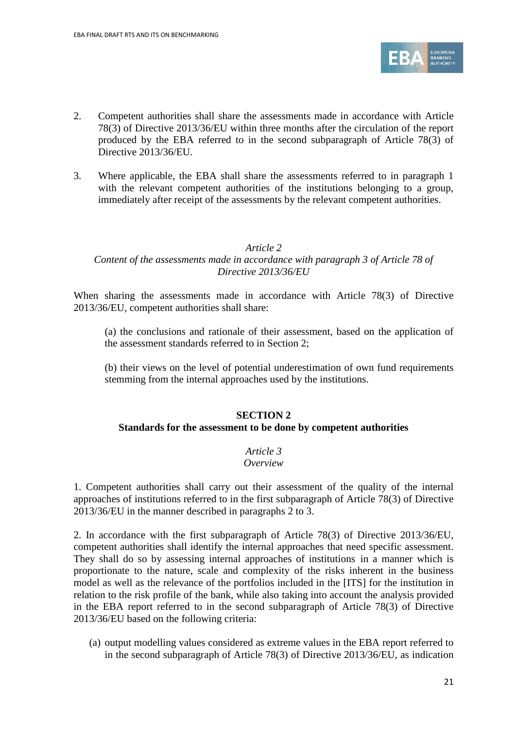2. Competent authorities shall share the assessments made in accordance with Article 78(3) of Directive 2013/36/EU within three months after the circulation of the report produced by the EBA referred to in the second subparagraph of Article 78(3) of Directive 2013/36/EU.

3. Where applicable, the EBA shall share the assessments referred to in paragraph 1 with the relevant competent authorities of the institutions belonging to a group, immediately after receipt of the assessments by the relevant competent authorities.

*Article 2*
*Content of the assessments made in accordance with paragraph 3 of Article 78 of Directive 2013/36/EU*

When sharing the assessments made in accordance with Article 78(3) of Directive 2013/36/EU, competent authorities shall share:

(a) the conclusions and rationale of their assessment, based on the application of the assessment standards referred to in Section 2;

(b) their views on the level of potential underestimation of own fund requirements stemming from the internal approaches used by the institutions.

## SECTION 2
## Standards for the assessment to be done by competent authorities

*Article 3*
*Overview*

1. Competent authorities shall carry out their assessment of the quality of the internal approaches of institutions referred to in the first subparagraph of Article 78(3) of Directive 2013/36/EU in the manner described in paragraphs 2 to 3.

2. In accordance with the first subparagraph of Article 78(3) of Directive 2013/36/EU, competent authorities shall identify the internal approaches that need specific assessment. They shall do so by assessing internal approaches of institutions in a manner which is proportionate to the nature, scale and complexity of the risks inherent in the business model as well as the relevance of the portfolios included in the [ITS] for the institution in relation to the risk profile of the bank, while also taking into account the analysis provided in the EBA report referred to in the second subparagraph of Article 78(3) of Directive 2013/36/EU based on the following criteria:

(a) output modelling values considered as extreme values in the EBA report referred to in the second subparagraph of Article 78(3) of Directive 2013/36/EU, as indication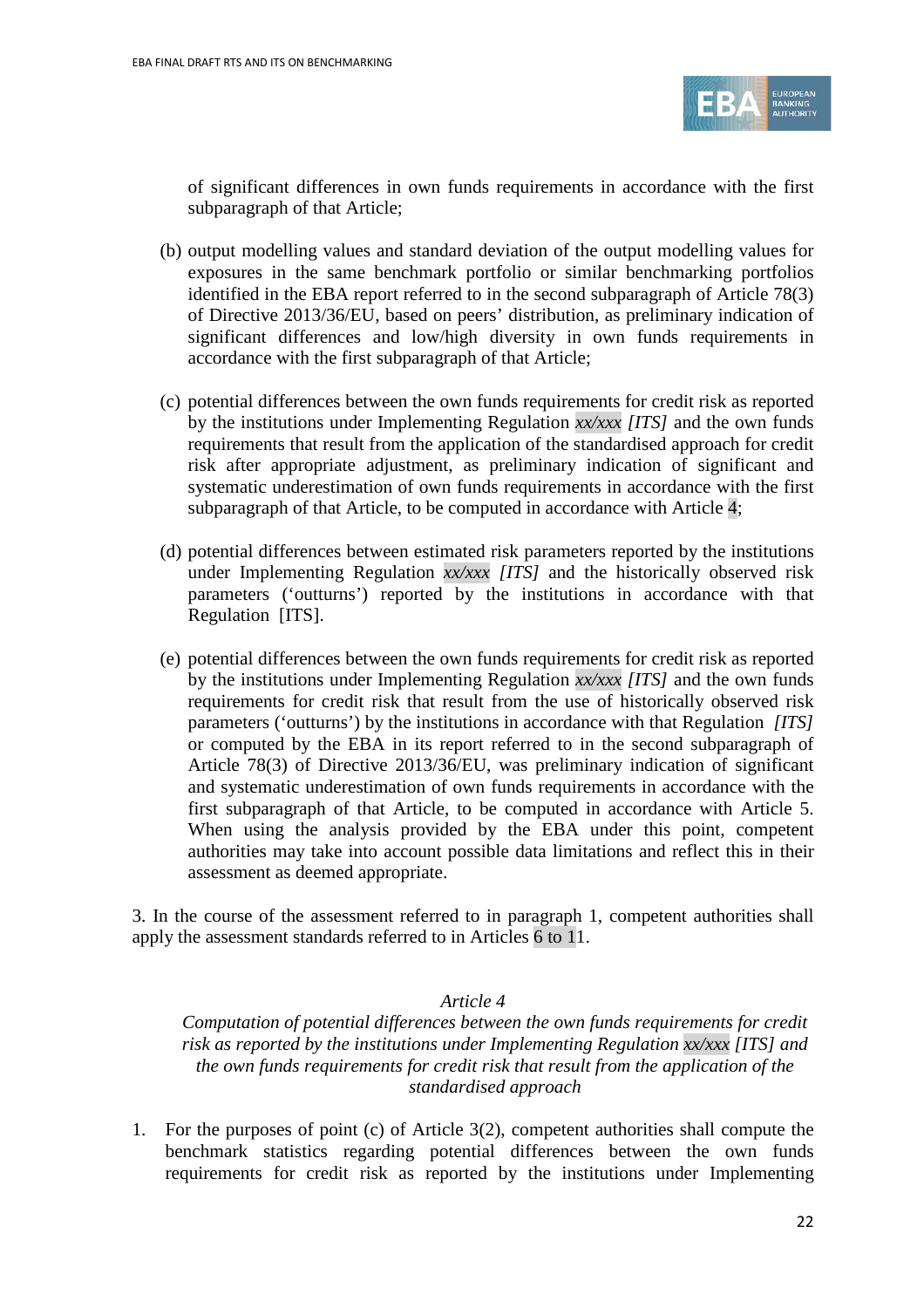of significant differences in own funds requirements in accordance with the first subparagraph of that Article;

(b) output modelling values and standard deviation of the output modelling values for exposures in the same benchmark portfolio or similar benchmarking portfolios identified in the EBA report referred to in the second subparagraph of Article 78(3) of Directive 2013/36/EU, based on peers' distribution, as preliminary indication of significant differences and low/high diversity in own funds requirements in accordance with the first subparagraph of that Article;

(c) potential differences between the own funds requirements for credit risk as reported by the institutions under Implementing Regulation *xx/xxx [ITS]* and the own funds requirements that result from the application of the standardised approach for credit risk after appropriate adjustment, as preliminary indication of significant and systematic underestimation of own funds requirements in accordance with the first subparagraph of that Article, to be computed in accordance with Article 4;

(d) potential differences between estimated risk parameters reported by the institutions under Implementing Regulation *xx/xxx [ITS]* and the historically observed risk parameters ('outturns') reported by the institutions in accordance with that Regulation [ITS].

(e) potential differences between the own funds requirements for credit risk as reported by the institutions under Implementing Regulation *xx/xxx [ITS]* and the own funds requirements for credit risk that result from the use of historically observed risk parameters ('outturns') by the institutions in accordance with that Regulation *[ITS]* or computed by the EBA in its report referred to in the second subparagraph of Article 78(3) of Directive 2013/36/EU, was preliminary indication of significant and systematic underestimation of own funds requirements in accordance with the first subparagraph of that Article, to be computed in accordance with Article 5. When using the analysis provided by the EBA under this point, competent authorities may take into account possible data limitations and reflect this in their assessment as deemed appropriate.

3. In the course of the assessment referred to in paragraph 1, competent authorities shall apply the assessment standards referred to in Articles 6 to 11.

*Article 4*

*Computation of potential differences between the own funds requirements for credit risk as reported by the institutions under Implementing Regulation xx/xxx [ITS] and the own funds requirements for credit risk that result from the application of the standardised approach*

1. For the purposes of point (c) of Article 3(2), competent authorities shall compute the benchmark statistics regarding potential differences between the own funds requirements for credit risk as reported by the institutions under Implementing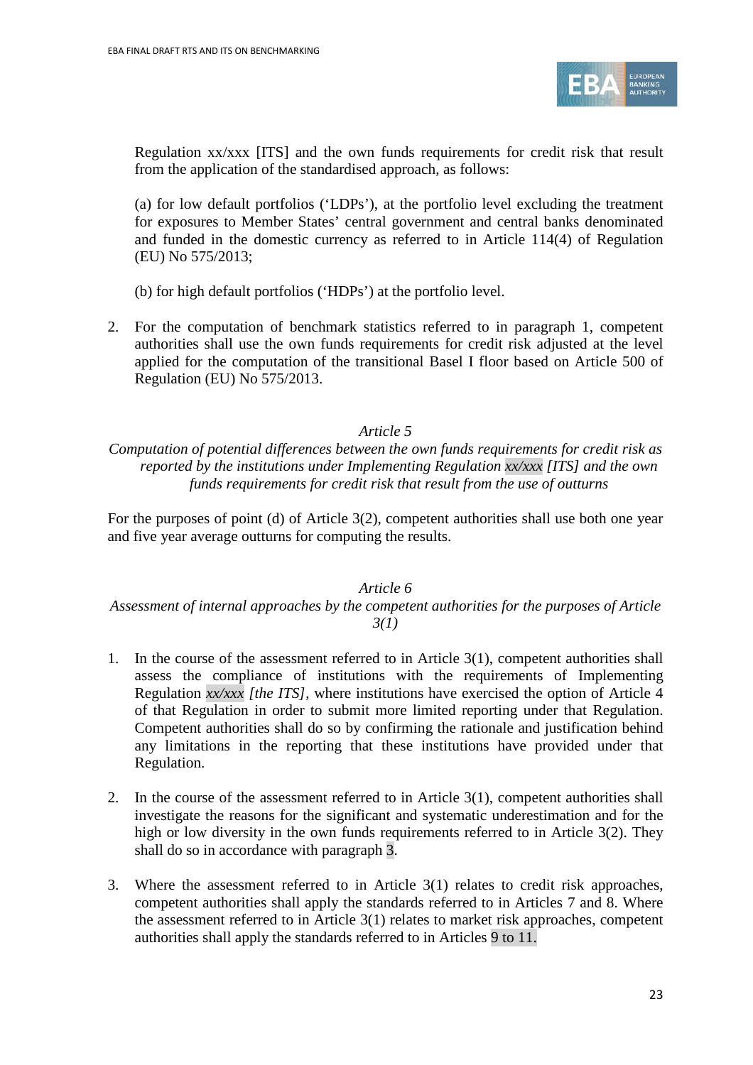Regulation xx/xxx [ITS] and the own funds requirements for credit risk that result from the application of the standardised approach, as follows:

(a) for low default portfolios (‘LDPs’), at the portfolio level excluding the treatment for exposures to Member States’ central government and central banks denominated and funded in the domestic currency as referred to in Article 114(4) of Regulation (EU) No 575/2013;

(b) for high default portfolios (‘HDPs’) at the portfolio level.

2. For the computation of benchmark statistics referred to in paragraph 1, competent authorities shall use the own funds requirements for credit risk adjusted at the level applied for the computation of the transitional Basel I floor based on Article 500 of Regulation (EU) No 575/2013.

*Article 5*

*Computation of potential differences between the own funds requirements for credit risk as reported by the institutions under Implementing Regulation xx/xxx [ITS] and the own funds requirements for credit risk that result from the use of outturns*

For the purposes of point (d) of Article 3(2), competent authorities shall use both one year and five year average outturns for computing the results.

*Article 6*

*Assessment of internal approaches by the competent authorities for the purposes of Article 3(1)*

1. In the course of the assessment referred to in Article 3(1), competent authorities shall assess the compliance of institutions with the requirements of Implementing Regulation *xx/xxx [the ITS]*, where institutions have exercised the option of Article 4 of that Regulation in order to submit more limited reporting under that Regulation. Competent authorities shall do so by confirming the rationale and justification behind any limitations in the reporting that these institutions have provided under that Regulation.

2. In the course of the assessment referred to in Article 3(1), competent authorities shall investigate the reasons for the significant and systematic underestimation and for the high or low diversity in the own funds requirements referred to in Article 3(2). They shall do so in accordance with paragraph 3.

3. Where the assessment referred to in Article 3(1) relates to credit risk approaches, competent authorities shall apply the standards referred to in Articles 7 and 8. Where the assessment referred to in Article 3(1) relates to market risk approaches, competent authorities shall apply the standards referred to in Articles 9 to 11.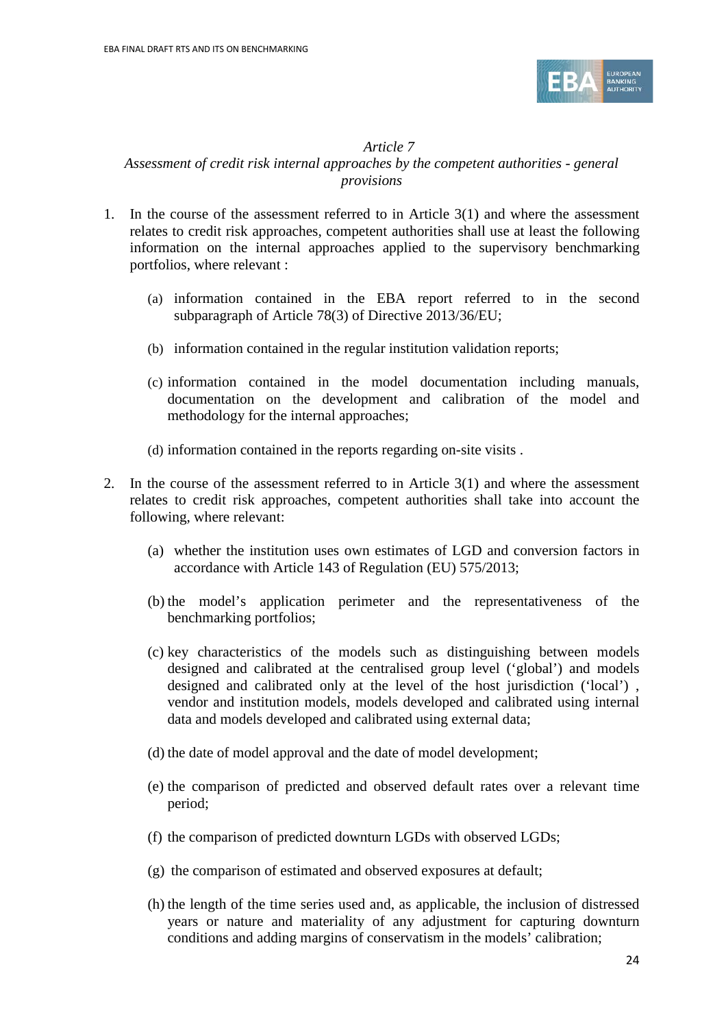*Article 7*

*Assessment of credit risk internal approaches by the competent authorities - general provisions*

1. In the course of the assessment referred to in Article 3(1) and where the assessment relates to credit risk approaches, competent authorities shall use at least the following information on the internal approaches applied to the supervisory benchmarking portfolios, where relevant :

   (a) information contained in the EBA report referred to in the second subparagraph of Article 78(3) of Directive 2013/36/EU;

   (b) information contained in the regular institution validation reports;

   (c) information contained in the model documentation including manuals, documentation on the development and calibration of the model and methodology for the internal approaches;

   (d) information contained in the reports regarding on-site visits .

2. In the course of the assessment referred to in Article 3(1) and where the assessment relates to credit risk approaches, competent authorities shall take into account the following, where relevant:

   (a) whether the institution uses own estimates of LGD and conversion factors in accordance with Article 143 of Regulation (EU) 575/2013;

   (b) the model's application perimeter and the representativeness of the benchmarking portfolios;

   (c) key characteristics of the models such as distinguishing between models designed and calibrated at the centralised group level ('global') and models designed and calibrated only at the level of the host jurisdiction ('local') , vendor and institution models, models developed and calibrated using internal data and models developed and calibrated using external data;

   (d) the date of model approval and the date of model development;

   (e) the comparison of predicted and observed default rates over a relevant time period;

   (f) the comparison of predicted downturn LGDs with observed LGDs;

   (g) the comparison of estimated and observed exposures at default;

   (h) the length of the time series used and, as applicable, the inclusion of distressed years or nature and materiality of any adjustment for capturing downturn conditions and adding margins of conservatism in the models' calibration;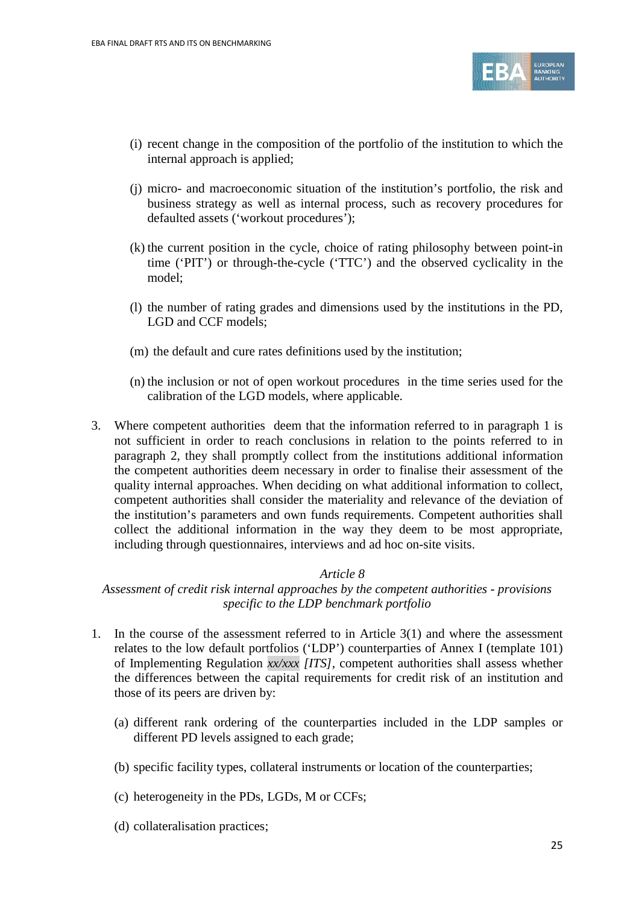(i) recent change in the composition of the portfolio of the institution to which the internal approach is applied;

(j) micro- and macroeconomic situation of the institution's portfolio, the risk and business strategy as well as internal process, such as recovery procedures for defaulted assets ('workout procedures');

(k) the current position in the cycle, choice of rating philosophy between point-in time ('PIT') or through-the-cycle ('TTC') and the observed cyclicality in the model;

(l) the number of rating grades and dimensions used by the institutions in the PD, LGD and CCF models;

(m) the default and cure rates definitions used by the institution;

(n) the inclusion or not of open workout procedures in the time series used for the calibration of the LGD models, where applicable.

3. Where competent authorities deem that the information referred to in paragraph 1 is not sufficient in order to reach conclusions in relation to the points referred to in paragraph 2, they shall promptly collect from the institutions additional information the competent authorities deem necessary in order to finalise their assessment of the quality internal approaches. When deciding on what additional information to collect, competent authorities shall consider the materiality and relevance of the deviation of the institution's parameters and own funds requirements. Competent authorities shall collect the additional information in the way they deem to be most appropriate, including through questionnaires, interviews and ad hoc on-site visits.

*Article 8*

*Assessment of credit risk internal approaches by the competent authorities - provisions specific to the LDP benchmark portfolio*

1. In the course of the assessment referred to in Article 3(1) and where the assessment relates to the low default portfolios ('LDP') counterparties of Annex I (template 101) of Implementing Regulation *xx/xxx [ITS]*, competent authorities shall assess whether the differences between the capital requirements for credit risk of an institution and those of its peers are driven by:

   (a) different rank ordering of the counterparties included in the LDP samples or different PD levels assigned to each grade;

   (b) specific facility types, collateral instruments or location of the counterparties;

   (c) heterogeneity in the PDs, LGDs, M or CCFs;

   (d) collateralisation practices;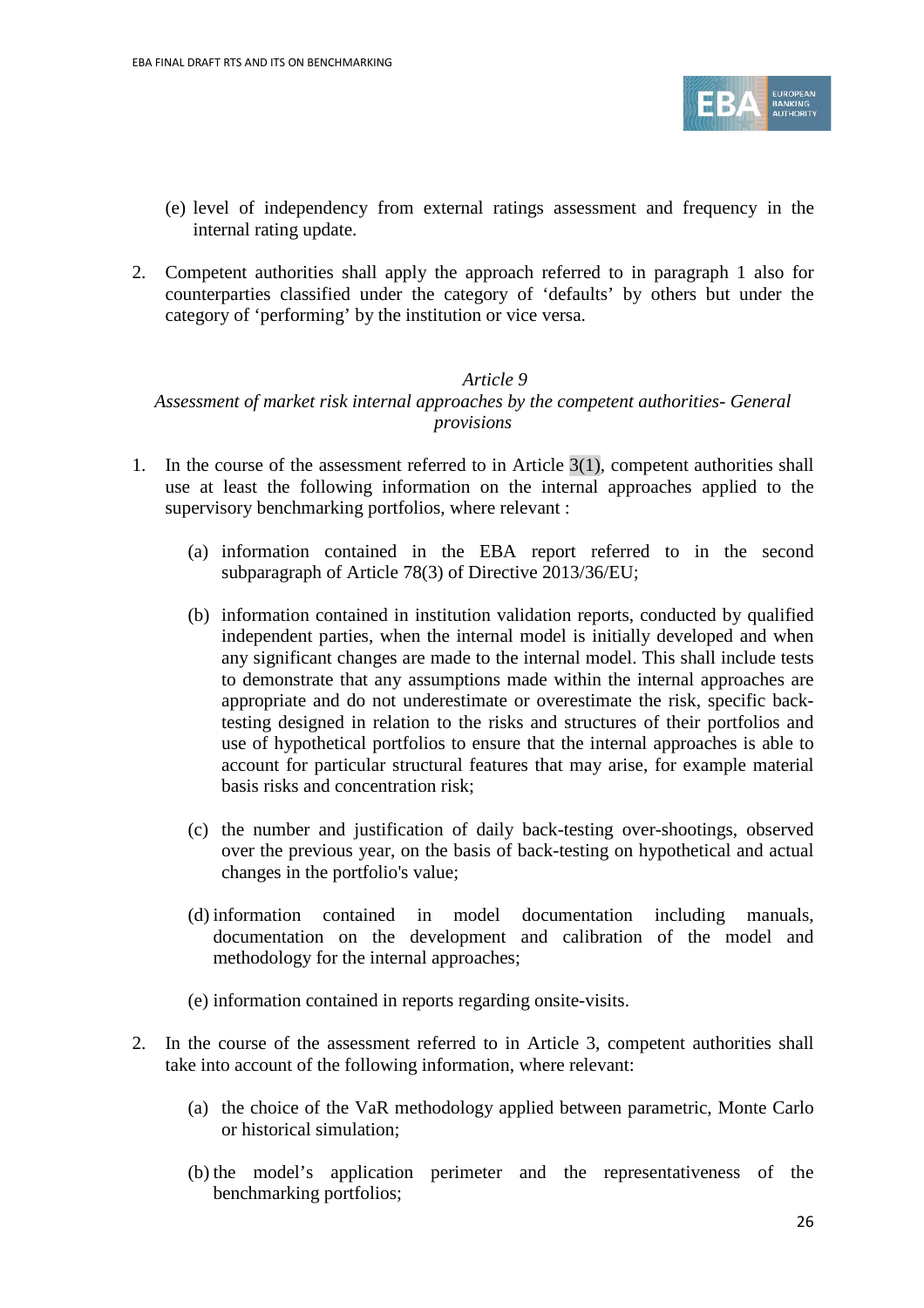(e) level of independency from external ratings assessment and frequency in the internal rating update.

2. Competent authorities shall apply the approach referred to in paragraph 1 also for counterparties classified under the category of 'defaults' by others but under the category of 'performing' by the institution or vice versa.

*Article 9*

*Assessment of market risk internal approaches by the competent authorities- General provisions*

1. In the course of the assessment referred to in Article 3(1), competent authorities shall use at least the following information on the internal approaches applied to the supervisory benchmarking portfolios, where relevant :

   (a) information contained in the EBA report referred to in the second subparagraph of Article 78(3) of Directive 2013/36/EU;

   (b) information contained in institution validation reports, conducted by qualified independent parties, when the internal model is initially developed and when any significant changes are made to the internal model. This shall include tests to demonstrate that any assumptions made within the internal approaches are appropriate and do not underestimate or overestimate the risk, specific back-testing designed in relation to the risks and structures of their portfolios and use of hypothetical portfolios to ensure that the internal approaches is able to account for particular structural features that may arise, for example material basis risks and concentration risk;

   (c) the number and justification of daily back-testing over-shootings, observed over the previous year, on the basis of back-testing on hypothetical and actual changes in the portfolio's value;

   (d) information contained in model documentation including manuals, documentation on the development and calibration of the model and methodology for the internal approaches;

   (e) information contained in reports regarding onsite-visits.

2. In the course of the assessment referred to in Article 3, competent authorities shall take into account of the following information, where relevant:

   (a) the choice of the VaR methodology applied between parametric, Monte Carlo or historical simulation;

   (b) the model's application perimeter and the representativeness of the benchmarking portfolios;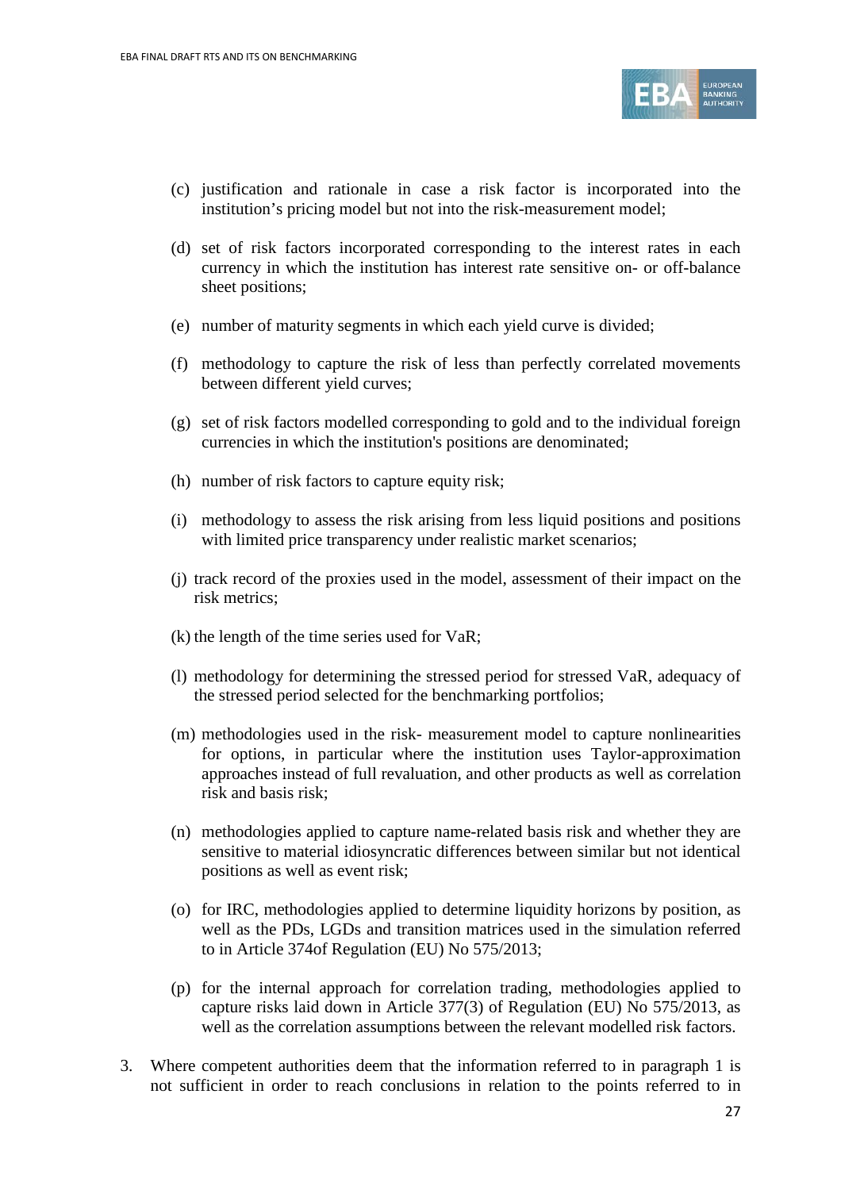(c) justification and rationale in case a risk factor is incorporated into the institution's pricing model but not into the risk-measurement model;

(d) set of risk factors incorporated corresponding to the interest rates in each currency in which the institution has interest rate sensitive on- or off-balance sheet positions;

(e) number of maturity segments in which each yield curve is divided;

(f) methodology to capture the risk of less than perfectly correlated movements between different yield curves;

(g) set of risk factors modelled corresponding to gold and to the individual foreign currencies in which the institution's positions are denominated;

(h) number of risk factors to capture equity risk;

(i) methodology to assess the risk arising from less liquid positions and positions with limited price transparency under realistic market scenarios;

(j) track record of the proxies used in the model, assessment of their impact on the risk metrics;

(k) the length of the time series used for VaR;

(l) methodology for determining the stressed period for stressed VaR, adequacy of the stressed period selected for the benchmarking portfolios;

(m) methodologies used in the risk- measurement model to capture nonlinearities for options, in particular where the institution uses Taylor-approximation approaches instead of full revaluation, and other products as well as correlation risk and basis risk;

(n) methodologies applied to capture name-related basis risk and whether they are sensitive to material idiosyncratic differences between similar but not identical positions as well as event risk;

(o) for IRC, methodologies applied to determine liquidity horizons by position, as well as the PDs, LGDs and transition matrices used in the simulation referred to in Article 374of Regulation (EU) No 575/2013;

(p) for the internal approach for correlation trading, methodologies applied to capture risks laid down in Article 377(3) of Regulation (EU) No 575/2013, as well as the correlation assumptions between the relevant modelled risk factors.

3. Where competent authorities deem that the information referred to in paragraph 1 is not sufficient in order to reach conclusions in relation to the points referred to in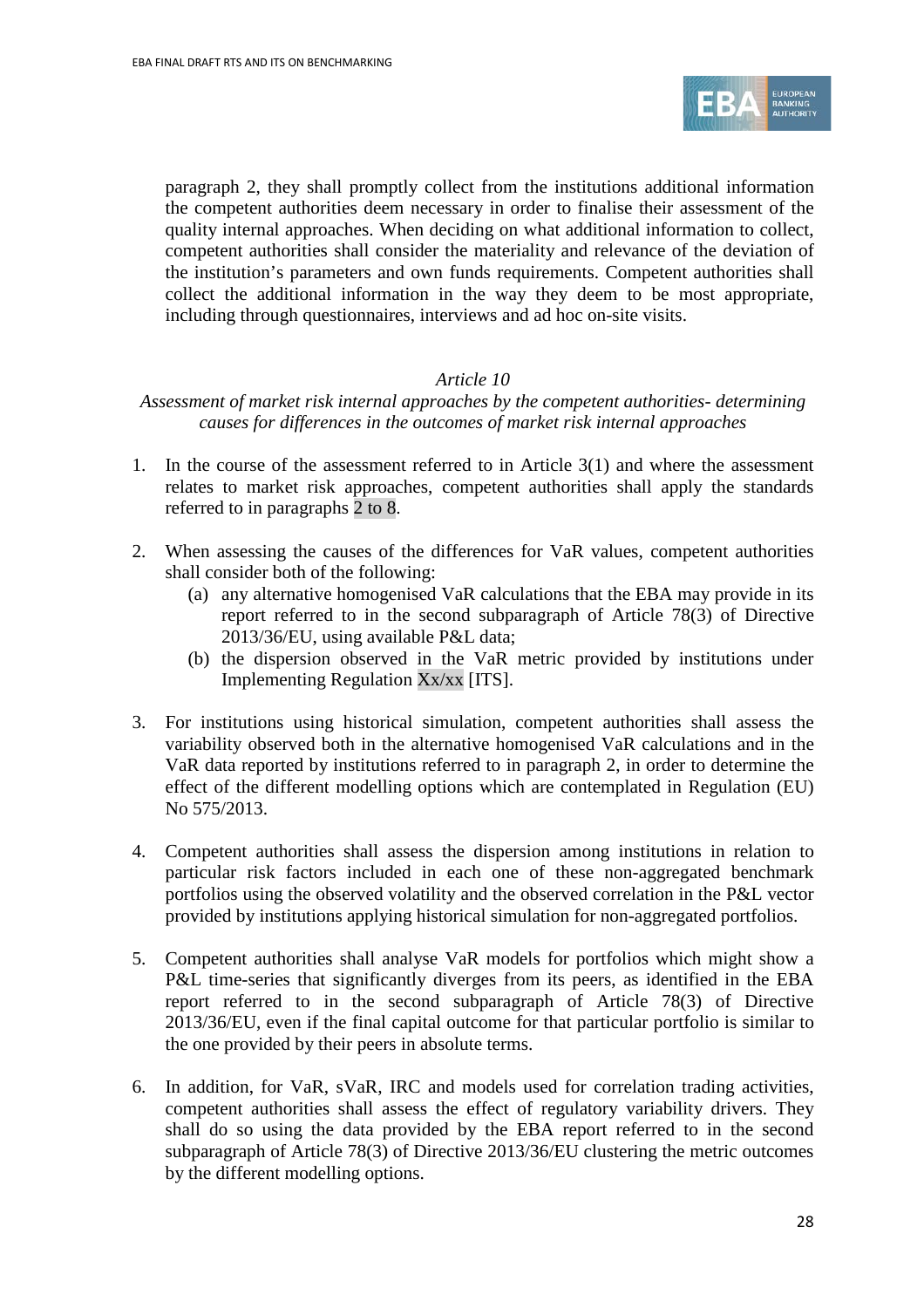paragraph 2, they shall promptly collect from the institutions additional information the competent authorities deem necessary in order to finalise their assessment of the quality internal approaches. When deciding on what additional information to collect, competent authorities shall consider the materiality and relevance of the deviation of the institution's parameters and own funds requirements. Competent authorities shall collect the additional information in the way they deem to be most appropriate, including through questionnaires, interviews and ad hoc on-site visits.

*Article 10*

*Assessment of market risk internal approaches by the competent authorities- determining causes for differences in the outcomes of market risk internal approaches*

1. In the course of the assessment referred to in Article 3(1) and where the assessment relates to market risk approaches, competent authorities shall apply the standards referred to in paragraphs 2 to 8.

2. When assessing the causes of the differences for VaR values, competent authorities shall consider both of the following:
   (a) any alternative homogenised VaR calculations that the EBA may provide in its report referred to in the second subparagraph of Article 78(3) of Directive 2013/36/EU, using available P&L data;
   (b) the dispersion observed in the VaR metric provided by institutions under Implementing Regulation Xx/xx [ITS].

3. For institutions using historical simulation, competent authorities shall assess the variability observed both in the alternative homogenised VaR calculations and in the VaR data reported by institutions referred to in paragraph 2, in order to determine the effect of the different modelling options which are contemplated in Regulation (EU) No 575/2013.

4. Competent authorities shall assess the dispersion among institutions in relation to particular risk factors included in each one of these non-aggregated benchmark portfolios using the observed volatility and the observed correlation in the P&L vector provided by institutions applying historical simulation for non-aggregated portfolios.

5. Competent authorities shall analyse VaR models for portfolios which might show a P&L time-series that significantly diverges from its peers, as identified in the EBA report referred to in the second subparagraph of Article 78(3) of Directive 2013/36/EU, even if the final capital outcome for that particular portfolio is similar to the one provided by their peers in absolute terms.

6. In addition, for VaR, sVaR, IRC and models used for correlation trading activities, competent authorities shall assess the effect of regulatory variability drivers. They shall do so using the data provided by the EBA report referred to in the second subparagraph of Article 78(3) of Directive 2013/36/EU clustering the metric outcomes by the different modelling options.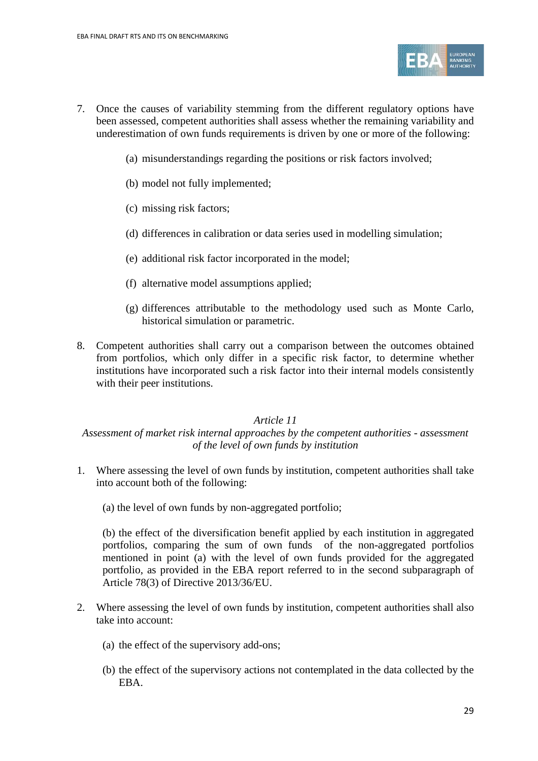7. Once the causes of variability stemming from the different regulatory options have been assessed, competent authorities shall assess whether the remaining variability and underestimation of own funds requirements is driven by one or more of the following:

   (a) misunderstandings regarding the positions or risk factors involved;

   (b) model not fully implemented;

   (c) missing risk factors;

   (d) differences in calibration or data series used in modelling simulation;

   (e) additional risk factor incorporated in the model;

   (f) alternative model assumptions applied;

   (g) differences attributable to the methodology used such as Monte Carlo, historical simulation or parametric.

8. Competent authorities shall carry out a comparison between the outcomes obtained from portfolios, which only differ in a specific risk factor, to determine whether institutions have incorporated such a risk factor into their internal models consistently with their peer institutions.

*Article 11*

*Assessment of market risk internal approaches by the competent authorities - assessment of the level of own funds by institution*

1. Where assessing the level of own funds by institution, competent authorities shall take into account both of the following:

   (a) the level of own funds by non-aggregated portfolio;

   (b) the effect of the diversification benefit applied by each institution in aggregated portfolios, comparing the sum of own funds of the non-aggregated portfolios mentioned in point (a) with the level of own funds provided for the aggregated portfolio, as provided in the EBA report referred to in the second subparagraph of Article 78(3) of Directive 2013/36/EU.

2. Where assessing the level of own funds by institution, competent authorities shall also take into account:

   (a) the effect of the supervisory add-ons;

   (b) the effect of the supervisory actions not contemplated in the data collected by the EBA.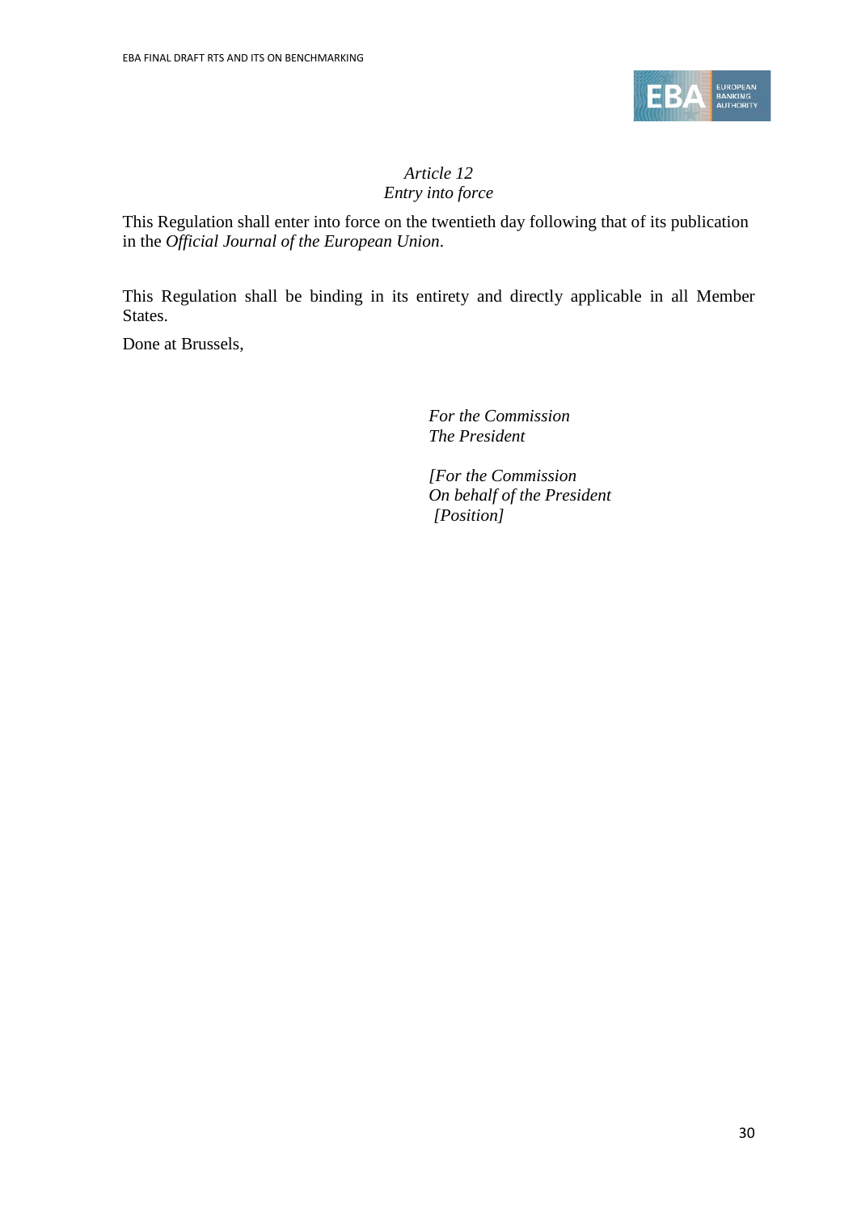*Article 12*
*Entry into force*

This Regulation shall enter into force on the twentieth day following that of its publication in the *Official Journal of the European Union*.

This Regulation shall be binding in its entirety and directly applicable in all Member States.

Done at Brussels,

*For the Commission*
*The President*

*[For the Commission*
*On behalf of the President*
*[Position]*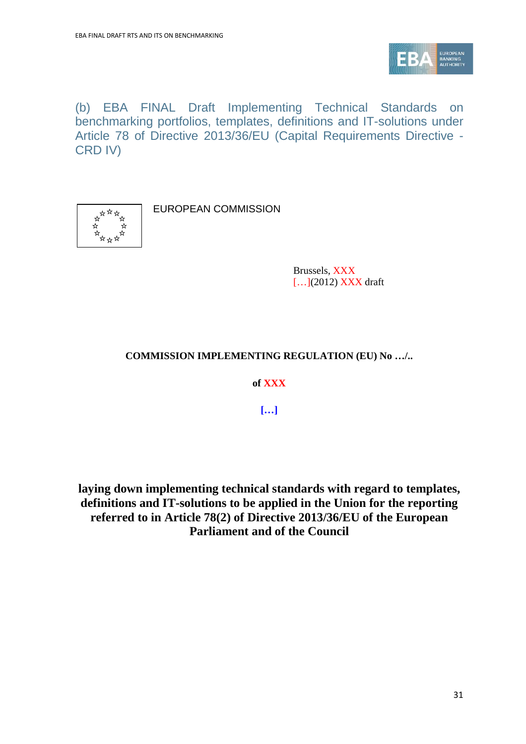# (b) EBA FINAL Draft Implementing Technical Standards on benchmarking portfolios, templates, definitions and IT-solutions under Article 78 of Directive 2013/36/EU (Capital Requirements Directive - CRD IV)

EUROPEAN COMMISSION

Brussels, XXX
[…](2012) XXX draft

**COMMISSION IMPLEMENTING REGULATION (EU) No …/..**

**of XXX**

**[…]**

**laying down implementing technical standards with regard to templates, definitions and IT-solutions to be applied in the Union for the reporting referred to in Article 78(2) of Directive 2013/36/EU of the European Parliament and of the Council**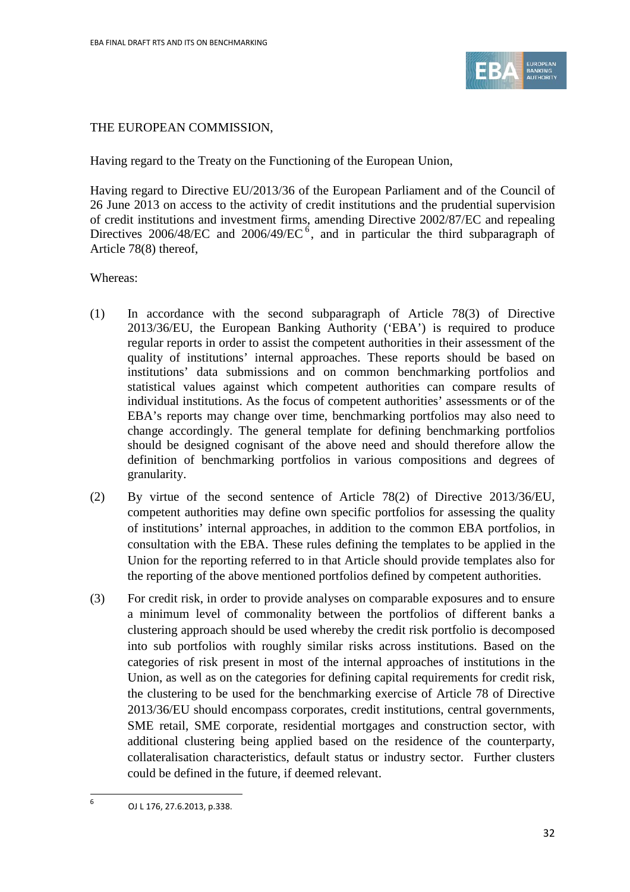THE EUROPEAN COMMISSION,

Having regard to the Treaty on the Functioning of the European Union,

Having regard to Directive EU/2013/36 of the European Parliament and of the Council of 26 June 2013 on access to the activity of credit institutions and the prudential supervision of credit institutions and investment firms, amending Directive 2002/87/EC and repealing Directives 2006/48/EC and 2006/49/EC[6], and in particular the third subparagraph of Article 78(8) thereof,

Whereas:

(1) In accordance with the second subparagraph of Article 78(3) of Directive 2013/36/EU, the European Banking Authority ('EBA') is required to produce regular reports in order to assist the competent authorities in their assessment of the quality of institutions' internal approaches. These reports should be based on institutions' data submissions and on common benchmarking portfolios and statistical values against which competent authorities can compare results of individual institutions. As the focus of competent authorities' assessments or of the EBA's reports may change over time, benchmarking portfolios may also need to change accordingly. The general template for defining benchmarking portfolios should be designed cognisant of the above need and should therefore allow the definition of benchmarking portfolios in various compositions and degrees of granularity.

(2) By virtue of the second sentence of Article 78(2) of Directive 2013/36/EU, competent authorities may define own specific portfolios for assessing the quality of institutions' internal approaches, in addition to the common EBA portfolios, in consultation with the EBA. These rules defining the templates to be applied in the Union for the reporting referred to in that Article should provide templates also for the reporting of the above mentioned portfolios defined by competent authorities.

(3) For credit risk, in order to provide analyses on comparable exposures and to ensure a minimum level of commonality between the portfolios of different banks a clustering approach should be used whereby the credit risk portfolio is decomposed into sub portfolios with roughly similar risks across institutions. Based on the categories of risk present in most of the internal approaches of institutions in the Union, as well as on the categories for defining capital requirements for credit risk, the clustering to be used for the benchmarking exercise of Article 78 of Directive 2013/36/EU should encompass corporates, credit institutions, central governments, SME retail, SME corporate, residential mortgages and construction sector, with additional clustering being applied based on the residence of the counterparty, collateralisation characteristics, default status or industry sector. Further clusters could be defined in the future, if deemed relevant.

[6] OJ L 176, 27.6.2013, p.338.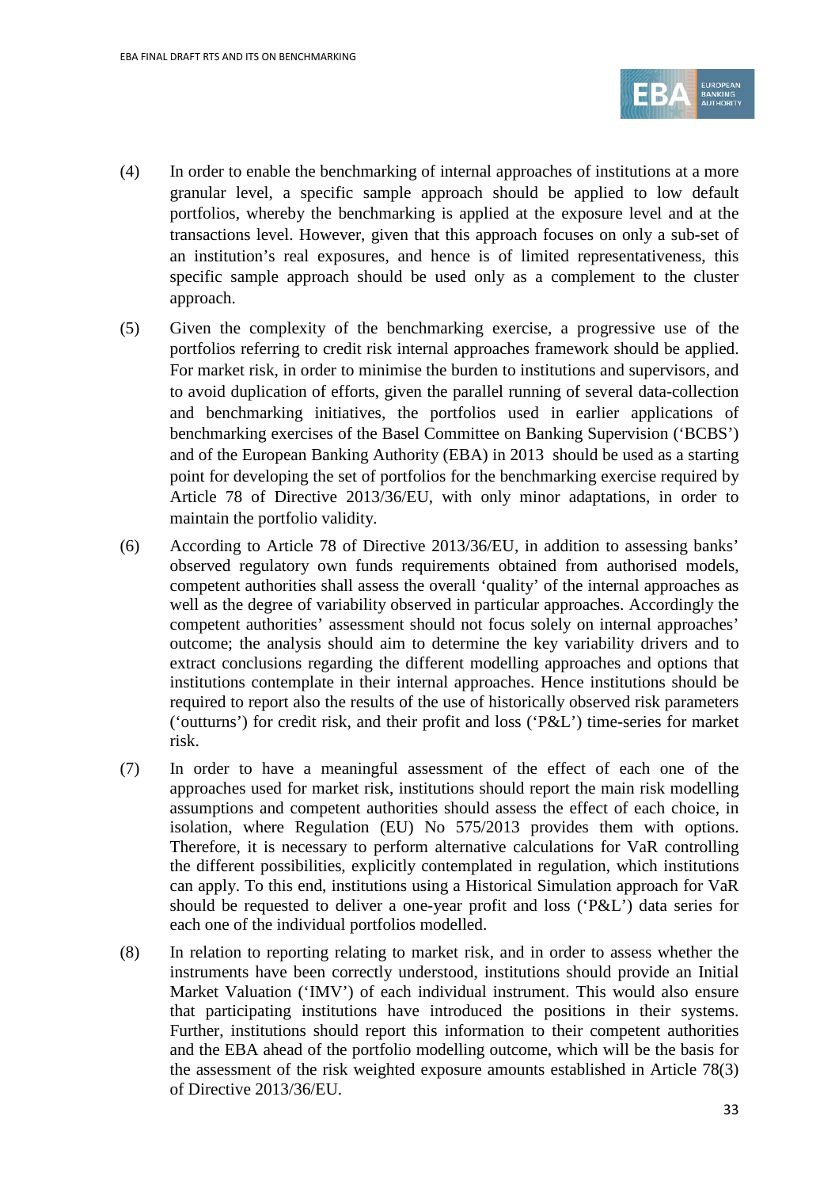(4) In order to enable the benchmarking of internal approaches of institutions at a more granular level, a specific sample approach should be applied to low default portfolios, whereby the benchmarking is applied at the exposure level and at the transactions level. However, given that this approach focuses on only a sub-set of an institution's real exposures, and hence is of limited representativeness, this specific sample approach should be used only as a complement to the cluster approach.

(5) Given the complexity of the benchmarking exercise, a progressive use of the portfolios referring to credit risk internal approaches framework should be applied. For market risk, in order to minimise the burden to institutions and supervisors, and to avoid duplication of efforts, given the parallel running of several data-collection and benchmarking initiatives, the portfolios used in earlier applications of benchmarking exercises of the Basel Committee on Banking Supervision ('BCBS') and of the European Banking Authority (EBA) in 2013 should be used as a starting point for developing the set of portfolios for the benchmarking exercise required by Article 78 of Directive 2013/36/EU, with only minor adaptations, in order to maintain the portfolio validity.

(6) According to Article 78 of Directive 2013/36/EU, in addition to assessing banks' observed regulatory own funds requirements obtained from authorised models, competent authorities shall assess the overall 'quality' of the internal approaches as well as the degree of variability observed in particular approaches. Accordingly the competent authorities' assessment should not focus solely on internal approaches' outcome; the analysis should aim to determine the key variability drivers and to extract conclusions regarding the different modelling approaches and options that institutions contemplate in their internal approaches. Hence institutions should be required to report also the results of the use of historically observed risk parameters ('outturns') for credit risk, and their profit and loss ('P&L') time-series for market risk.

(7) In order to have a meaningful assessment of the effect of each one of the approaches used for market risk, institutions should report the main risk modelling assumptions and competent authorities should assess the effect of each choice, in isolation, where Regulation (EU) No 575/2013 provides them with options. Therefore, it is necessary to perform alternative calculations for VaR controlling the different possibilities, explicitly contemplated in regulation, which institutions can apply. To this end, institutions using a Historical Simulation approach for VaR should be requested to deliver a one-year profit and loss ('P&L') data series for each one of the individual portfolios modelled.

(8) In relation to reporting relating to market risk, and in order to assess whether the instruments have been correctly understood, institutions should provide an Initial Market Valuation ('IMV') of each individual instrument. This would also ensure that participating institutions have introduced the positions in their systems. Further, institutions should report this information to their competent authorities and the EBA ahead of the portfolio modelling outcome, which will be the basis for the assessment of the risk weighted exposure amounts established in Article 78(3) of Directive 2013/36/EU.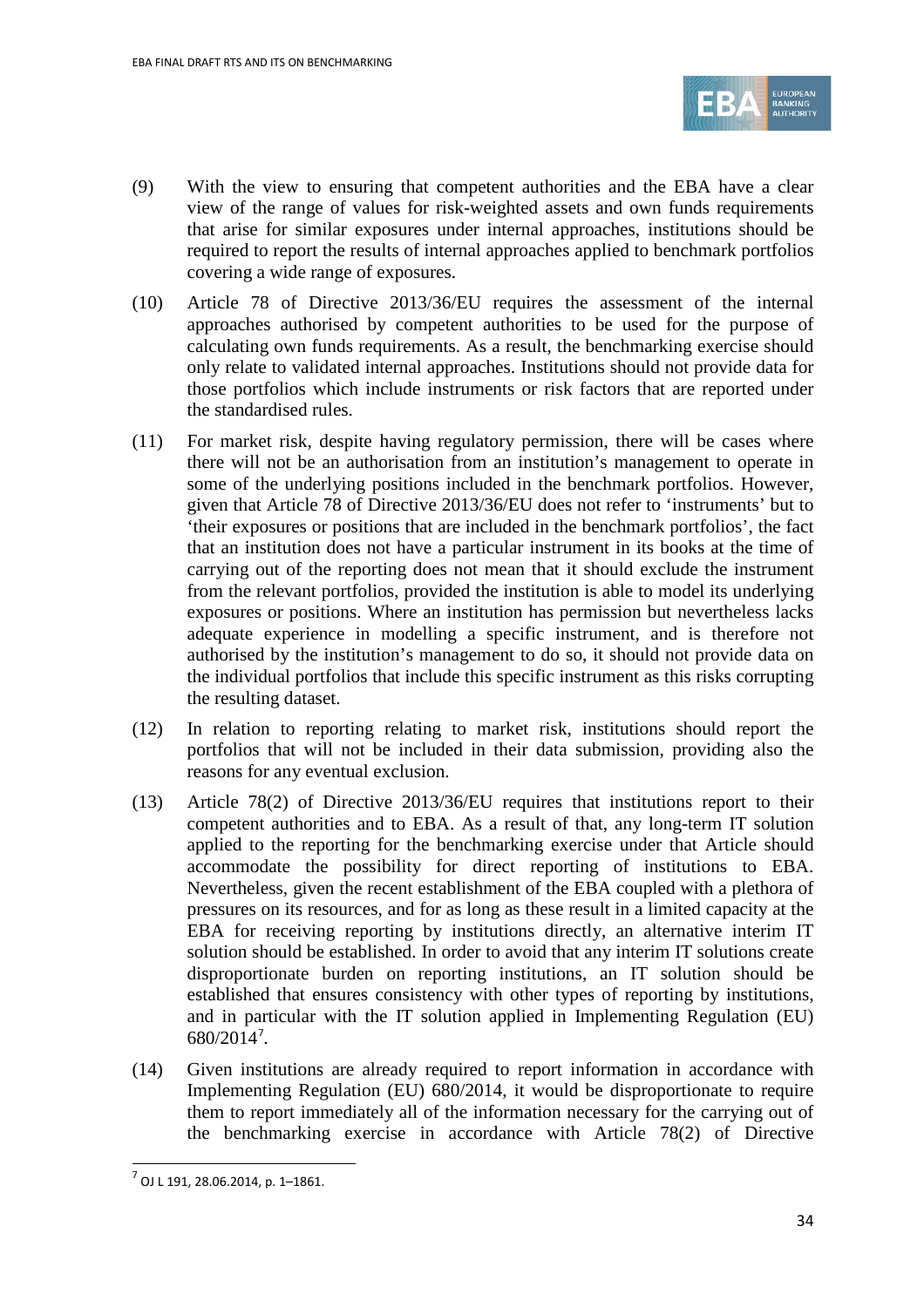(9) With the view to ensuring that competent authorities and the EBA have a clear view of the range of values for risk-weighted assets and own funds requirements that arise for similar exposures under internal approaches, institutions should be required to report the results of internal approaches applied to benchmark portfolios covering a wide range of exposures.

(10) Article 78 of Directive 2013/36/EU requires the assessment of the internal approaches authorised by competent authorities to be used for the purpose of calculating own funds requirements. As a result, the benchmarking exercise should only relate to validated internal approaches. Institutions should not provide data for those portfolios which include instruments or risk factors that are reported under the standardised rules.

(11) For market risk, despite having regulatory permission, there will be cases where there will not be an authorisation from an institution's management to operate in some of the underlying positions included in the benchmark portfolios. However, given that Article 78 of Directive 2013/36/EU does not refer to 'instruments' but to 'their exposures or positions that are included in the benchmark portfolios', the fact that an institution does not have a particular instrument in its books at the time of carrying out of the reporting does not mean that it should exclude the instrument from the relevant portfolios, provided the institution is able to model its underlying exposures or positions. Where an institution has permission but nevertheless lacks adequate experience in modelling a specific instrument, and is therefore not authorised by the institution's management to do so, it should not provide data on the individual portfolios that include this specific instrument as this risks corrupting the resulting dataset.

(12) In relation to reporting relating to market risk, institutions should report the portfolios that will not be included in their data submission, providing also the reasons for any eventual exclusion.

(13) Article 78(2) of Directive 2013/36/EU requires that institutions report to their competent authorities and to EBA. As a result of that, any long-term IT solution applied to the reporting for the benchmarking exercise under that Article should accommodate the possibility for direct reporting of institutions to EBA. Nevertheless, given the recent establishment of the EBA coupled with a plethora of pressures on its resources, and for as long as these result in a limited capacity at the EBA for receiving reporting by institutions directly, an alternative interim IT solution should be established. In order to avoid that any interim IT solutions create disproportionate burden on reporting institutions, an IT solution should be established that ensures consistency with other types of reporting by institutions, and in particular with the IT solution applied in Implementing Regulation (EU) 680/2014[7].

(14) Given institutions are already required to report information in accordance with Implementing Regulation (EU) 680/2014, it would be disproportionate to require them to report immediately all of the information necessary for the carrying out of the benchmarking exercise in accordance with Article 78(2) of Directive

---

[7] OJ L 191, 28.06.2014, p. 1–1861.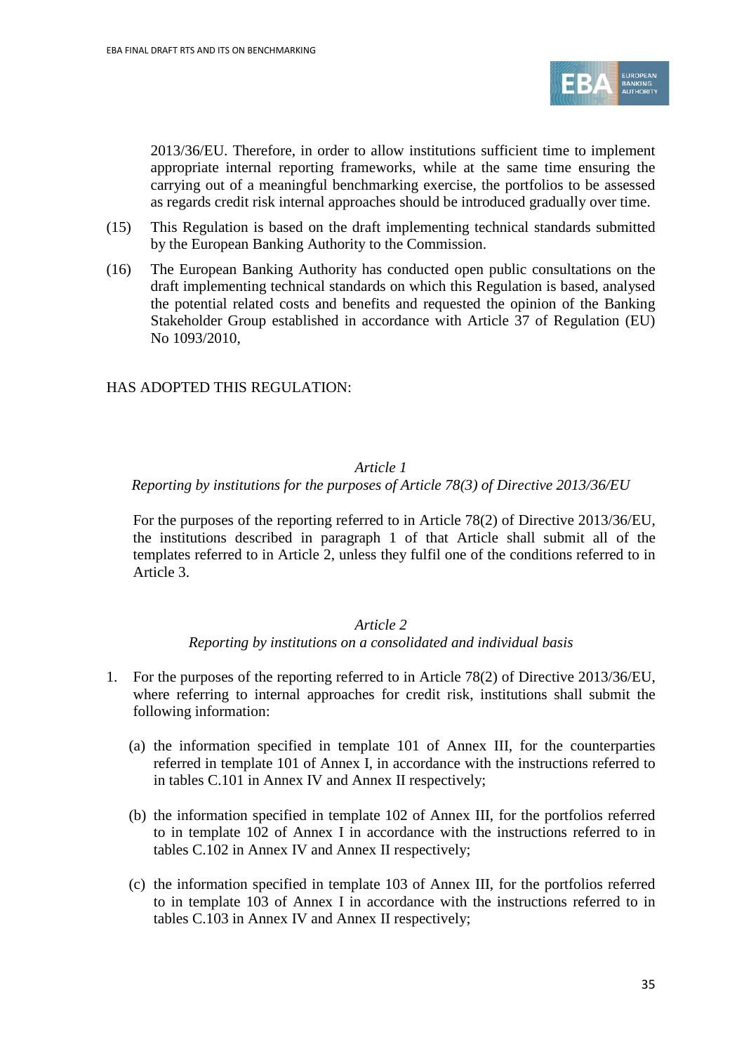2013/36/EU. Therefore, in order to allow institutions sufficient time to implement appropriate internal reporting frameworks, while at the same time ensuring the carrying out of a meaningful benchmarking exercise, the portfolios to be assessed as regards credit risk internal approaches should be introduced gradually over time.

(15) This Regulation is based on the draft implementing technical standards submitted by the European Banking Authority to the Commission.

(16) The European Banking Authority has conducted open public consultations on the draft implementing technical standards on which this Regulation is based, analysed the potential related costs and benefits and requested the opinion of the Banking Stakeholder Group established in accordance with Article 37 of Regulation (EU) No 1093/2010,

HAS ADOPTED THIS REGULATION:

*Article 1*

*Reporting by institutions for the purposes of Article 78(3) of Directive 2013/36/EU*

For the purposes of the reporting referred to in Article 78(2) of Directive 2013/36/EU, the institutions described in paragraph 1 of that Article shall submit all of the templates referred to in Article 2, unless they fulfil one of the conditions referred to in Article 3.

*Article 2*

*Reporting by institutions on a consolidated and individual basis*

1. For the purposes of the reporting referred to in Article 78(2) of Directive 2013/36/EU, where referring to internal approaches for credit risk, institutions shall submit the following information:

   (a) the information specified in template 101 of Annex III, for the counterparties referred in template 101 of Annex I, in accordance with the instructions referred to in tables C.101 in Annex IV and Annex II respectively;

   (b) the information specified in template 102 of Annex III, for the portfolios referred to in template 102 of Annex I in accordance with the instructions referred to in tables C.102 in Annex IV and Annex II respectively;

   (c) the information specified in template 103 of Annex III, for the portfolios referred to in template 103 of Annex I in accordance with the instructions referred to in tables C.103 in Annex IV and Annex II respectively;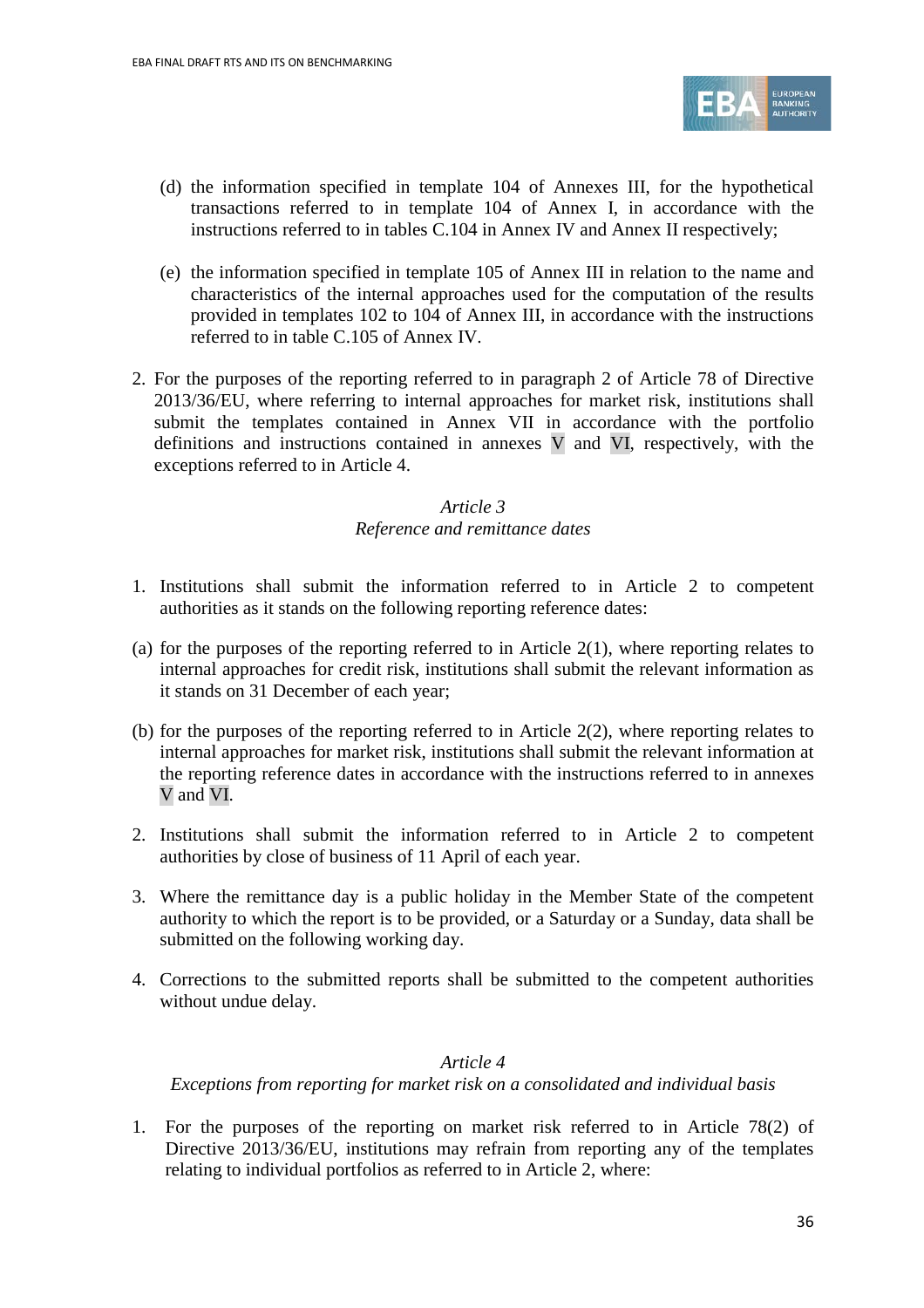(d) the information specified in template 104 of Annexes III, for the hypothetical transactions referred to in template 104 of Annex I, in accordance with the instructions referred to in tables C.104 in Annex IV and Annex II respectively;

(e) the information specified in template 105 of Annex III in relation to the name and characteristics of the internal approaches used for the computation of the results provided in templates 102 to 104 of Annex III, in accordance with the instructions referred to in table C.105 of Annex IV.

2. For the purposes of the reporting referred to in paragraph 2 of Article 78 of Directive 2013/36/EU, where referring to internal approaches for market risk, institutions shall submit the templates contained in Annex VII in accordance with the portfolio definitions and instructions contained in annexes V and VI, respectively, with the exceptions referred to in Article 4.

*Article 3*

*Reference and remittance dates*

1. Institutions shall submit the information referred to in Article 2 to competent authorities as it stands on the following reporting reference dates:

(a) for the purposes of the reporting referred to in Article 2(1), where reporting relates to internal approaches for credit risk, institutions shall submit the relevant information as it stands on 31 December of each year;

(b) for the purposes of the reporting referred to in Article 2(2), where reporting relates to internal approaches for market risk, institutions shall submit the relevant information at the reporting reference dates in accordance with the instructions referred to in annexes V and VI.

2. Institutions shall submit the information referred to in Article 2 to competent authorities by close of business of 11 April of each year.

3. Where the remittance day is a public holiday in the Member State of the competent authority to which the report is to be provided, or a Saturday or a Sunday, data shall be submitted on the following working day.

4. Corrections to the submitted reports shall be submitted to the competent authorities without undue delay.

*Article 4*

*Exceptions from reporting for market risk on a consolidated and individual basis*

1. For the purposes of the reporting on market risk referred to in Article 78(2) of Directive 2013/36/EU, institutions may refrain from reporting any of the templates relating to individual portfolios as referred to in Article 2, where: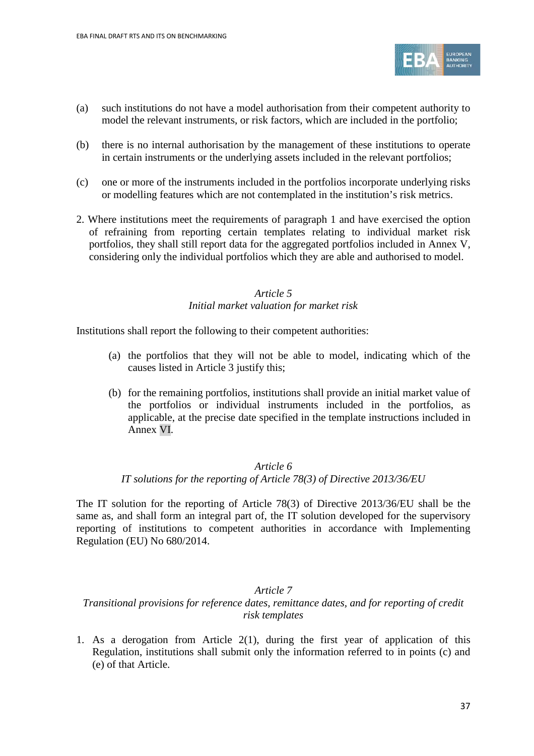(a) such institutions do not have a model authorisation from their competent authority to model the relevant instruments, or risk factors, which are included in the portfolio;

(b) there is no internal authorisation by the management of these institutions to operate in certain instruments or the underlying assets included in the relevant portfolios;

(c) one or more of the instruments included in the portfolios incorporate underlying risks or modelling features which are not contemplated in the institution's risk metrics.

2. Where institutions meet the requirements of paragraph 1 and have exercised the option of refraining from reporting certain templates relating to individual market risk portfolios, they shall still report data for the aggregated portfolios included in Annex V, considering only the individual portfolios which they are able and authorised to model.

*Article 5*
*Initial market valuation for market risk*

Institutions shall report the following to their competent authorities:

(a) the portfolios that they will not be able to model, indicating which of the causes listed in Article 3 justify this;

(b) for the remaining portfolios, institutions shall provide an initial market value of the portfolios or individual instruments included in the portfolios, as applicable, at the precise date specified in the template instructions included in Annex VI.

*Article 6*
*IT solutions for the reporting of Article 78(3) of Directive 2013/36/EU*

The IT solution for the reporting of Article 78(3) of Directive 2013/36/EU shall be the same as, and shall form an integral part of, the IT solution developed for the supervisory reporting of institutions to competent authorities in accordance with Implementing Regulation (EU) No 680/2014.

*Article 7*
*Transitional provisions for reference dates, remittance dates, and for reporting of credit risk templates*

1. As a derogation from Article 2(1), during the first year of application of this Regulation, institutions shall submit only the information referred to in points (c) and (e) of that Article.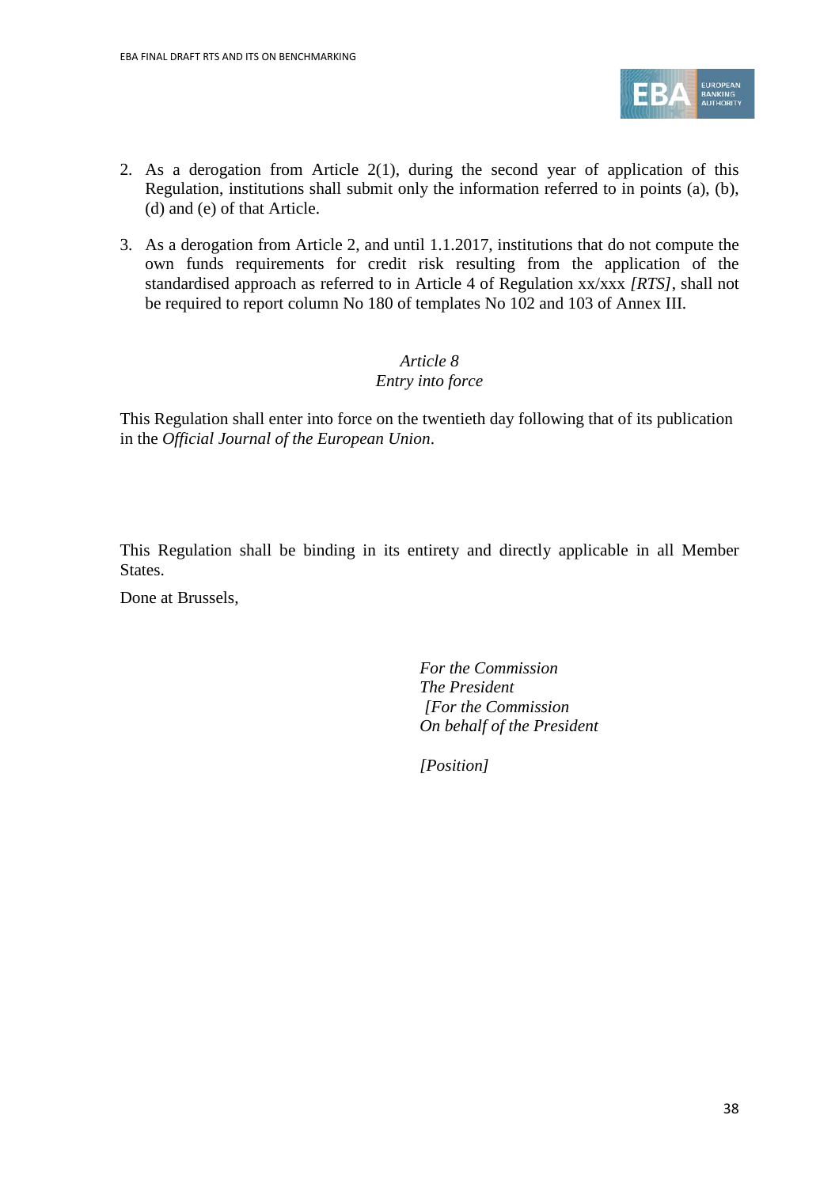2. As a derogation from Article 2(1), during the second year of application of this Regulation, institutions shall submit only the information referred to in points (a), (b), (d) and (e) of that Article.

3. As a derogation from Article 2, and until 1.1.2017, institutions that do not compute the own funds requirements for credit risk resulting from the application of the standardised approach as referred to in Article 4 of Regulation xx/xxx *[RTS]*, shall not be required to report column No 180 of templates No 102 and 103 of Annex III.

*Article 8*
*Entry into force*

This Regulation shall enter into force on the twentieth day following that of its publication in the *Official Journal of the European Union*.

This Regulation shall be binding in its entirety and directly applicable in all Member States.

Done at Brussels,

*For the Commission*
*The President*
*[For the Commission*
*On behalf of the President*

*[Position]*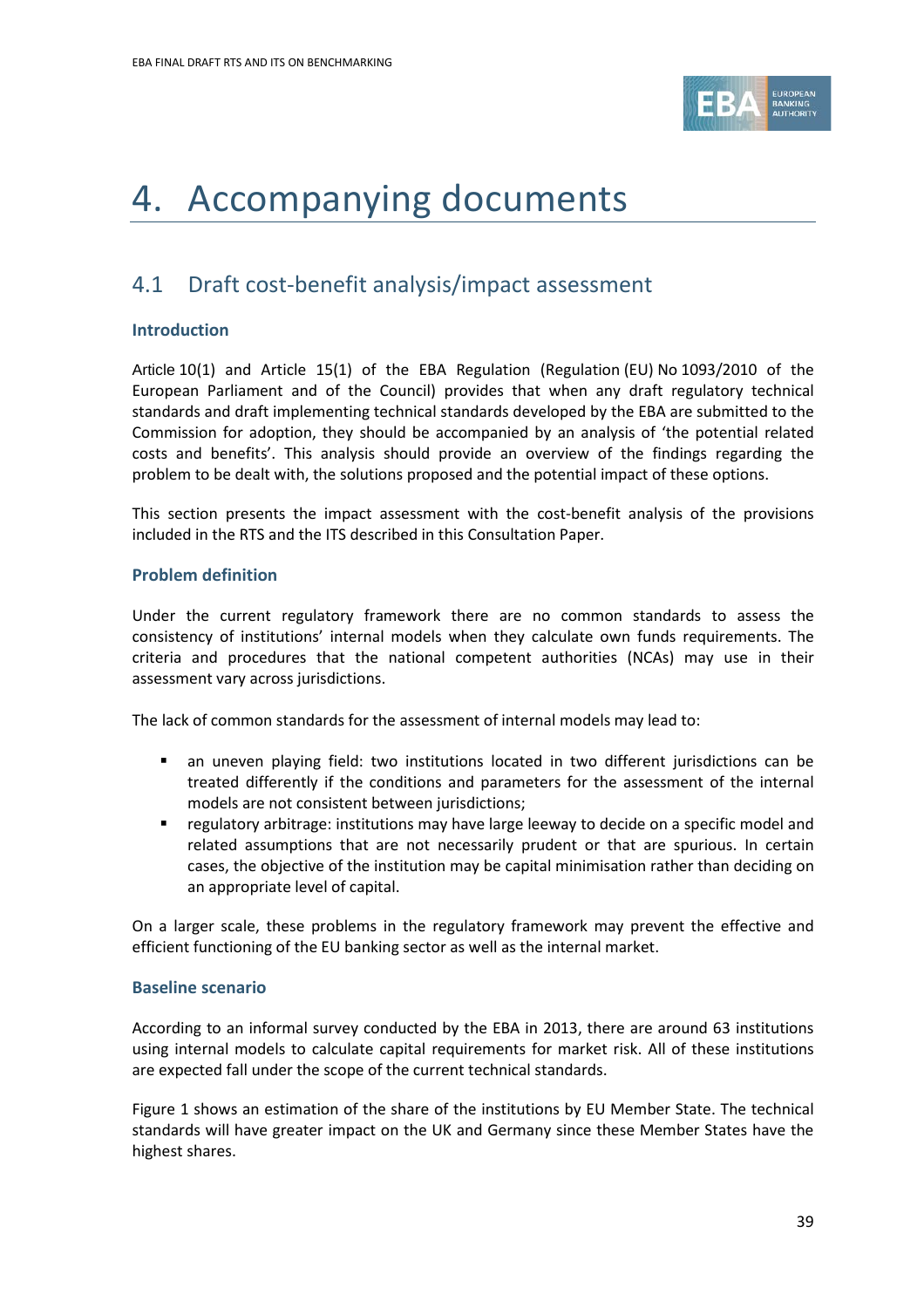// Heading levels mirror the page hierarchy: chapter, numbered subsection, unnumbered sub-headings.
# 4. Accompanying documents

## 4.1 Draft cost-benefit analysis/impact assessment

### Introduction

Article 10(1) and Article 15(1) of the EBA Regulation (Regulation (EU) No 1093/2010 of the European Parliament and of the Council) provides that when any draft regulatory technical standards and draft implementing technical standards developed by the EBA are submitted to the Commission for adoption, they should be accompanied by an analysis of 'the potential related costs and benefits'. This analysis should provide an overview of the findings regarding the problem to be dealt with, the solutions proposed and the potential impact of these options.

This section presents the impact assessment with the cost-benefit analysis of the provisions included in the RTS and the ITS described in this Consultation Paper.

### Problem definition

Under the current regulatory framework there are no common standards to assess the consistency of institutions' internal models when they calculate own funds requirements. The criteria and procedures that the national competent authorities (NCAs) may use in their assessment vary across jurisdictions.

The lack of common standards for the assessment of internal models may lead to:

- an uneven playing field: two institutions located in two different jurisdictions can be treated differently if the conditions and parameters for the assessment of the internal models are not consistent between jurisdictions;
- regulatory arbitrage: institutions may have large leeway to decide on a specific model and related assumptions that are not necessarily prudent or that are spurious. In certain cases, the objective of the institution may be capital minimisation rather than deciding on an appropriate level of capital.

On a larger scale, these problems in the regulatory framework may prevent the effective and efficient functioning of the EU banking sector as well as the internal market.

### Baseline scenario

According to an informal survey conducted by the EBA in 2013, there are around 63 institutions using internal models to calculate capital requirements for market risk. All of these institutions are expected fall under the scope of the current technical standards.

Figure 1 shows an estimation of the share of the institutions by EU Member State. The technical standards will have greater impact on the UK and Germany since these Member States have the highest shares.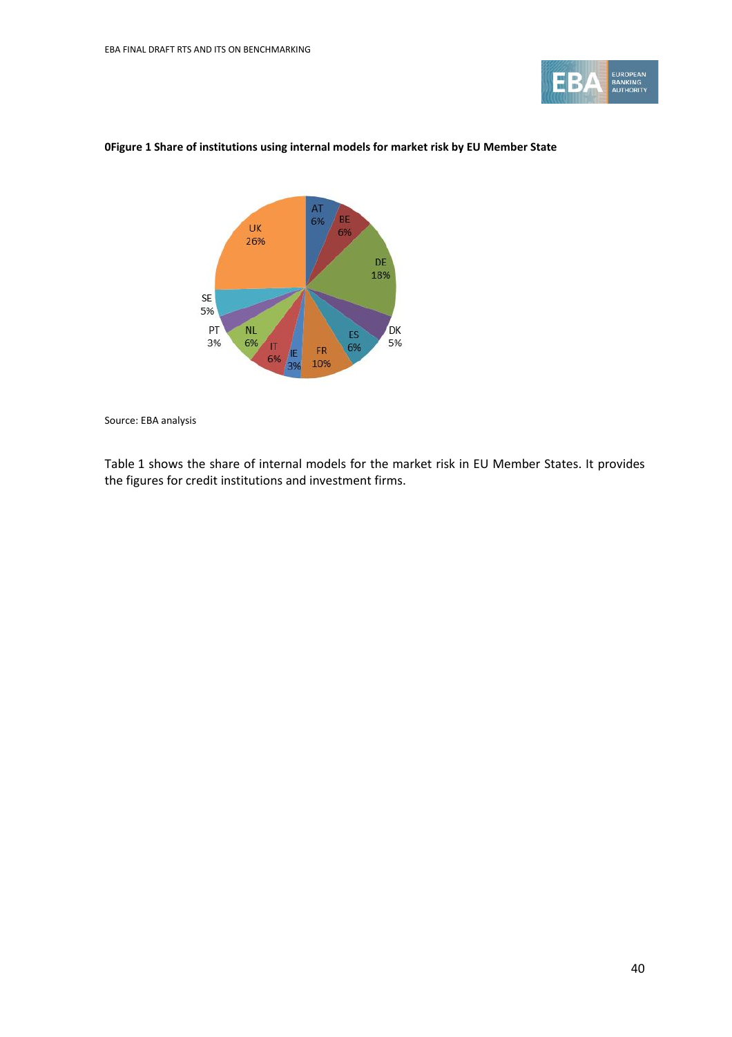**0Figure 1 Share of institutions using internal models for market risk by EU Member State**

Source: EBA analysis

Table 1 shows the share of internal models for the market risk in EU Member States. It provides the figures for credit institutions and investment firms.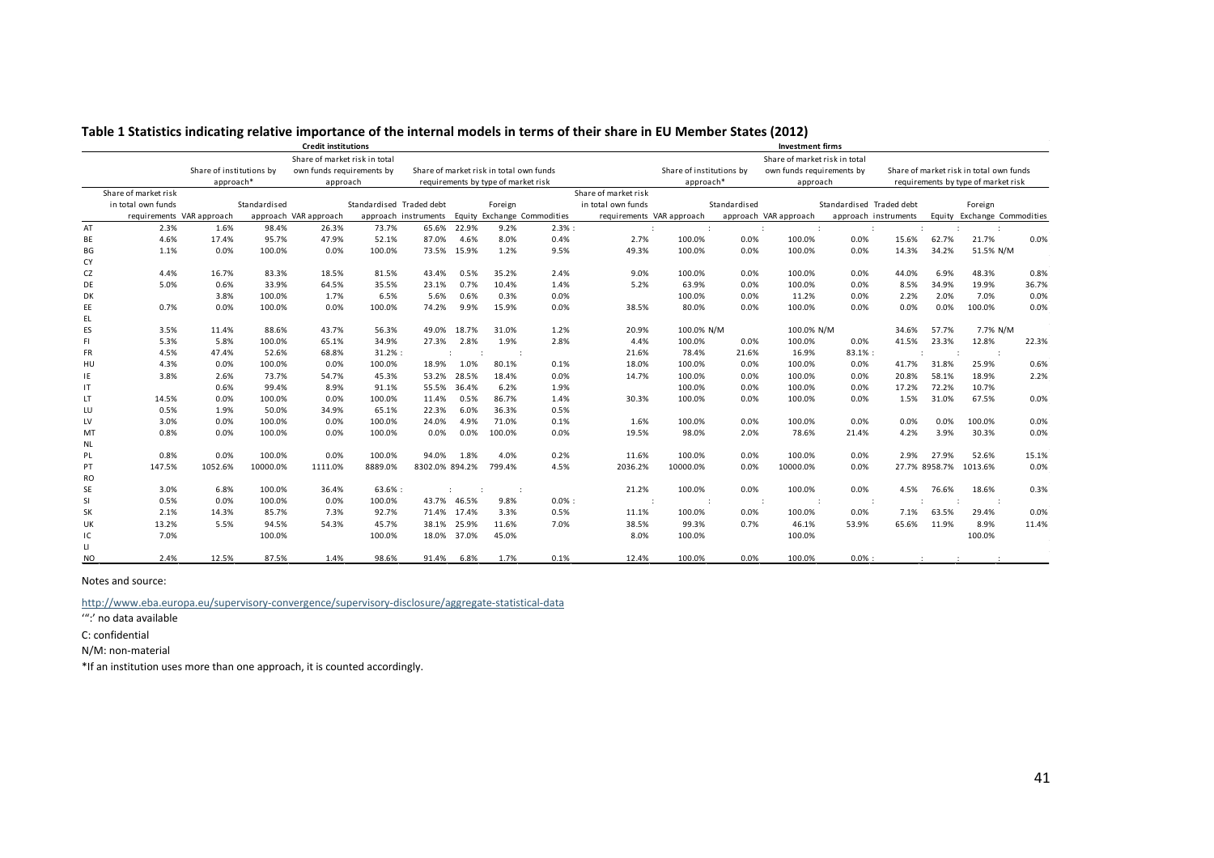**Table 1 Statistics indicating relative importance of the internal models in terms of their share in EU Member States (2012)**

| | Credit institutions | | | | | | | | | Investment firms | | | | | | | | | |
|---|---|---|---|---|---|---|---|---|---|---|---|---|---|---|---|---|---|---|---|
| | | Share of institutions by approach* | | Share of market risk in total own funds requirements by approach | | Share of market risk in total own funds requirements by type of market risk | | | | | Share of institutions by approach* | | Share of market risk in total own funds requirements by approach | | Share of market risk in total own funds requirements by type of market risk | | | | |
| | Share of market risk in total own funds requirements | VAR approach | Standardised approach | VAR approach | Standardised approach | Traded debt instruments | Equity | Foreign Exchange | Commodities | Share of market risk in total own funds requirements | VAR approach | Standardised approach | VAR approach | Standardised approach | Traded debt instruments | Equity | Foreign Exchange | Commodities |
| AT | 2.3% | 1.6% | 98.4% | 26.3% | 73.7% | 65.6% | 22.9% | 9.2% | 2.3% | : | : | : | : | : | : | : | : | : |
| BE | 4.6% | 17.4% | 95.7% | 47.9% | 52.1% | 87.0% | 4.6% | 8.0% | 0.4% | 2.7% | 100.0% | 0.0% | 100.0% | 0.0% | 15.6% | 62.7% | 21.7% | 0.0% |
| BG | 1.1% | 0.0% | 100.0% | 0.0% | 100.0% | 73.5% | 15.9% | 1.2% | 9.5% | 49.3% | 100.0% | 0.0% | 100.0% | 0.0% | 14.3% | 34.2% | 51.5% | N/M |
| CY | | | | | | | | | | | | | | | | | | |
| CZ | 4.4% | 16.7% | 83.3% | 18.5% | 81.5% | 43.4% | 0.5% | 35.2% | 2.4% | 9.0% | 100.0% | 0.0% | 100.0% | 0.0% | 44.0% | 6.9% | 48.3% | 0.8% |
| DE | 5.0% | 0.6% | 33.9% | 64.5% | 35.5% | 23.1% | 0.7% | 10.4% | 1.4% | 5.2% | 63.9% | 0.0% | 100.0% | 0.0% | 8.5% | 34.9% | 19.9% | 36.7% |
| DK | | 3.8% | 100.0% | 1.7% | 6.5% | 5.6% | 0.6% | 0.3% | 0.0% | | 100.0% | 0.0% | 11.2% | 0.0% | 2.2% | 2.0% | 7.0% | 0.0% |
| EE | 0.7% | 0.0% | 100.0% | 0.0% | 100.0% | 74.2% | 9.9% | 15.9% | 0.0% | 38.5% | 80.0% | 0.0% | 100.0% | 0.0% | 0.0% | 0.0% | 100.0% | 0.0% |
| EL | | | | | | | | | | | | | | | | | | |
| ES | 3.5% | 11.4% | 88.6% | 43.7% | 56.3% | 49.0% | 18.7% | 31.0% | 1.2% | 20.9% | 100.0% | N/M | 100.0% | N/M | 34.6% | 57.7% | 7.7% | N/M |
| FI | 5.3% | 5.8% | 100.0% | 65.1% | 34.9% | 27.3% | 2.8% | 1.9% | 2.8% | 4.4% | 100.0% | 0.0% | 100.0% | 0.0% | 41.5% | 23.3% | 12.8% | 22.3% |
| FR | 4.5% | 47.4% | 52.6% | 68.8% | 31.2% | : | : | : | : | 21.6% | 78.4% | 21.6% | 16.9% | 83.1% | : | : | : | : |
| HU | 4.3% | 0.0% | 100.0% | 0.0% | 100.0% | 18.9% | 1.0% | 80.1% | 0.1% | 18.0% | 100.0% | 0.0% | 100.0% | 0.0% | 41.7% | 31.8% | 25.9% | 0.6% |
| IE | 3.8% | 2.6% | 73.7% | 54.7% | 45.3% | 53.2% | 28.5% | 18.4% | 0.0% | 14.7% | 100.0% | 0.0% | 100.0% | 0.0% | 20.8% | 58.1% | 18.9% | 2.2% |
| IT | | 0.6% | 99.4% | 8.9% | 91.1% | 55.5% | 36.4% | 6.2% | 1.9% | | 100.0% | 0.0% | 100.0% | 0.0% | 17.2% | 72.2% | 10.7% | |
| LT | 14.5% | 0.0% | 100.0% | 0.0% | 100.0% | 11.4% | 0.5% | 86.7% | 1.4% | 30.3% | 100.0% | 0.0% | 100.0% | 0.0% | 1.5% | 31.0% | 67.5% | 0.0% |
| LU | 0.5% | 1.9% | 50.0% | 34.9% | 65.1% | 22.3% | 6.0% | 36.3% | 0.5% | | | | | | | | | |
| LV | 3.0% | 0.0% | 100.0% | 0.0% | 100.0% | 24.0% | 4.9% | 71.0% | 0.1% | 1.6% | 100.0% | 0.0% | 100.0% | 0.0% | 0.0% | 0.0% | 100.0% | 0.0% |
| MT | 0.8% | 0.0% | 100.0% | 0.0% | 100.0% | 0.0% | 0.0% | 100.0% | 0.0% | 19.5% | 98.0% | 2.0% | 78.6% | 21.4% | 4.2% | 3.9% | 30.3% | 0.0% |
| NL | | | | | | | | | | | | | | | | | | |
| PL | 0.8% | 0.0% | 100.0% | 0.0% | 100.0% | 94.0% | 1.8% | 4.0% | 0.2% | 11.6% | 100.0% | 0.0% | 100.0% | 0.0% | 2.9% | 27.9% | 52.6% | 15.1% |
| PT | 147.5% | 1052.6% | 10000.0% | 1111.0% | 8889.0% | 8302.0% | 894.2% | 799.4% | 4.5% | 2036.2% | 10000.0% | 0.0% | 10000.0% | 0.0% | 27.7% | 8958.7% | 1013.6% | 0.0% |
| RO | | | | | | | | | | | | | | | | | | |
| SE | 3.0% | 6.8% | 100.0% | 36.4% | 63.6% | : | : | : | : | 21.2% | 100.0% | 0.0% | 100.0% | 0.0% | 4.5% | 76.6% | 18.6% | 0.3% |
| SI | 0.5% | 0.0% | 100.0% | 0.0% | 100.0% | 43.7% | 46.5% | 9.8% | 0.0% | : | : | : | : | : | : | : | : | : |
| SK | 2.1% | 14.3% | 85.7% | 7.3% | 92.7% | 71.4% | 17.4% | 3.3% | 0.5% | 11.1% | 100.0% | 0.0% | 100.0% | 0.0% | 7.1% | 63.5% | 29.4% | 0.0% |
| UK | 13.2% | 5.5% | 94.5% | 54.3% | 45.7% | 38.1% | 25.9% | 11.6% | 7.0% | 38.5% | 99.3% | 0.7% | 46.1% | 53.9% | 65.6% | 11.9% | 8.9% | 11.4% |
| IC | 7.0% | | 100.0% | | 100.0% | 18.0% | 37.0% | 45.0% | | 8.0% | 100.0% | | 100.0% | | | | 100.0% | |
| LI | | | | | | | | | | | | | | | | | | |
| NO | 2.4% | 12.5% | 87.5% | 1.4% | 98.6% | 91.4% | 6.8% | 1.7% | 0.1% | 12.4% | 100.0% | 0.0% | 100.0% | 0.0% | : | : | : | : |

Notes and source:

http://www.eba.europa.eu/supervisory-convergence/supervisory-disclosure/aggregate-statistical-data

'":' no data available

C: confidential

N/M: non-material

*If an institution uses more than one approach, it is counted accordingly.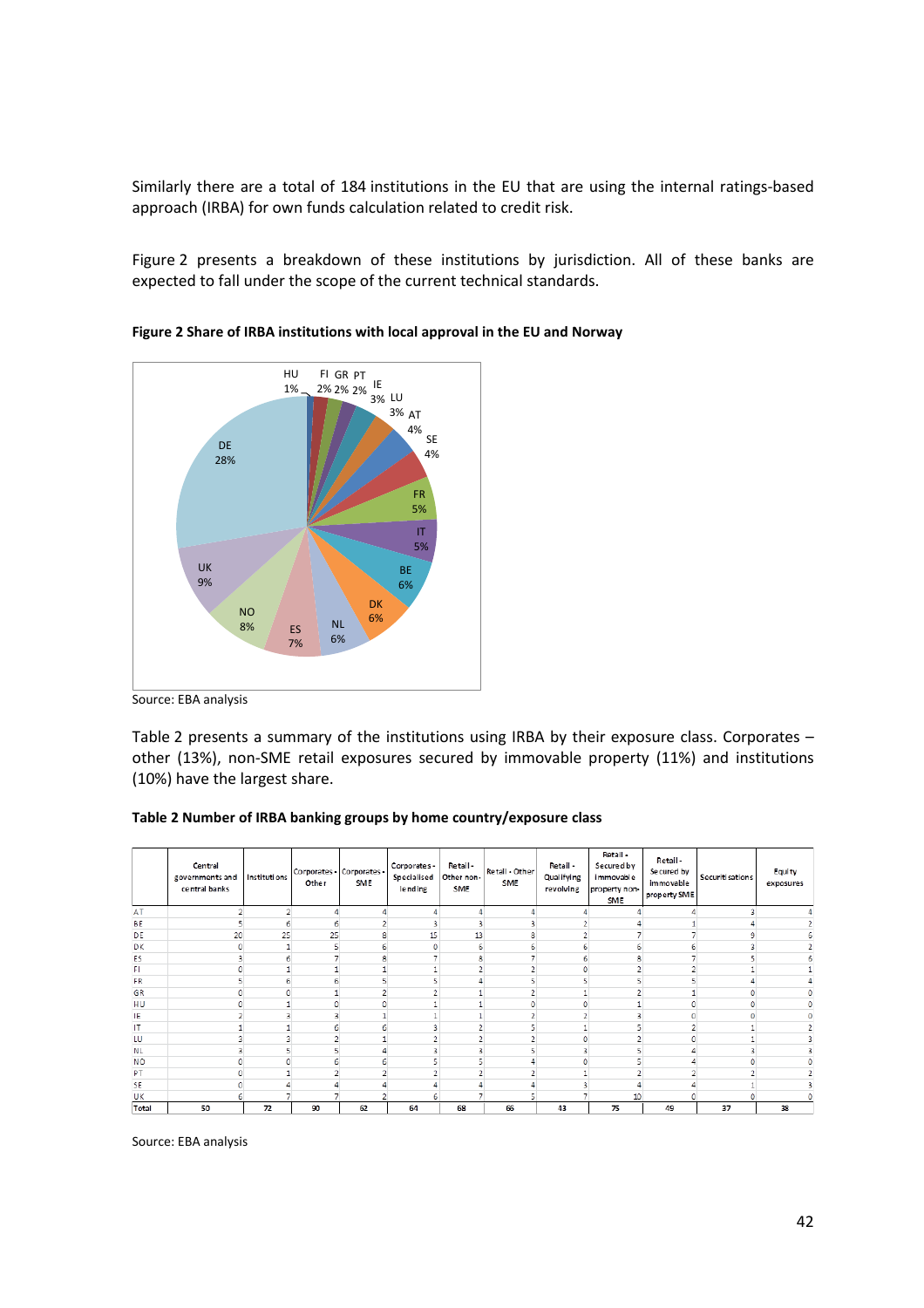Similarly there are a total of 184 institutions in the EU that are using the internal ratings-based approach (IRBA) for own funds calculation related to credit risk.

Figure 2 presents a breakdown of these institutions by jurisdiction. All of these banks are expected to fall under the scope of the current technical standards.

**Figure 2 Share of IRBA institutions with local approval in the EU and Norway**

DE 28%, UK 9%, NO 8%, ES 7%, NL 6%, DK 6%, BE 6%, IT 5%, FR 5%, SE 4%, AT 4%, LU 3%, IE 3%, PT 2%, GR 2%, FI 2%, HU 1%

Source: EBA analysis

Table 2 presents a summary of the institutions using IRBA by their exposure class. Corporates – other (13%), non-SME retail exposures secured by immovable property (11%) and institutions (10%) have the largest share.

**Table 2 Number of IRBA banking groups by home country/exposure class**

| | Central governments and central banks | Institutions | Corporates - Other | Corporates - SME | Corporates - Specialised lending | Retail - Other non-SME | Retail - Other SME | Retail - Qualifying revolving | Retail - Secured by immovable property non-SME | Retail - Secured by immovable property SME | Securitisations | Equity exposures |
|---|---|---|---|---|---|---|---|---|---|---|---|---|
| AT | 2 | 2 | 4 | 4 | 4 | 4 | 4 | 4 | 4 | 4 | 3 | 4 |
| BE | 5 | 6 | 6 | 2 | 3 | 3 | 3 | 2 | 4 | 1 | 4 | 2 |
| DE | 20 | 25 | 25 | 8 | 15 | 13 | 8 | 2 | 7 | 7 | 9 | 6 |
| DK | 0 | 1 | 5 | 6 | 0 | 6 | 6 | 6 | 6 | 6 | 3 | 2 |
| ES | 3 | 6 | 7 | 8 | 7 | 8 | 7 | 6 | 8 | 7 | 5 | 6 |
| FI | 0 | 1 | 1 | 1 | 1 | 2 | 2 | 0 | 2 | 2 | 1 | 1 |
| FR | 5 | 6 | 6 | 5 | 5 | 4 | 5 | 5 | 5 | 5 | 4 | 4 |
| GR | 0 | 0 | 1 | 2 | 2 | 1 | 2 | 1 | 2 | 1 | 0 | 0 |
| HU | 0 | 1 | 0 | 0 | 1 | 1 | 0 | 0 | 1 | 0 | 0 | 0 |
| IE | 2 | 3 | 3 | 1 | 1 | 1 | 2 | 2 | 3 | 0 | 0 | 0 |
| IT | 1 | 1 | 6 | 6 | 3 | 2 | 5 | 1 | 5 | 2 | 1 | 2 |
| LU | 3 | 3 | 2 | 1 | 2 | 2 | 2 | 0 | 2 | 0 | 1 | 3 |
| NL | 3 | 5 | 5 | 4 | 3 | 3 | 5 | 3 | 5 | 4 | 3 | 3 |
| NO | 0 | 0 | 6 | 6 | 5 | 5 | 4 | 0 | 5 | 4 | 0 | 0 |
| PT | 0 | 1 | 2 | 2 | 2 | 2 | 2 | 1 | 2 | 2 | 2 | 2 |
| SE | 0 | 4 | 4 | 4 | 4 | 4 | 4 | 3 | 4 | 4 | 1 | 3 |
| UK | 6 | 7 | 7 | 2 | 6 | 7 | 5 | 7 | 10 | 0 | 0 | 0 |
| Total | 50 | 72 | 90 | 62 | 64 | 68 | 66 | 43 | 75 | 49 | 37 | 38 |

Source: EBA analysis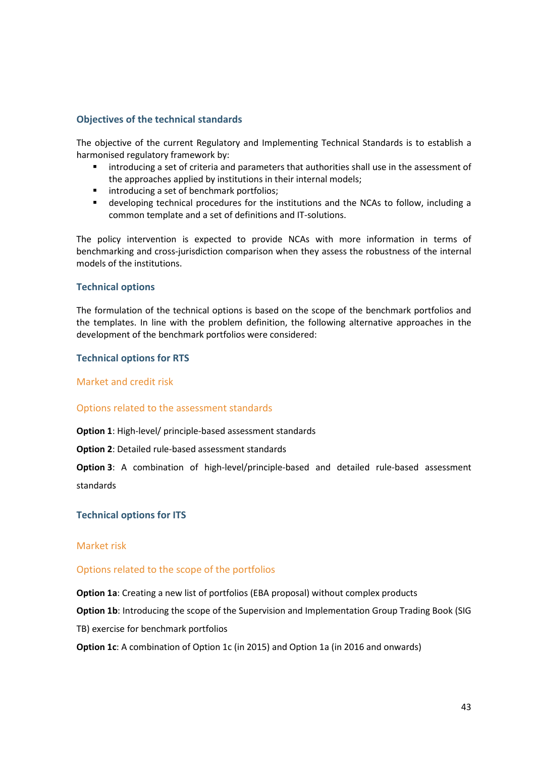### Objectives of the technical standards

The objective of the current Regulatory and Implementing Technical Standards is to establish a harmonised regulatory framework by:

- introducing a set of criteria and parameters that authorities shall use in the assessment of the approaches applied by institutions in their internal models;
- introducing a set of benchmark portfolios;
- developing technical procedures for the institutions and the NCAs to follow, including a common template and a set of definitions and IT-solutions.

The policy intervention is expected to provide NCAs with more information in terms of benchmarking and cross-jurisdiction comparison when they assess the robustness of the internal models of the institutions.

### Technical options

The formulation of the technical options is based on the scope of the benchmark portfolios and the templates. In line with the problem definition, the following alternative approaches in the development of the benchmark portfolios were considered:

### Technical options for RTS

#### Market and credit risk

#### Options related to the assessment standards

**Option 1**: High-level/ principle-based assessment standards

**Option 2**: Detailed rule-based assessment standards

**Option 3**: A combination of high-level/principle-based and detailed rule-based assessment standards

### Technical options for ITS

#### Market risk

#### Options related to the scope of the portfolios

**Option 1a**: Creating a new list of portfolios (EBA proposal) without complex products

**Option 1b**: Introducing the scope of the Supervision and Implementation Group Trading Book (SIG TB) exercise for benchmark portfolios

**Option 1c**: A combination of Option 1c (in 2015) and Option 1a (in 2016 and onwards)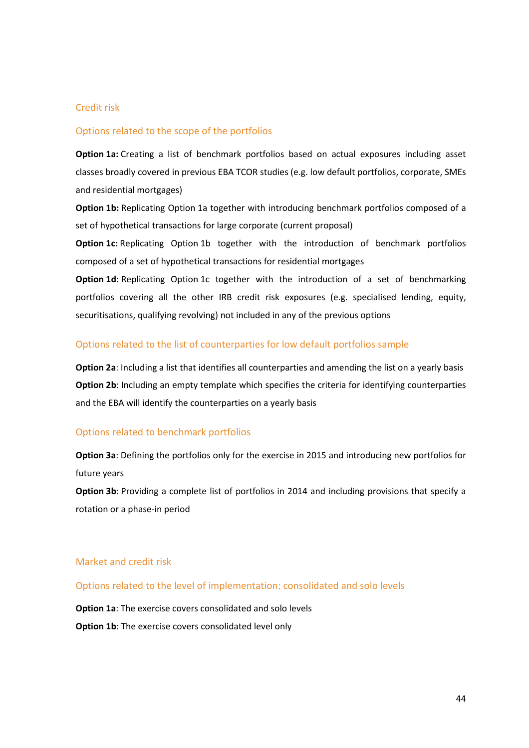### Credit risk

#### Options related to the scope of the portfolios

**Option 1a:** Creating a list of benchmark portfolios based on actual exposures including asset classes broadly covered in previous EBA TCOR studies (e.g. low default portfolios, corporate, SMEs and residential mortgages)

**Option 1b:** Replicating Option 1a together with introducing benchmark portfolios composed of a set of hypothetical transactions for large corporate (current proposal)

**Option 1c:** Replicating Option 1b together with the introduction of benchmark portfolios composed of a set of hypothetical transactions for residential mortgages

**Option 1d:** Replicating Option 1c together with the introduction of a set of benchmarking portfolios covering all the other IRB credit risk exposures (e.g. specialised lending, equity, securitisations, qualifying revolving) not included in any of the previous options

#### Options related to the list of counterparties for low default portfolios sample

**Option 2a**: Including a list that identifies all counterparties and amending the list on a yearly basis

**Option 2b**: Including an empty template which specifies the criteria for identifying counterparties and the EBA will identify the counterparties on a yearly basis

#### Options related to benchmark portfolios

**Option 3a**: Defining the portfolios only for the exercise in 2015 and introducing new portfolios for future years

**Option 3b**: Providing a complete list of portfolios in 2014 and including provisions that specify a rotation or a phase-in period

### Market and credit risk

#### Options related to the level of implementation: consolidated and solo levels

**Option 1a**: The exercise covers consolidated and solo levels

**Option 1b**: The exercise covers consolidated level only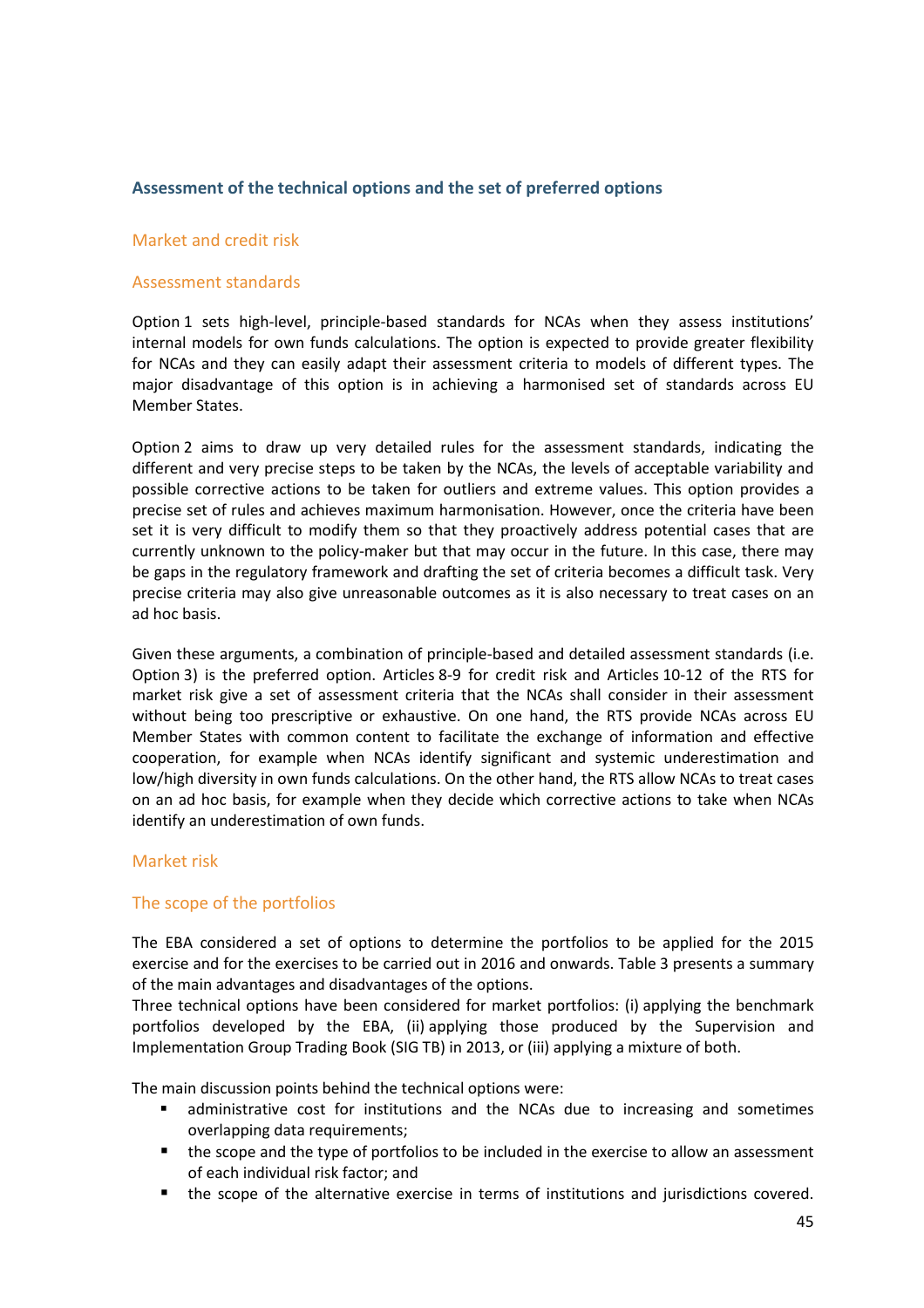## Assessment of the technical options and the set of preferred options

### Market and credit risk

### Assessment standards

Option 1 sets high-level, principle-based standards for NCAs when they assess institutions' internal models for own funds calculations. The option is expected to provide greater flexibility for NCAs and they can easily adapt their assessment criteria to models of different types. The major disadvantage of this option is in achieving a harmonised set of standards across EU Member States.

Option 2 aims to draw up very detailed rules for the assessment standards, indicating the different and very precise steps to be taken by the NCAs, the levels of acceptable variability and possible corrective actions to be taken for outliers and extreme values. This option provides a precise set of rules and achieves maximum harmonisation. However, once the criteria have been set it is very difficult to modify them so that they proactively address potential cases that are currently unknown to the policy-maker but that may occur in the future. In this case, there may be gaps in the regulatory framework and drafting the set of criteria becomes a difficult task. Very precise criteria may also give unreasonable outcomes as it is also necessary to treat cases on an ad hoc basis.

Given these arguments, a combination of principle-based and detailed assessment standards (i.e. Option 3) is the preferred option. Articles 8-9 for credit risk and Articles 10-12 of the RTS for market risk give a set of assessment criteria that the NCAs shall consider in their assessment without being too prescriptive or exhaustive. On one hand, the RTS provide NCAs across EU Member States with common content to facilitate the exchange of information and effective cooperation, for example when NCAs identify significant and systemic underestimation and low/high diversity in own funds calculations. On the other hand, the RTS allow NCAs to treat cases on an ad hoc basis, for example when they decide which corrective actions to take when NCAs identify an underestimation of own funds.

### Market risk

### The scope of the portfolios

The EBA considered a set of options to determine the portfolios to be applied for the 2015 exercise and for the exercises to be carried out in 2016 and onwards. Table 3 presents a summary of the main advantages and disadvantages of the options.

Three technical options have been considered for market portfolios: (i) applying the benchmark portfolios developed by the EBA, (ii) applying those produced by the Supervision and Implementation Group Trading Book (SIG TB) in 2013, or (iii) applying a mixture of both.

The main discussion points behind the technical options were:

- administrative cost for institutions and the NCAs due to increasing and sometimes overlapping data requirements;
- the scope and the type of portfolios to be included in the exercise to allow an assessment of each individual risk factor; and
- the scope of the alternative exercise in terms of institutions and jurisdictions covered.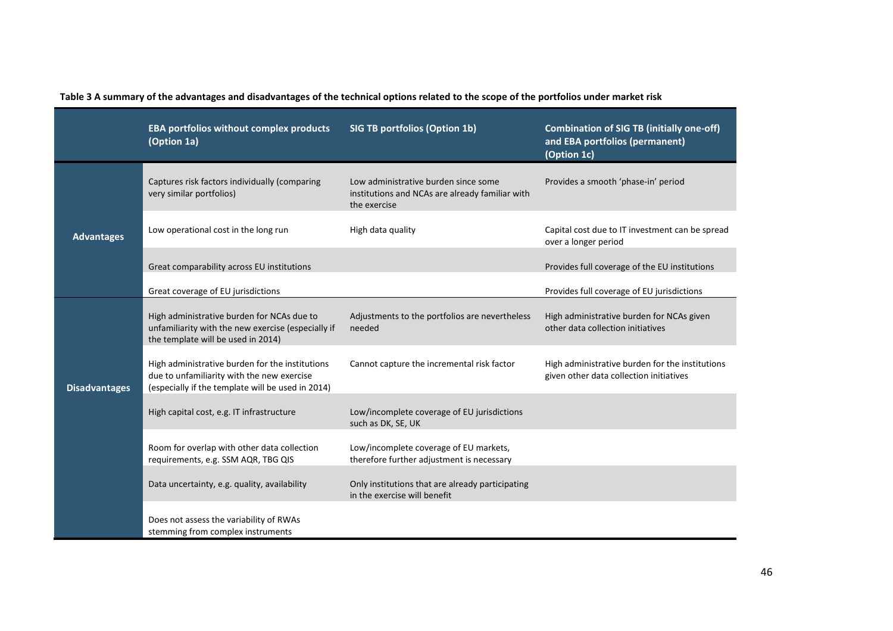**Table 3 A summary of the advantages and disadvantages of the technical options related to the scope of the portfolios under market risk**

| | EBA portfolios without complex products (Option 1a) | SIG TB portfolios (Option 1b) | Combination of SIG TB (initially one-off) and EBA portfolios (permanent) (Option 1c) |
|---|---|---|---|
| **Advantages** | Captures risk factors individually (comparing very similar portfolios) | Low administrative burden since some institutions and NCAs are already familiar with the exercise | Provides a smooth 'phase-in' period |
| | Low operational cost in the long run | High data quality | Capital cost due to IT investment can be spread over a longer period |
| | Great comparability across EU institutions | | Provides full coverage of the EU institutions |
| | Great coverage of EU jurisdictions | | Provides full coverage of EU jurisdictions |
| **Disadvantages** | High administrative burden for NCAs due to unfamiliarity with the new exercise (especially if the template will be used in 2014) | Adjustments to the portfolios are nevertheless needed | High administrative burden for NCAs given other data collection initiatives |
| | High administrative burden for the institutions due to unfamiliarity with the new exercise (especially if the template will be used in 2014) | Cannot capture the incremental risk factor | High administrative burden for the institutions given other data collection initiatives |
| | High capital cost, e.g. IT infrastructure | Low/incomplete coverage of EU jurisdictions such as DK, SE, UK | |
| | Room for overlap with other data collection requirements, e.g. SSM AQR, TBG QIS | Low/incomplete coverage of EU markets, therefore further adjustment is necessary | |
| | Data uncertainty, e.g. quality, availability | Only institutions that are already participating in the exercise will benefit | |
| | Does not assess the variability of RWAs stemming from complex instruments | | |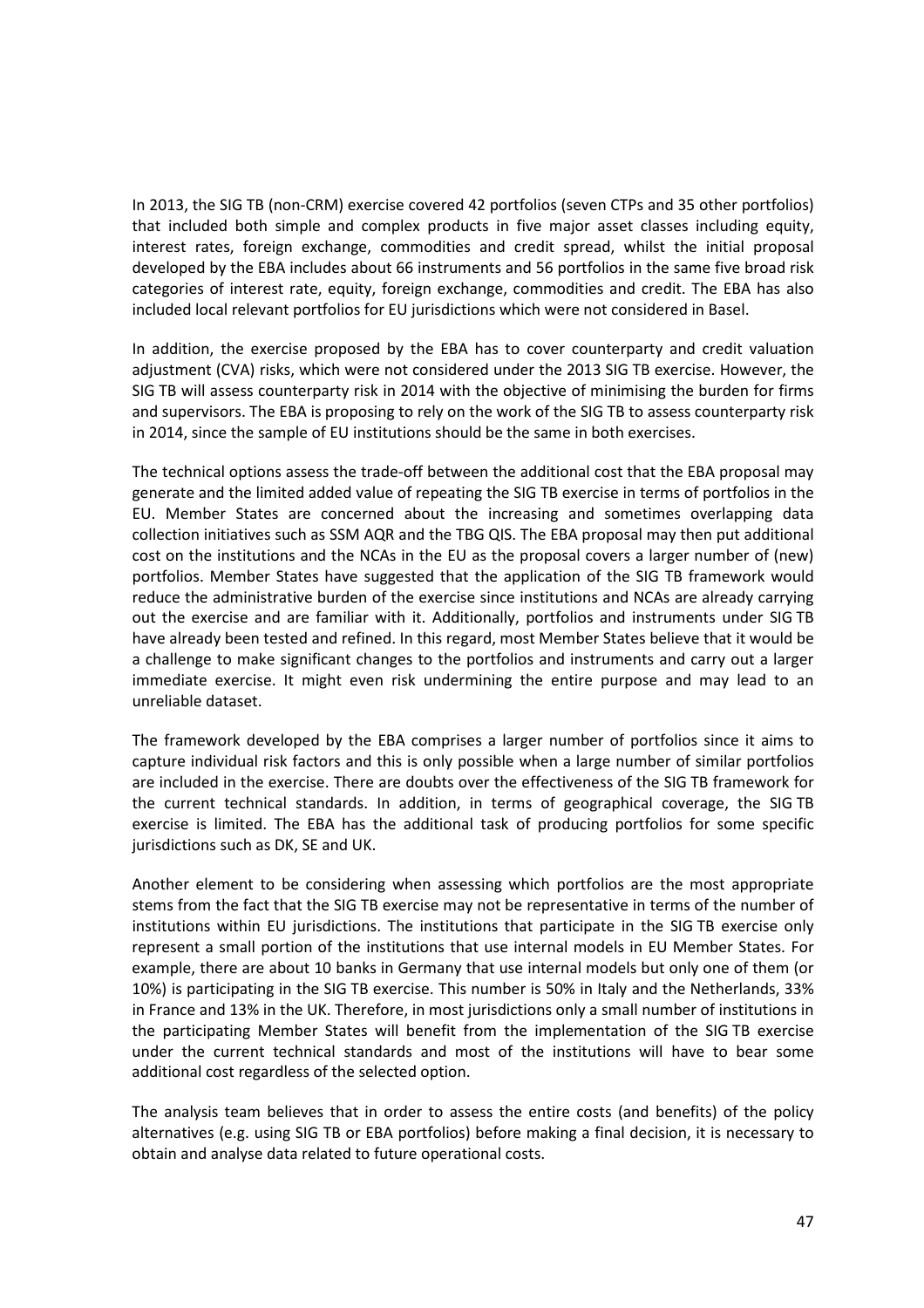In 2013, the SIG TB (non-CRM) exercise covered 42 portfolios (seven CTPs and 35 other portfolios) that included both simple and complex products in five major asset classes including equity, interest rates, foreign exchange, commodities and credit spread, whilst the initial proposal developed by the EBA includes about 66 instruments and 56 portfolios in the same five broad risk categories of interest rate, equity, foreign exchange, commodities and credit. The EBA has also included local relevant portfolios for EU jurisdictions which were not considered in Basel.

In addition, the exercise proposed by the EBA has to cover counterparty and credit valuation adjustment (CVA) risks, which were not considered under the 2013 SIG TB exercise. However, the SIG TB will assess counterparty risk in 2014 with the objective of minimising the burden for firms and supervisors. The EBA is proposing to rely on the work of the SIG TB to assess counterparty risk in 2014, since the sample of EU institutions should be the same in both exercises.

The technical options assess the trade-off between the additional cost that the EBA proposal may generate and the limited added value of repeating the SIG TB exercise in terms of portfolios in the EU. Member States are concerned about the increasing and sometimes overlapping data collection initiatives such as SSM AQR and the TBG QIS. The EBA proposal may then put additional cost on the institutions and the NCAs in the EU as the proposal covers a larger number of (new) portfolios. Member States have suggested that the application of the SIG TB framework would reduce the administrative burden of the exercise since institutions and NCAs are already carrying out the exercise and are familiar with it. Additionally, portfolios and instruments under SIG TB have already been tested and refined. In this regard, most Member States believe that it would be a challenge to make significant changes to the portfolios and instruments and carry out a larger immediate exercise. It might even risk undermining the entire purpose and may lead to an unreliable dataset.

The framework developed by the EBA comprises a larger number of portfolios since it aims to capture individual risk factors and this is only possible when a large number of similar portfolios are included in the exercise. There are doubts over the effectiveness of the SIG TB framework for the current technical standards. In addition, in terms of geographical coverage, the SIG TB exercise is limited. The EBA has the additional task of producing portfolios for some specific jurisdictions such as DK, SE and UK.

Another element to be considering when assessing which portfolios are the most appropriate stems from the fact that the SIG TB exercise may not be representative in terms of the number of institutions within EU jurisdictions. The institutions that participate in the SIG TB exercise only represent a small portion of the institutions that use internal models in EU Member States. For example, there are about 10 banks in Germany that use internal models but only one of them (or 10%) is participating in the SIG TB exercise. This number is 50% in Italy and the Netherlands, 33% in France and 13% in the UK. Therefore, in most jurisdictions only a small number of institutions in the participating Member States will benefit from the implementation of the SIG TB exercise under the current technical standards and most of the institutions will have to bear some additional cost regardless of the selected option.

The analysis team believes that in order to assess the entire costs (and benefits) of the policy alternatives (e.g. using SIG TB or EBA portfolios) before making a final decision, it is necessary to obtain and analyse data related to future operational costs.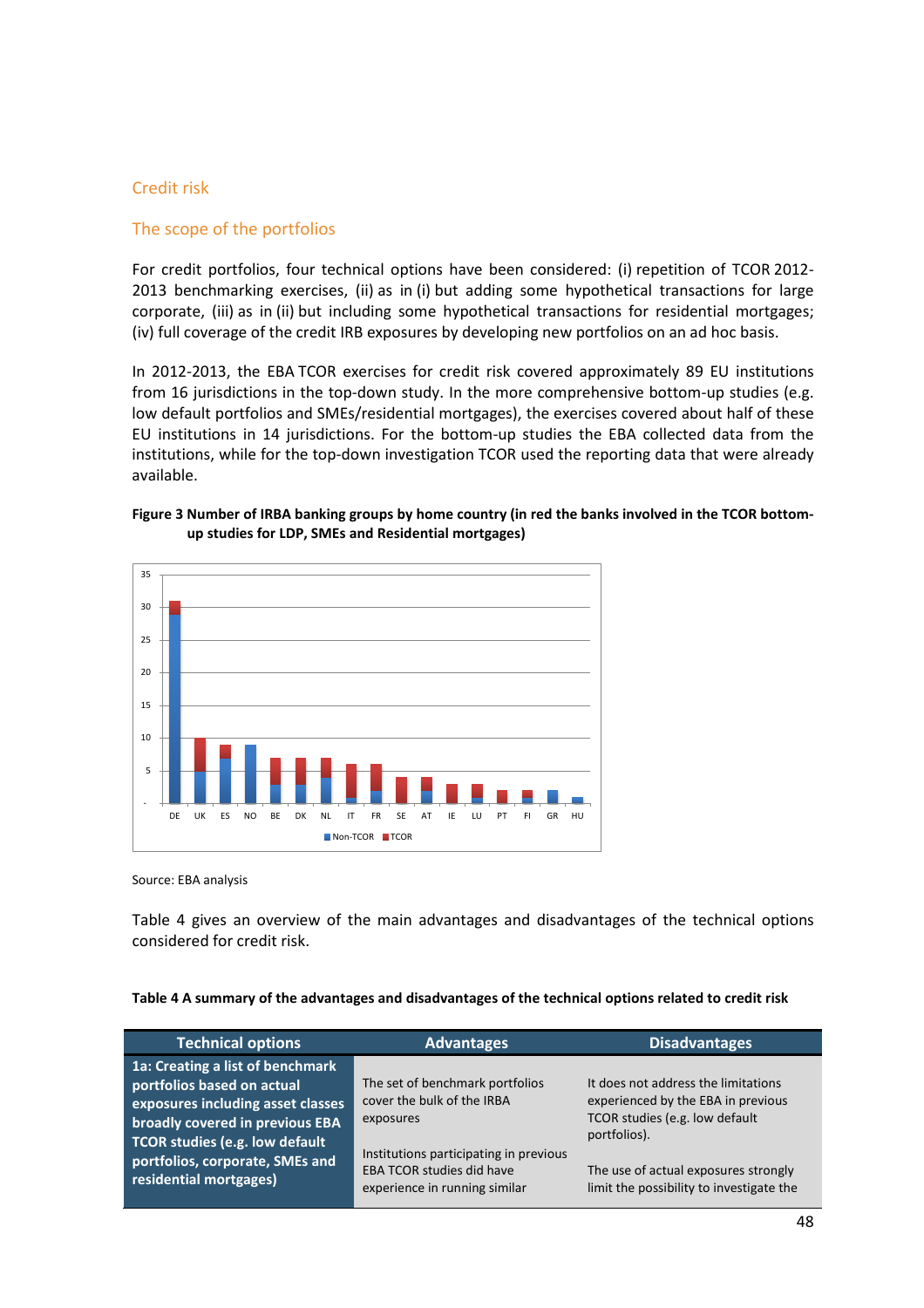## Credit risk

### The scope of the portfolios

For credit portfolios, four technical options have been considered: (i) repetition of TCOR 2012-2013 benchmarking exercises, (ii) as in (i) but adding some hypothetical transactions for large corporate, (iii) as in (ii) but including some hypothetical transactions for residential mortgages; (iv) full coverage of the credit IRB exposures by developing new portfolios on an ad hoc basis.

In 2012-2013, the EBA TCOR exercises for credit risk covered approximately 89 EU institutions from 16 jurisdictions in the top-down study. In the more comprehensive bottom-up studies (e.g. low default portfolios and SMEs/residential mortgages), the exercises covered about half of these EU institutions in 14 jurisdictions. For the bottom-up studies the EBA collected data from the institutions, while for the top-down investigation TCOR used the reporting data that were already available.

**Figure 3 Number of IRBA banking groups by home country (in red the banks involved in the TCOR bottom-up studies for LDP, SMEs and Residential mortgages)**

Source: EBA analysis

Table 4 gives an overview of the main advantages and disadvantages of the technical options considered for credit risk.

**Table 4 A summary of the advantages and disadvantages of the technical options related to credit risk**

| Technical options | Advantages | Disadvantages |
|---|---|---|
| **1a: Creating a list of benchmark portfolios based on actual exposures including asset classes broadly covered in previous EBA TCOR studies (e.g. low default portfolios, corporate, SMEs and residential mortgages)** | The set of benchmark portfolios cover the bulk of the IRBA exposures<br><br>Institutions participating in previous EBA TCOR studies did have experience in running similar | It does not address the limitations experienced by the EBA in previous TCOR studies (e.g. low default portfolios).<br><br>The use of actual exposures strongly limit the possibility to investigate the |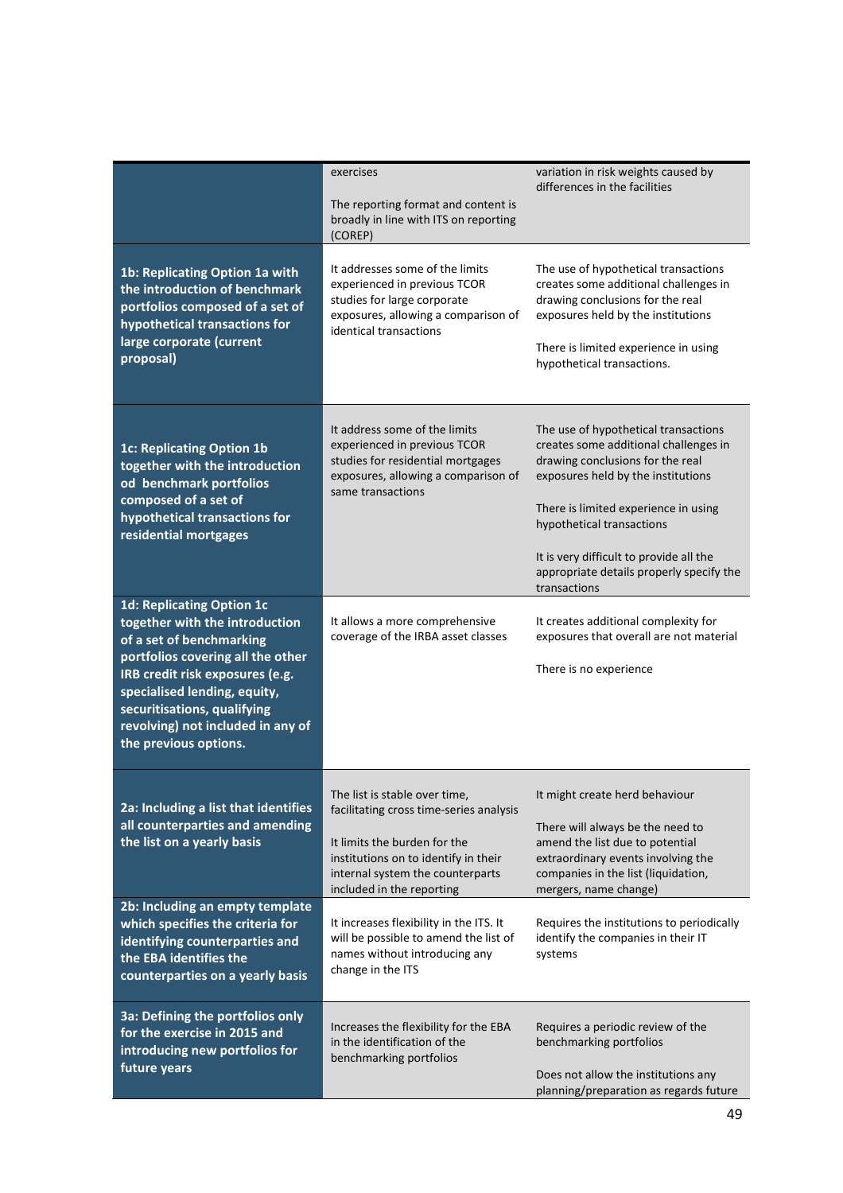| | | |
|---|---|---|
| | exercises<br><br>The reporting format and content is broadly in line with ITS on reporting (COREP) | variation in risk weights caused by differences in the facilities |
| **1b: Replicating Option 1a with the introduction of benchmark portfolios composed of a set of hypothetical transactions for large corporate (current proposal)** | It addresses some of the limits experienced in previous TCOR studies for large corporate exposures, allowing a comparison of identical transactions | The use of hypothetical transactions creates some additional challenges in drawing conclusions for the real exposures held by the institutions<br><br>There is limited experience in using hypothetical transactions. |
| **1c: Replicating Option 1b together with the introduction od benchmark portfolios composed of a set of hypothetical transactions for residential mortgages** | It address some of the limits experienced in previous TCOR studies for residential mortgages exposures, allowing a comparison of same transactions | The use of hypothetical transactions creates some additional challenges in drawing conclusions for the real exposures held by the institutions<br><br>There is limited experience in using hypothetical transactions<br><br>It is very difficult to provide all the appropriate details properly specify the transactions |
| **1d: Replicating Option 1c together with the introduction of a set of benchmarking portfolios covering all the other IRB credit risk exposures (e.g. specialised lending, equity, securitisations, qualifying revolving) not included in any of the previous options.** | It allows a more comprehensive coverage of the IRBA asset classes | It creates additional complexity for exposures that overall are not material<br><br>There is no experience |
| **2a: Including a list that identifies all counterparties and amending the list on a yearly basis** | The list is stable over time, facilitating cross time-series analysis<br><br>It limits the burden for the institutions on to identify in their internal system the counterparts included in the reporting | It might create herd behaviour<br><br>There will always be the need to amend the list due to potential extraordinary events involving the companies in the list (liquidation, mergers, name change) |
| **2b: Including an empty template which specifies the criteria for identifying counterparties and the EBA identifies the counterparties on a yearly basis** | It increases flexibility in the ITS. It will be possible to amend the list of names without introducing any change in the ITS | Requires the institutions to periodically identify the companies in their IT systems |
| **3a: Defining the portfolios only for the exercise in 2015 and introducing new portfolios for future years** | Increases the flexibility for the EBA in the identification of the benchmarking portfolios | Requires a periodic review of the benchmarking portfolios<br><br>Does not allow the institutions any planning/preparation as regards future |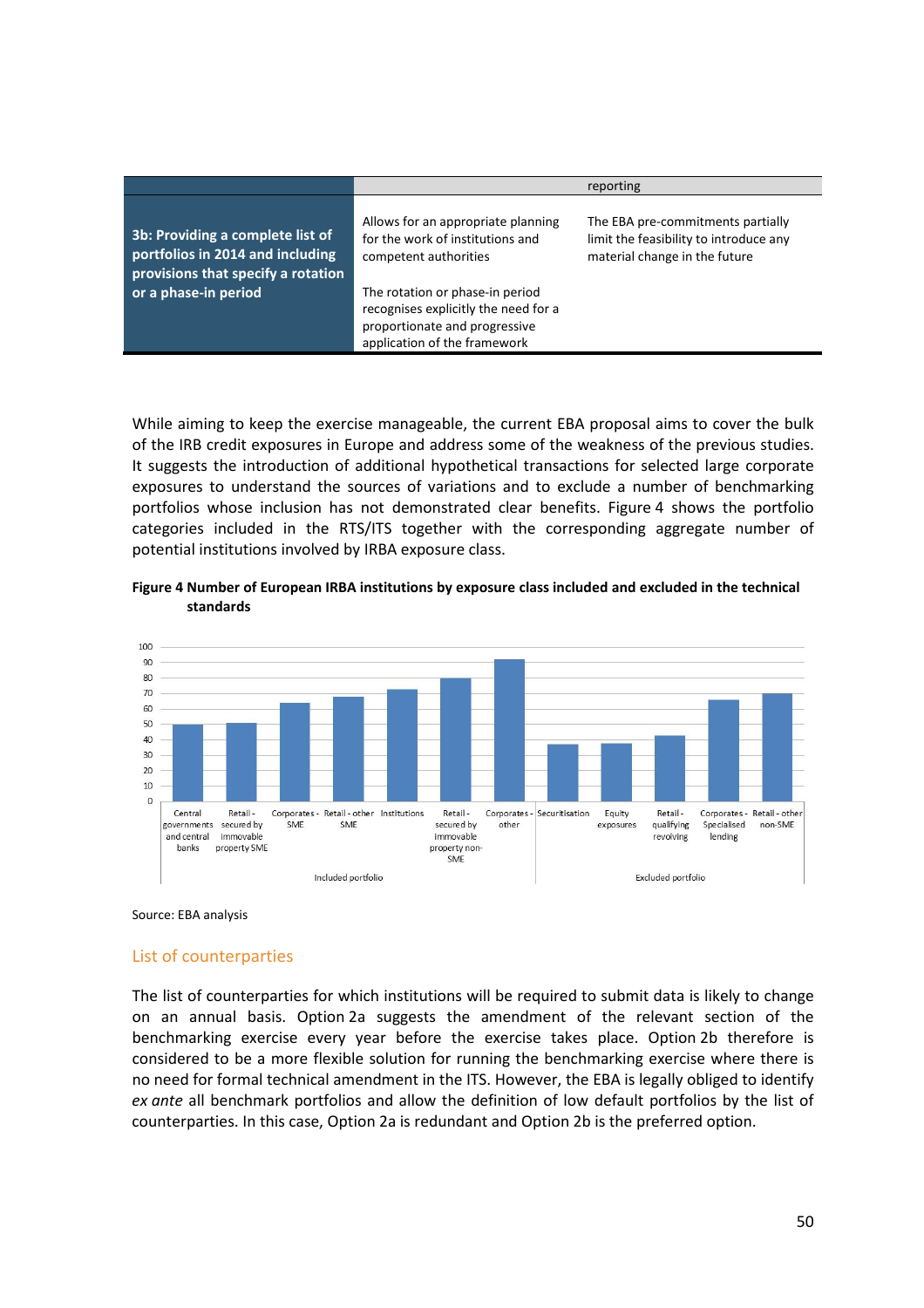| | | reporting |
|---|---|---|
| **3b: Providing a complete list of portfolios in 2014 and including provisions that specify a rotation or a phase-in period** | Allows for an appropriate planning for the work of institutions and competent authorities<br><br>The rotation or phase-in period recognises explicitly the need for a proportionate and progressive application of the framework | The EBA pre-commitments partially limit the feasibility to introduce any material change in the future |

While aiming to keep the exercise manageable, the current EBA proposal aims to cover the bulk of the IRB credit exposures in Europe and address some of the weakness of the previous studies. It suggests the introduction of additional hypothetical transactions for selected large corporate exposures to understand the sources of variations and to exclude a number of benchmarking portfolios whose inclusion has not demonstrated clear benefits. Figure 4 shows the portfolio categories included in the RTS/ITS together with the corresponding aggregate number of potential institutions involved by IRBA exposure class.

**Figure 4 Number of European IRBA institutions by exposure class included and excluded in the technical standards**

Source: EBA analysis

## List of counterparties

The list of counterparties for which institutions will be required to submit data is likely to change on an annual basis. Option 2a suggests the amendment of the relevant section of the benchmarking exercise every year before the exercise takes place. Option 2b therefore is considered to be a more flexible solution for running the benchmarking exercise where there is no need for formal technical amendment in the ITS. However, the EBA is legally obliged to identify *ex ante* all benchmark portfolios and allow the definition of low default portfolios by the list of counterparties. In this case, Option 2a is redundant and Option 2b is the preferred option.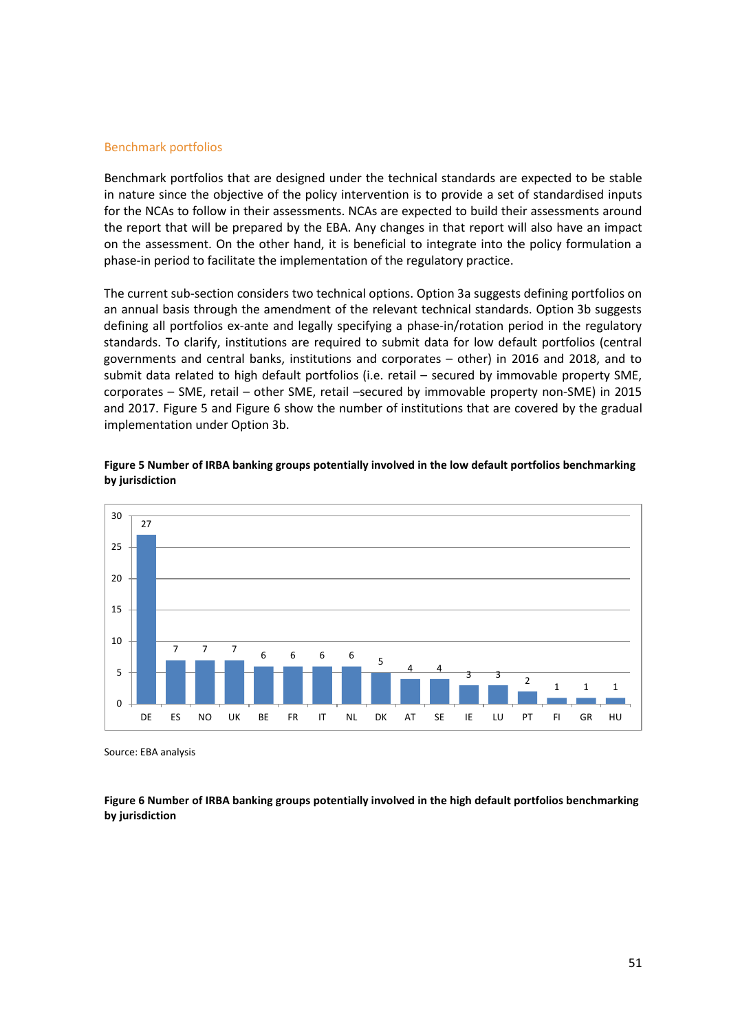### Benchmark portfolios

Benchmark portfolios that are designed under the technical standards are expected to be stable in nature since the objective of the policy intervention is to provide a set of standardised inputs for the NCAs to follow in their assessments. NCAs are expected to build their assessments around the report that will be prepared by the EBA. Any changes in that report will also have an impact on the assessment. On the other hand, it is beneficial to integrate into the policy formulation a phase-in period to facilitate the implementation of the regulatory practice.

The current sub-section considers two technical options. Option 3a suggests defining portfolios on an annual basis through the amendment of the relevant technical standards. Option 3b suggests defining all portfolios ex-ante and legally specifying a phase-in/rotation period in the regulatory standards. To clarify, institutions are required to submit data for low default portfolios (central governments and central banks, institutions and corporates – other) in 2016 and 2018, and to submit data related to high default portfolios (i.e. retail – secured by immovable property SME, corporates – SME, retail – other SME, retail –secured by immovable property non-SME) in 2015 and 2017. Figure 5 and Figure 6 show the number of institutions that are covered by the gradual implementation under Option 3b.

**Figure 5 Number of IRBA banking groups potentially involved in the low default portfolios benchmarking by jurisdiction**

| Jurisdiction | Number |
|---|---|
| DE | 27 |
| ES | 7 |
| NO | 7 |
| UK | 7 |
| BE | 6 |
| FR | 6 |
| IT | 6 |
| NL | 6 |
| DK | 5 |
| AT | 4 |
| SE | 4 |
| IE | 3 |
| LU | 3 |
| PT | 2 |
| FI | 1 |
| GR | 1 |
| HU | 1 |

Source: EBA analysis

**Figure 6 Number of IRBA banking groups potentially involved in the high default portfolios benchmarking by jurisdiction**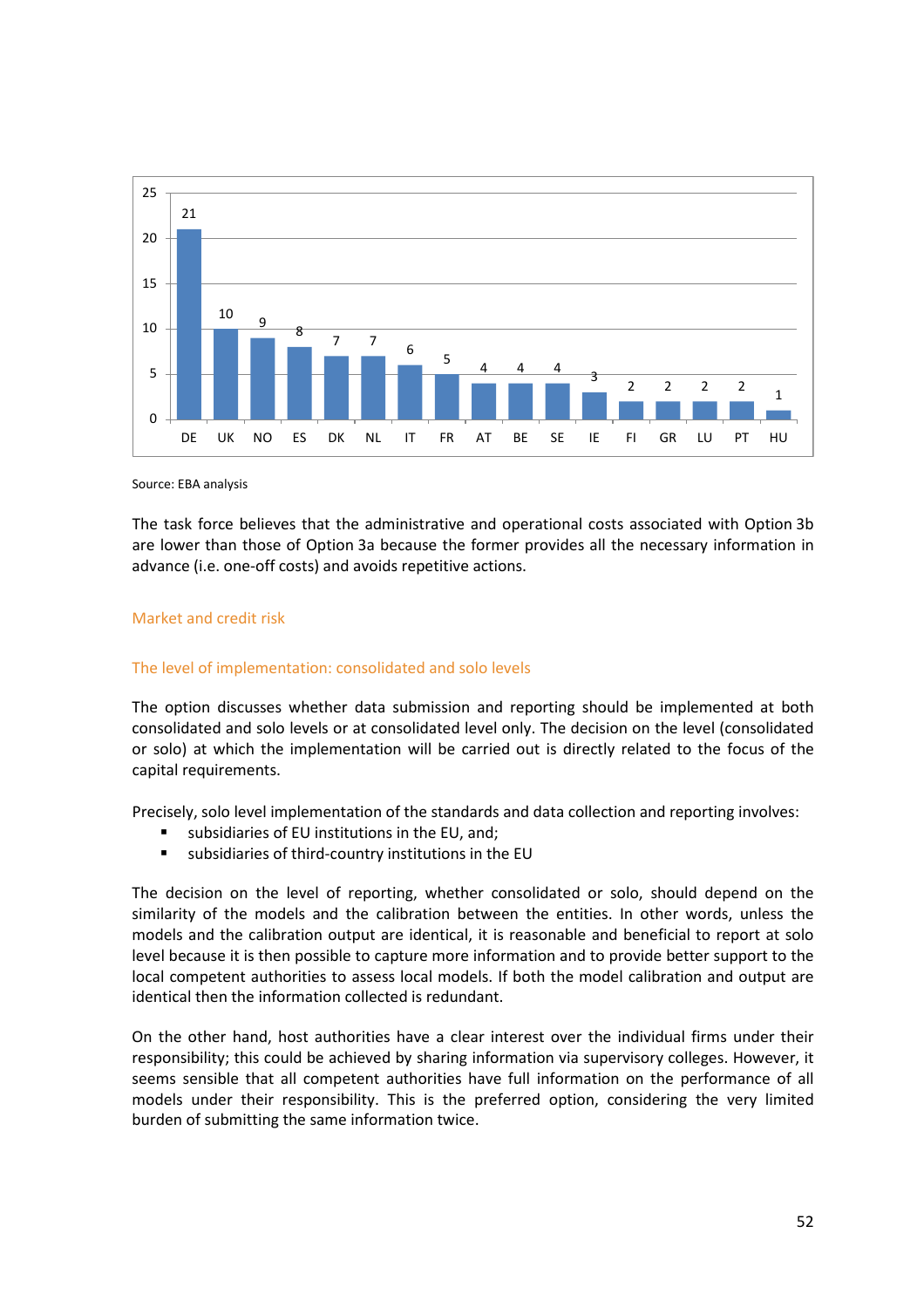| DE | UK | NO | ES | DK | NL | IT | FR | AT | BE | SE | IE | FI | GR | LU | PT | HU |
|---|---|---|---|---|---|---|---|---|---|---|---|---|---|---|---|---|
| 21 | 10 | 9 | 8 | 7 | 7 | 6 | 5 | 4 | 4 | 4 | 3 | 2 | 2 | 2 | 2 | 1 |

Source: EBA analysis

The task force believes that the administrative and operational costs associated with Option 3b are lower than those of Option 3a because the former provides all the necessary information in advance (i.e. one-off costs) and avoids repetitive actions.

### Market and credit risk

#### The level of implementation: consolidated and solo levels

The option discusses whether data submission and reporting should be implemented at both consolidated and solo levels or at consolidated level only. The decision on the level (consolidated or solo) at which the implementation will be carried out is directly related to the focus of the capital requirements.

Precisely, solo level implementation of the standards and data collection and reporting involves:

- subsidiaries of EU institutions in the EU, and;
- subsidiaries of third-country institutions in the EU

The decision on the level of reporting, whether consolidated or solo, should depend on the similarity of the models and the calibration between the entities. In other words, unless the models and the calibration output are identical, it is reasonable and beneficial to report at solo level because it is then possible to capture more information and to provide better support to the local competent authorities to assess local models. If both the model calibration and output are identical then the information collected is redundant.

On the other hand, host authorities have a clear interest over the individual firms under their responsibility; this could be achieved by sharing information via supervisory colleges. However, it seems sensible that all competent authorities have full information on the performance of all models under their responsibility. This is the preferred option, considering the very limited burden of submitting the same information twice.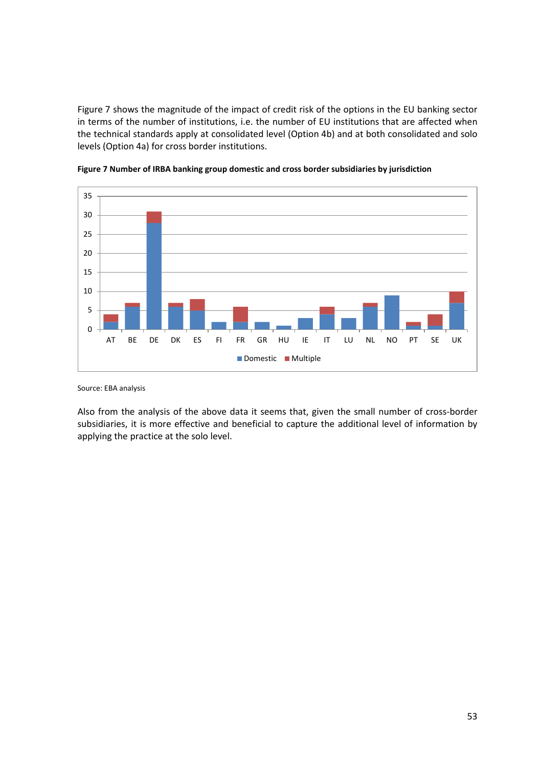Figure 7 shows the magnitude of the impact of credit risk of the options in the EU banking sector in terms of the number of institutions, i.e. the number of EU institutions that are affected when the technical standards apply at consolidated level (Option 4b) and at both consolidated and solo levels (Option 4a) for cross border institutions.

**Figure 7 Number of IRBA banking group domestic and cross border subsidiaries by jurisdiction**

Source: EBA analysis

Also from the analysis of the above data it seems that, given the small number of cross-border subsidiaries, it is more effective and beneficial to capture the additional level of information by applying the practice at the solo level.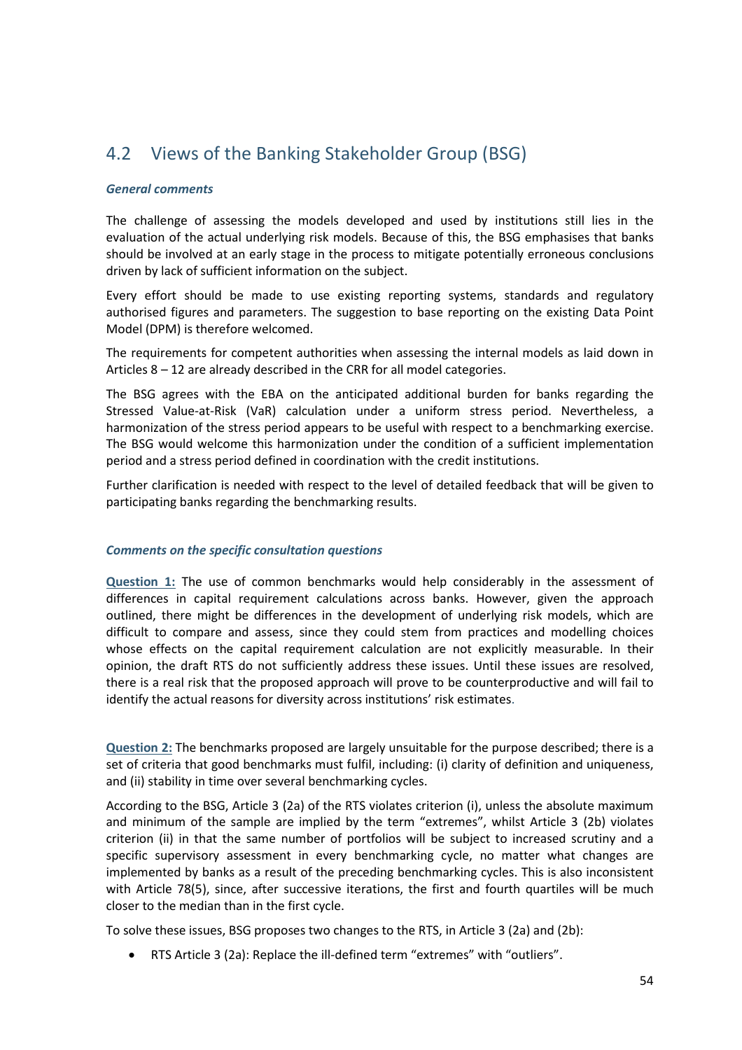## 4.2 Views of the Banking Stakeholder Group (BSG)

***General comments***

The challenge of assessing the models developed and used by institutions still lies in the evaluation of the actual underlying risk models. Because of this, the BSG emphasises that banks should be involved at an early stage in the process to mitigate potentially erroneous conclusions driven by lack of sufficient information on the subject.

Every effort should be made to use existing reporting systems, standards and regulatory authorised figures and parameters. The suggestion to base reporting on the existing Data Point Model (DPM) is therefore welcomed.

The requirements for competent authorities when assessing the internal models as laid down in Articles 8 – 12 are already described in the CRR for all model categories.

The BSG agrees with the EBA on the anticipated additional burden for banks regarding the Stressed Value-at-Risk (VaR) calculation under a uniform stress period. Nevertheless, a harmonization of the stress period appears to be useful with respect to a benchmarking exercise. The BSG would welcome this harmonization under the condition of a sufficient implementation period and a stress period defined in coordination with the credit institutions.

Further clarification is needed with respect to the level of detailed feedback that will be given to participating banks regarding the benchmarking results.

***Comments on the specific consultation questions***

**Question 1:** The use of common benchmarks would help considerably in the assessment of differences in capital requirement calculations across banks. However, given the approach outlined, there might be differences in the development of underlying risk models, which are difficult to compare and assess, since they could stem from practices and modelling choices whose effects on the capital requirement calculation are not explicitly measurable. In their opinion, the draft RTS do not sufficiently address these issues. Until these issues are resolved, there is a real risk that the proposed approach will prove to be counterproductive and will fail to identify the actual reasons for diversity across institutions' risk estimates.

**Question 2:** The benchmarks proposed are largely unsuitable for the purpose described; there is a set of criteria that good benchmarks must fulfil, including: (i) clarity of definition and uniqueness, and (ii) stability in time over several benchmarking cycles.

According to the BSG, Article 3 (2a) of the RTS violates criterion (i), unless the absolute maximum and minimum of the sample are implied by the term "extremes", whilst Article 3 (2b) violates criterion (ii) in that the same number of portfolios will be subject to increased scrutiny and a specific supervisory assessment in every benchmarking cycle, no matter what changes are implemented by banks as a result of the preceding benchmarking cycles. This is also inconsistent with Article 78(5), since, after successive iterations, the first and fourth quartiles will be much closer to the median than in the first cycle.

To solve these issues, BSG proposes two changes to the RTS, in Article 3 (2a) and (2b):

- RTS Article 3 (2a): Replace the ill-defined term "extremes" with "outliers".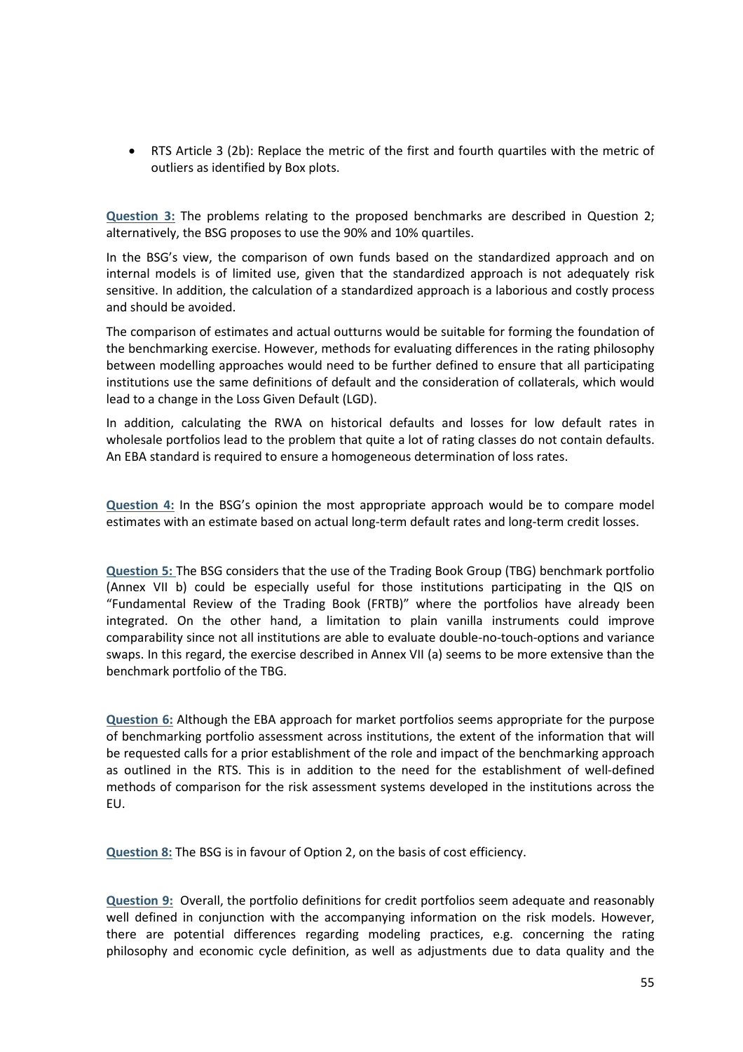- RTS Article 3 (2b): Replace the metric of the first and fourth quartiles with the metric of outliers as identified by Box plots.

**Question 3:** The problems relating to the proposed benchmarks are described in Question 2; alternatively, the BSG proposes to use the 90% and 10% quartiles.

In the BSG's view, the comparison of own funds based on the standardized approach and on internal models is of limited use, given that the standardized approach is not adequately risk sensitive. In addition, the calculation of a standardized approach is a laborious and costly process and should be avoided.

The comparison of estimates and actual outturns would be suitable for forming the foundation of the benchmarking exercise. However, methods for evaluating differences in the rating philosophy between modelling approaches would need to be further defined to ensure that all participating institutions use the same definitions of default and the consideration of collaterals, which would lead to a change in the Loss Given Default (LGD).

In addition, calculating the RWA on historical defaults and losses for low default rates in wholesale portfolios lead to the problem that quite a lot of rating classes do not contain defaults. An EBA standard is required to ensure a homogeneous determination of loss rates.

**Question 4:** In the BSG's opinion the most appropriate approach would be to compare model estimates with an estimate based on actual long-term default rates and long-term credit losses.

**Question 5:** The BSG considers that the use of the Trading Book Group (TBG) benchmark portfolio (Annex VII b) could be especially useful for those institutions participating in the QIS on "Fundamental Review of the Trading Book (FRTB)" where the portfolios have already been integrated. On the other hand, a limitation to plain vanilla instruments could improve comparability since not all institutions are able to evaluate double-no-touch-options and variance swaps. In this regard, the exercise described in Annex VII (a) seems to be more extensive than the benchmark portfolio of the TBG.

**Question 6:** Although the EBA approach for market portfolios seems appropriate for the purpose of benchmarking portfolio assessment across institutions, the extent of the information that will be requested calls for a prior establishment of the role and impact of the benchmarking approach as outlined in the RTS. This is in addition to the need for the establishment of well-defined methods of comparison for the risk assessment systems developed in the institutions across the EU.

**Question 8:** The BSG is in favour of Option 2, on the basis of cost efficiency.

**Question 9:** Overall, the portfolio definitions for credit portfolios seem adequate and reasonably well defined in conjunction with the accompanying information on the risk models. However, there are potential differences regarding modeling practices, e.g. concerning the rating philosophy and economic cycle definition, as well as adjustments due to data quality and the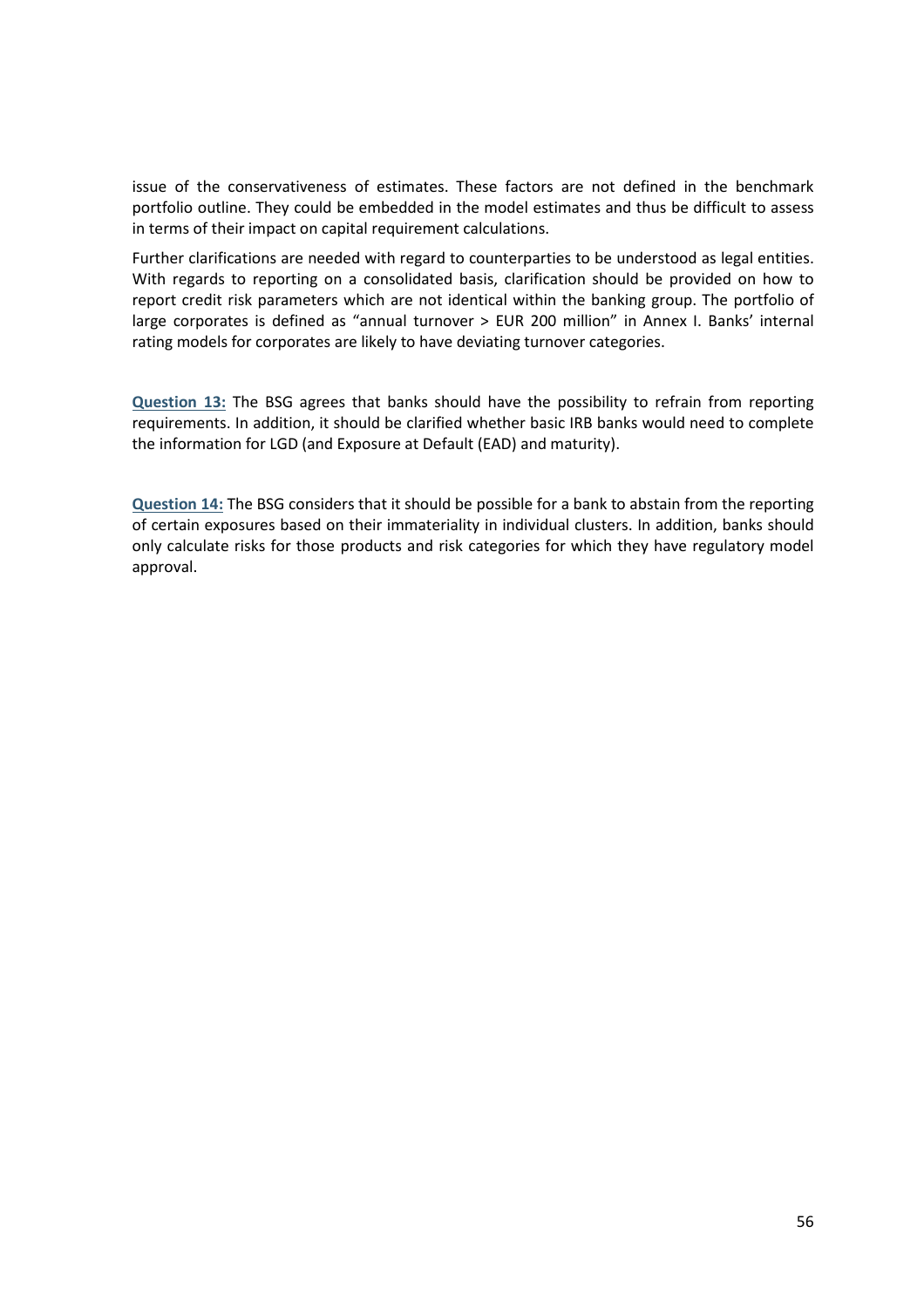issue of the conservativeness of estimates. These factors are not defined in the benchmark portfolio outline. They could be embedded in the model estimates and thus be difficult to assess in terms of their impact on capital requirement calculations.

Further clarifications are needed with regard to counterparties to be understood as legal entities. With regards to reporting on a consolidated basis, clarification should be provided on how to report credit risk parameters which are not identical within the banking group. The portfolio of large corporates is defined as "annual turnover > EUR 200 million" in Annex I. Banks' internal rating models for corporates are likely to have deviating turnover categories.

**Question 13:** The BSG agrees that banks should have the possibility to refrain from reporting requirements. In addition, it should be clarified whether basic IRB banks would need to complete the information for LGD (and Exposure at Default (EAD) and maturity).

**Question 14:** The BSG considers that it should be possible for a bank to abstain from the reporting of certain exposures based on their immateriality in individual clusters. In addition, banks should only calculate risks for those products and risk categories for which they have regulatory model approval.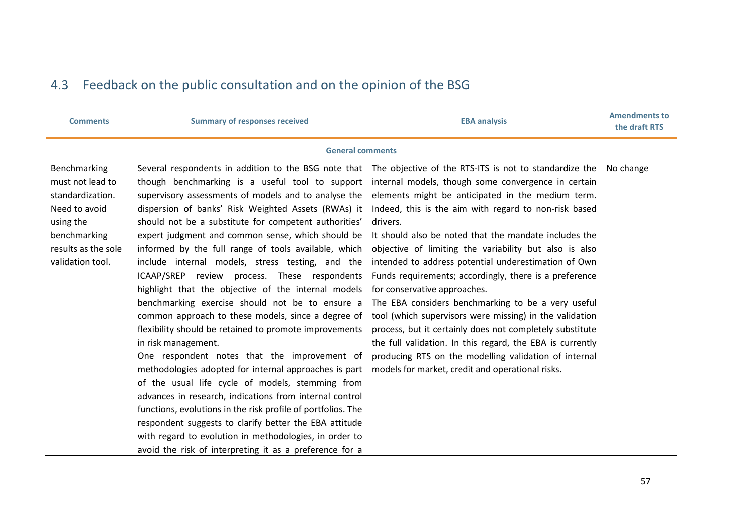## 4.3 Feedback on the public consultation and on the opinion of the BSG

| Comments | Summary of responses received | EBA analysis | Amendments to the draft RTS |
|---|---|---|---|
| **General comments** | | | |
| Benchmarking must not lead to standardization. Need to avoid using the benchmarking results as the sole validation tool. | Several respondents in addition to the BSG note that though benchmarking is a useful tool to support supervisory assessments of models and to analyse the dispersion of banks' Risk Weighted Assets (RWAs) it should not be a substitute for competent authorities' expert judgment and common sense, which should be informed by the full range of tools available, which include internal models, stress testing, and the ICAAP/SREP review process. These respondents highlight that the objective of the internal models benchmarking exercise should not be to ensure a common approach to these models, since a degree of flexibility should be retained to promote improvements in risk management.<br>One respondent notes that the improvement of methodologies adopted for internal approaches is part of the usual life cycle of models, stemming from advances in research, indications from internal control functions, evolutions in the risk profile of portfolios. The respondent suggests to clarify better the EBA attitude with regard to evolution in methodologies, in order to avoid the risk of interpreting it as a preference for a | The objective of the RTS-ITS is not to standardize the internal models, though some convergence in certain elements might be anticipated in the medium term. Indeed, this is the aim with regard to non-risk based drivers.<br>It should also be noted that the mandate includes the objective of limiting the variability but also is also intended to address potential underestimation of Own Funds requirements; accordingly, there is a preference for conservative approaches.<br>The EBA considers benchmarking to be a very useful tool (which supervisors were missing) in the validation process, but it certainly does not completely substitute the full validation. In this regard, the EBA is currently producing RTS on the modelling validation of internal models for market, credit and operational risks. | No change |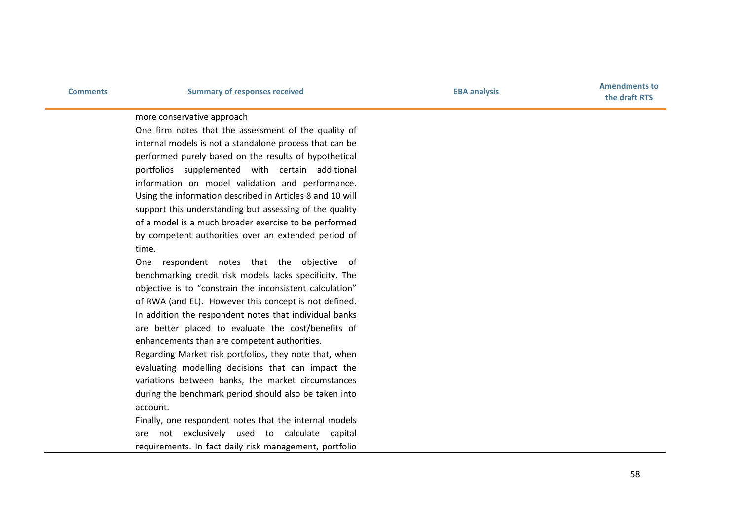| Comments | Summary of responses received | EBA analysis | Amendments to the draft RTS |
|---|---|---|---|
| | more conservative approach<br>One firm notes that the assessment of the quality of internal models is not a standalone process that can be performed purely based on the results of hypothetical portfolios supplemented with certain additional information on model validation and performance. Using the information described in Articles 8 and 10 will support this understanding but assessing of the quality of a model is a much broader exercise to be performed by competent authorities over an extended period of time.<br>One respondent notes that the objective of benchmarking credit risk models lacks specificity. The objective is to “constrain the inconsistent calculation” of RWA (and EL). However this concept is not defined. In addition the respondent notes that individual banks are better placed to evaluate the cost/benefits of enhancements than are competent authorities.<br>Regarding Market risk portfolios, they note that, when evaluating modelling decisions that can impact the variations between banks, the market circumstances during the benchmark period should also be taken into account.<br>Finally, one respondent notes that the internal models are not exclusively used to calculate capital requirements. In fact daily risk management, portfolio | | |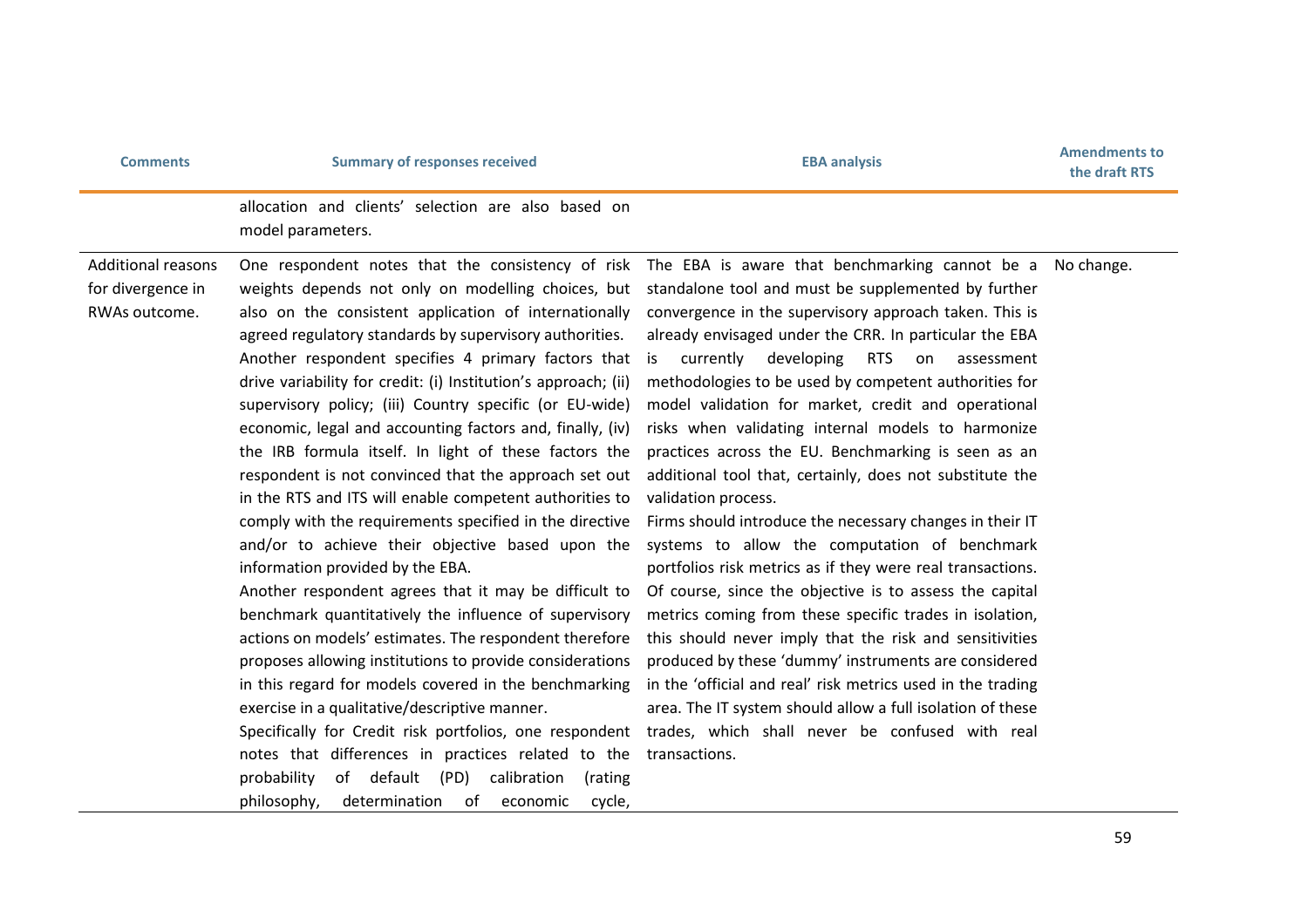| Comments | Summary of responses received | EBA analysis | Amendments to the draft RTS |
|---|---|---|---|
| | allocation and clients' selection are also based on model parameters. | | |
| Additional reasons for divergence in RWAs outcome. | One respondent notes that the consistency of risk weights depends not only on modelling choices, but also on the consistent application of internationally agreed regulatory standards by supervisory authorities.<br>Another respondent specifies 4 primary factors that drive variability for credit: (i) Institution's approach; (ii) supervisory policy; (iii) Country specific (or EU-wide) economic, legal and accounting factors and, finally, (iv) the IRB formula itself. In light of these factors the respondent is not convinced that the approach set out in the RTS and ITS will enable competent authorities to comply with the requirements specified in the directive and/or to achieve their objective based upon the information provided by the EBA.<br>Another respondent agrees that it may be difficult to benchmark quantitatively the influence of supervisory actions on models' estimates. The respondent therefore proposes allowing institutions to provide considerations in this regard for models covered in the benchmarking exercise in a qualitative/descriptive manner.<br>Specifically for Credit risk portfolios, one respondent notes that differences in practices related to the probability of default (PD) calibration (rating philosophy, determination of economic cycle, | The EBA is aware that benchmarking cannot be a standalone tool and must be supplemented by further convergence in the supervisory approach taken. This is already envisaged under the CRR. In particular the EBA is currently developing RTS on assessment methodologies to be used by competent authorities for model validation for market, credit and operational risks when validating internal models to harmonize practices across the EU. Benchmarking is seen as an additional tool that, certainly, does not substitute the validation process.<br>Firms should introduce the necessary changes in their IT systems to allow the computation of benchmark portfolios risk metrics as if they were real transactions. Of course, since the objective is to assess the capital metrics coming from these specific trades in isolation, this should never imply that the risk and sensitivities produced by these 'dummy' instruments are considered in the 'official and real' risk metrics used in the trading area. The IT system should allow a full isolation of these trades, which shall never be confused with real transactions. | No change. |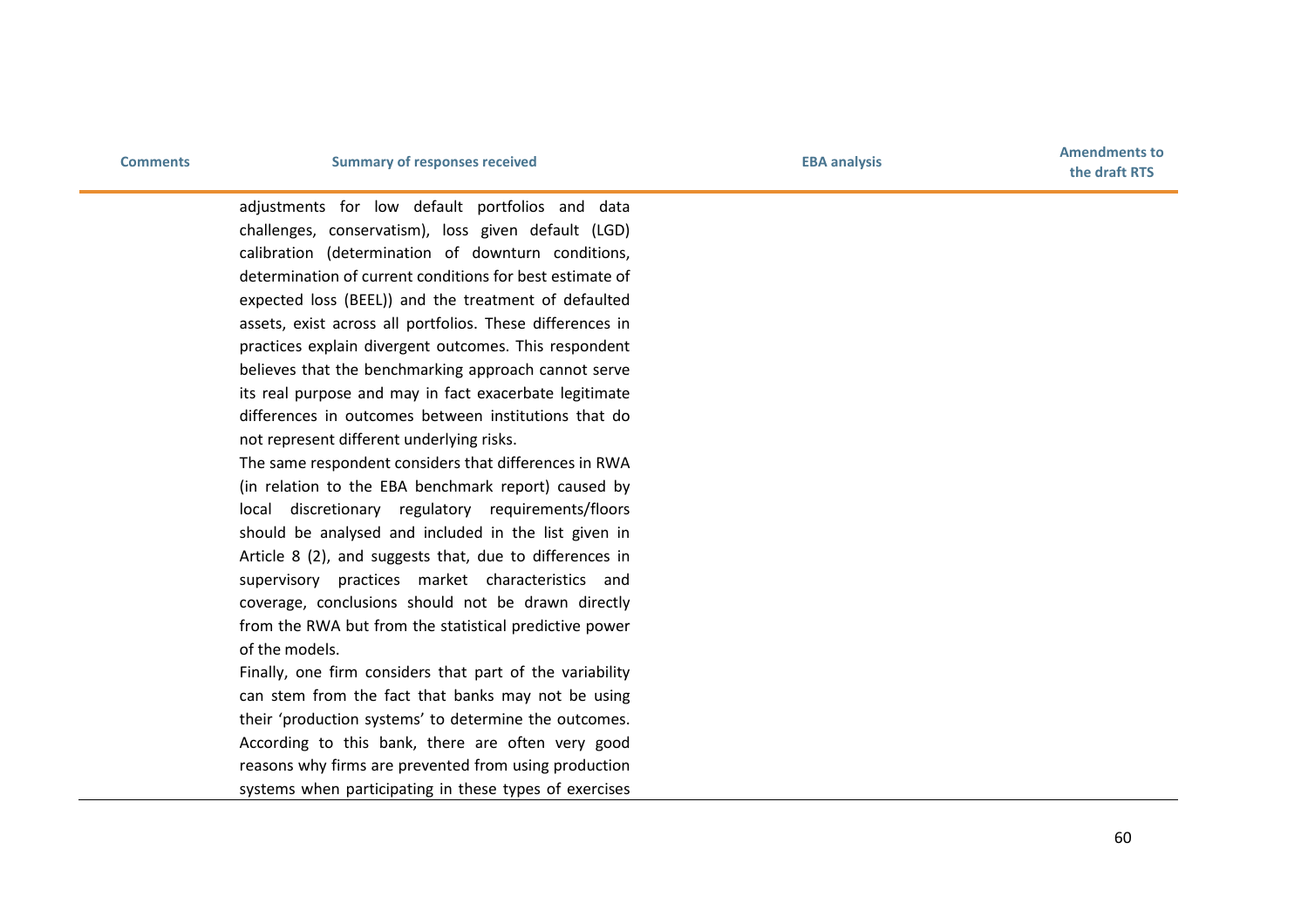| Comments | Summary of responses received | EBA analysis | Amendments to the draft RTS |
|---|---|---|---|
| | adjustments for low default portfolios and data challenges, conservatism), loss given default (LGD) calibration (determination of downturn conditions, determination of current conditions for best estimate of expected loss (BEEL)) and the treatment of defaulted assets, exist across all portfolios. These differences in practices explain divergent outcomes. This respondent believes that the benchmarking approach cannot serve its real purpose and may in fact exacerbate legitimate differences in outcomes between institutions that do not represent different underlying risks.<br>The same respondent considers that differences in RWA (in relation to the EBA benchmark report) caused by local discretionary regulatory requirements/floors should be analysed and included in the list given in Article 8 (2), and suggests that, due to differences in supervisory practices market characteristics and coverage, conclusions should not be drawn directly from the RWA but from the statistical predictive power of the models.<br>Finally, one firm considers that part of the variability can stem from the fact that banks may not be using their 'production systems' to determine the outcomes. According to this bank, there are often very good reasons why firms are prevented from using production systems when participating in these types of exercises | | |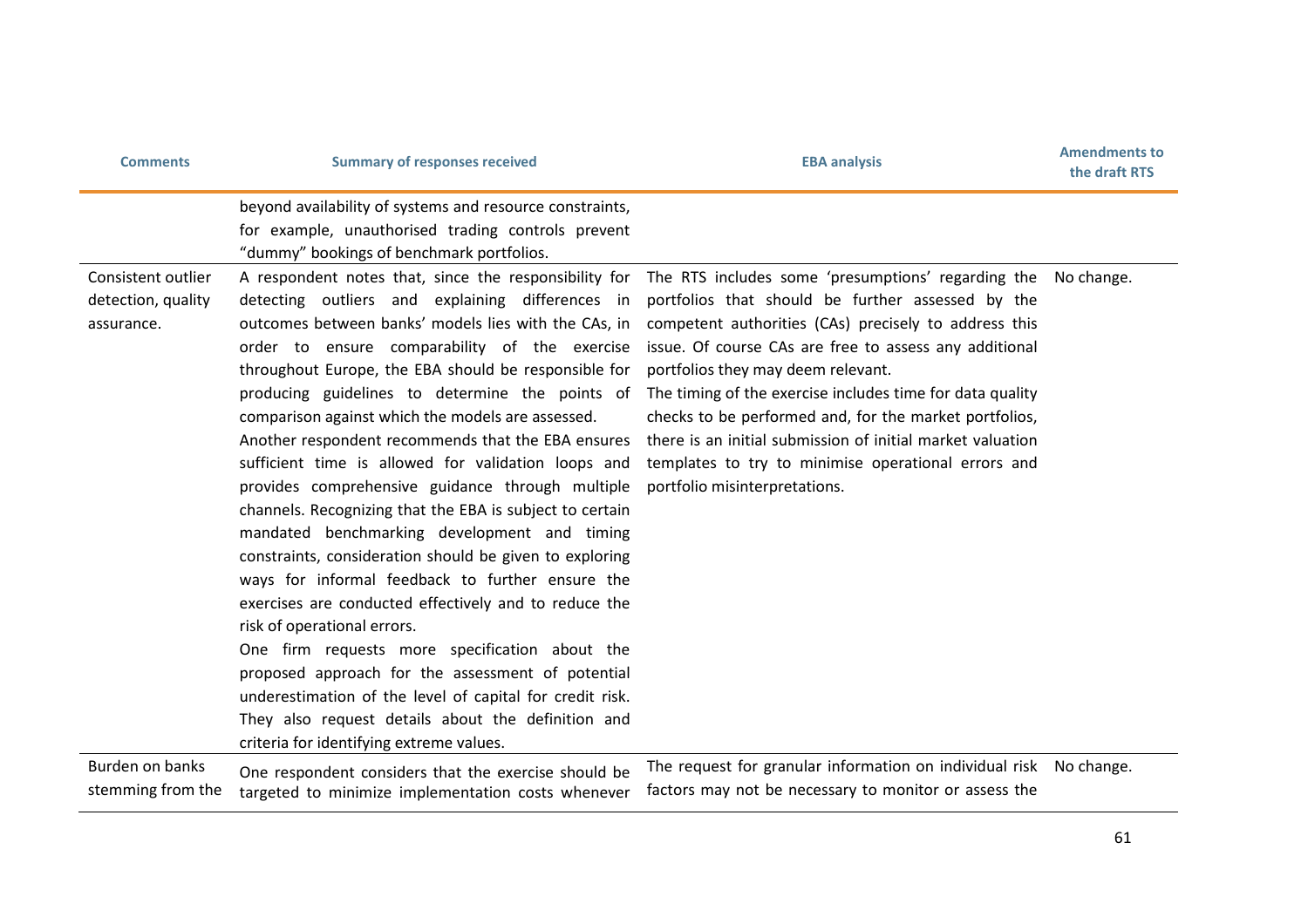| Comments | Summary of responses received | EBA analysis | Amendments to the draft RTS |
|---|---|---|---|
| | beyond availability of systems and resource constraints, for example, unauthorised trading controls prevent "dummy" bookings of benchmark portfolios. | | |
| Consistent outlier detection, quality assurance. | A respondent notes that, since the responsibility for detecting outliers and explaining differences in outcomes between banks' models lies with the CAs, in order to ensure comparability of the exercise throughout Europe, the EBA should be responsible for producing guidelines to determine the points of comparison against which the models are assessed.<br>Another respondent recommends that the EBA ensures sufficient time is allowed for validation loops and provides comprehensive guidance through multiple channels. Recognizing that the EBA is subject to certain mandated benchmarking development and timing constraints, consideration should be given to exploring ways for informal feedback to further ensure the exercises are conducted effectively and to reduce the risk of operational errors.<br>One firm requests more specification about the proposed approach for the assessment of potential underestimation of the level of capital for credit risk. They also request details about the definition and criteria for identifying extreme values. | The RTS includes some 'presumptions' regarding the portfolios that should be further assessed by the competent authorities (CAs) precisely to address this issue. Of course CAs are free to assess any additional portfolios they may deem relevant.<br>The timing of the exercise includes time for data quality checks to be performed and, for the market portfolios, there is an initial submission of initial market valuation templates to try to minimise operational errors and portfolio misinterpretations. | No change. |
| Burden on banks stemming from the | One respondent considers that the exercise should be targeted to minimize implementation costs whenever | The request for granular information on individual risk factors may not be necessary to monitor or assess the | No change. |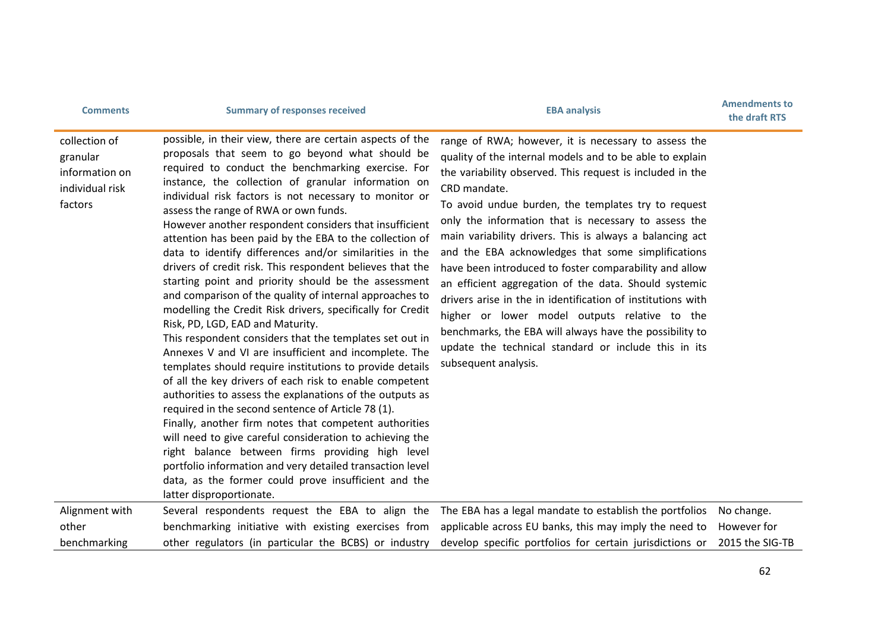| Comments | Summary of responses received | EBA analysis | Amendments to the draft RTS |
|---|---|---|---|
| collection of granular information on individual risk factors | possible, in their view, there are certain aspects of the proposals that seem to go beyond what should be required to conduct the benchmarking exercise. For instance, the collection of granular information on individual risk factors is not necessary to monitor or assess the range of RWA or own funds.<br>However another respondent considers that insufficient attention has been paid by the EBA to the collection of data to identify differences and/or similarities in the drivers of credit risk. This respondent believes that the starting point and priority should be the assessment and comparison of the quality of internal approaches to modelling the Credit Risk drivers, specifically for Credit Risk, PD, LGD, EAD and Maturity.<br>This respondent considers that the templates set out in Annexes V and VI are insufficient and incomplete. The templates should require institutions to provide details of all the key drivers of each risk to enable competent authorities to assess the explanations of the outputs as required in the second sentence of Article 78 (1).<br>Finally, another firm notes that competent authorities will need to give careful consideration to achieving the right balance between firms providing high level portfolio information and very detailed transaction level data, as the former could prove insufficient and the latter disproportionate. | range of RWA; however, it is necessary to assess the quality of the internal models and to be able to explain the variability observed. This request is included in the CRD mandate.<br>To avoid undue burden, the templates try to request only the information that is necessary to assess the main variability drivers. This is always a balancing act and the EBA acknowledges that some simplifications have been introduced to foster comparability and allow an efficient aggregation of the data. Should systemic drivers arise in the in identification of institutions with higher or lower model outputs relative to the benchmarks, the EBA will always have the possibility to update the technical standard or include this in its subsequent analysis. | |
| Alignment with other benchmarking | Several respondents request the EBA to align the benchmarking initiative with existing exercises from other regulators (in particular the BCBS) or industry | The EBA has a legal mandate to establish the portfolios applicable across EU banks, this may imply the need to develop specific portfolios for certain jurisdictions or | No change. However for 2015 the SIG-TB |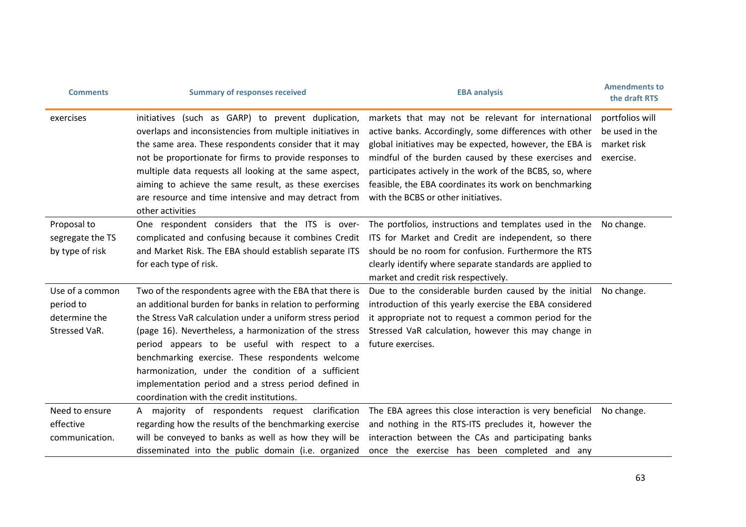| Comments | Summary of responses received | EBA analysis | Amendments to the draft RTS |
| --- | --- | --- | --- |
| exercises | initiatives (such as GARP) to prevent duplication, overlaps and inconsistencies from multiple initiatives in the same area. These respondents consider that it may not be proportionate for firms to provide responses to multiple data requests all looking at the same aspect, aiming to achieve the same result, as these exercises are resource and time intensive and may detract from other activities | markets that may not be relevant for international active banks. Accordingly, some differences with other global initiatives may be expected, however, the EBA is mindful of the burden caused by these exercises and participates actively in the work of the BCBS, so, where feasible, the EBA coordinates its work on benchmarking with the BCBS or other initiatives. | portfolios will be used in the market risk exercise. |
| Proposal to segregate the TS by type of risk | One respondent considers that the ITS is over-complicated and confusing because it combines Credit and Market Risk. The EBA should establish separate ITS for each type of risk. | The portfolios, instructions and templates used in the ITS for Market and Credit are independent, so there should be no room for confusion. Furthermore the RTS clearly identify where separate standards are applied to market and credit risk respectively. | No change. |
| Use of a common period to determine the Stressed VaR. | Two of the respondents agree with the EBA that there is an additional burden for banks in relation to performing the Stress VaR calculation under a uniform stress period (page 16). Nevertheless, a harmonization of the stress period appears to be useful with respect to a benchmarking exercise. These respondents welcome harmonization, under the condition of a sufficient implementation period and a stress period defined in coordination with the credit institutions. | Due to the considerable burden caused by the initial introduction of this yearly exercise the EBA considered it appropriate not to request a common period for the Stressed VaR calculation, however this may change in future exercises. | No change. |
| Need to ensure effective communication. | A majority of respondents request clarification regarding how the results of the benchmarking exercise will be conveyed to banks as well as how they will be disseminated into the public domain (i.e. organized | The EBA agrees this close interaction is very beneficial and nothing in the RTS-ITS precludes it, however the interaction between the CAs and participating banks once the exercise has been completed and any | No change. |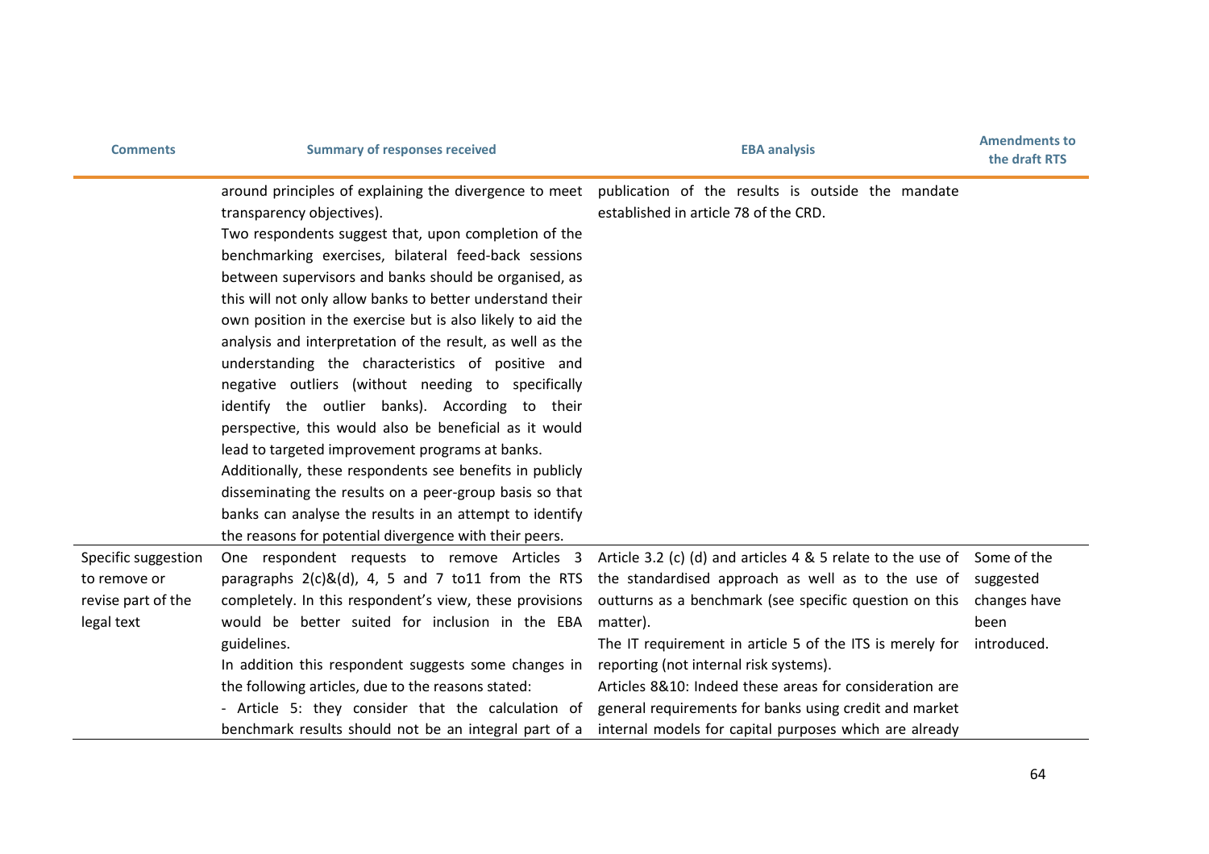| Comments | Summary of responses received | EBA analysis | Amendments to the draft RTS |
|---|---|---|---|
| | around principles of explaining the divergence to meet transparency objectives).<br>Two respondents suggest that, upon completion of the benchmarking exercises, bilateral feed-back sessions between supervisors and banks should be organised, as this will not only allow banks to better understand their own position in the exercise but is also likely to aid the analysis and interpretation of the result, as well as the understanding the characteristics of positive and negative outliers (without needing to specifically identify the outlier banks). According to their perspective, this would also be beneficial as it would lead to targeted improvement programs at banks.<br>Additionally, these respondents see benefits in publicly disseminating the results on a peer-group basis so that banks can analyse the results in an attempt to identify the reasons for potential divergence with their peers. | publication of the results is outside the mandate established in article 78 of the CRD. | |
| Specific suggestion to remove or revise part of the legal text | One respondent requests to remove Articles 3 paragraphs 2(c)&(d), 4, 5 and 7 to11 from the RTS completely. In this respondent's view, these provisions would be better suited for inclusion in the EBA guidelines.<br>In addition this respondent suggests some changes in the following articles, due to the reasons stated:<br>- Article 5: they consider that the calculation of benchmark results should not be an integral part of a | Article 3.2 (c) (d) and articles 4 & 5 relate to the use of the standardised approach as well as to the use of outturns as a benchmark (see specific question on this matter).<br>The IT requirement in article 5 of the ITS is merely for reporting (not internal risk systems).<br>Articles 8&10: Indeed these areas for consideration are general requirements for banks using credit and market internal models for capital purposes which are already | Some of the suggested changes have been introduced. |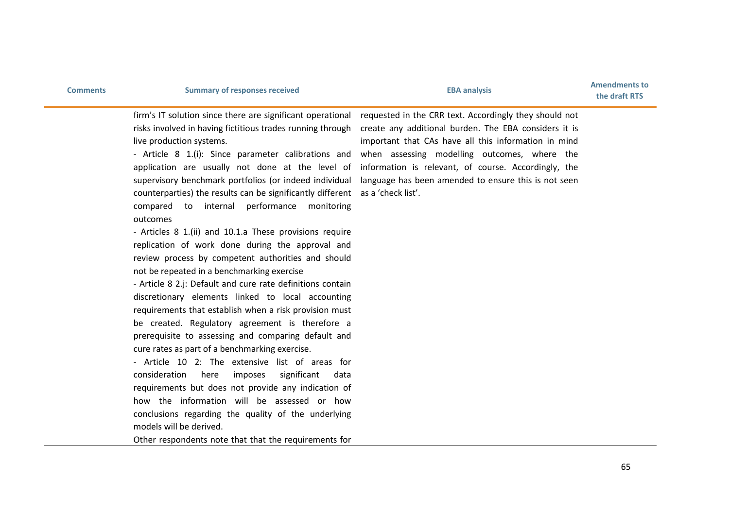| Comments | Summary of responses received | EBA analysis | Amendments to the draft RTS |
|---|---|---|---|
| | firm's IT solution since there are significant operational risks involved in having fictitious trades running through live production systems.<br>- Article 8 1.(i): Since parameter calibrations and application are usually not done at the level of supervisory benchmark portfolios (or indeed individual counterparties) the results can be significantly different compared to internal performance monitoring outcomes<br>- Articles 8 1.(ii) and 10.1.a These provisions require replication of work done during the approval and review process by competent authorities and should not be repeated in a benchmarking exercise<br>- Article 8 2.j: Default and cure rate definitions contain discretionary elements linked to local accounting requirements that establish when a risk provision must be created. Regulatory agreement is therefore a prerequisite to assessing and comparing default and cure rates as part of a benchmarking exercise.<br>- Article 10 2: The extensive list of areas for consideration here imposes significant data requirements but does not provide any indication of how the information will be assessed or how conclusions regarding the quality of the underlying models will be derived.<br>Other respondents note that that the requirements for | requested in the CRR text. Accordingly they should not create any additional burden. The EBA considers it is important that CAs have all this information in mind when assessing modelling outcomes, where the information is relevant, of course. Accordingly, the language has been amended to ensure this is not seen as a 'check list'. | |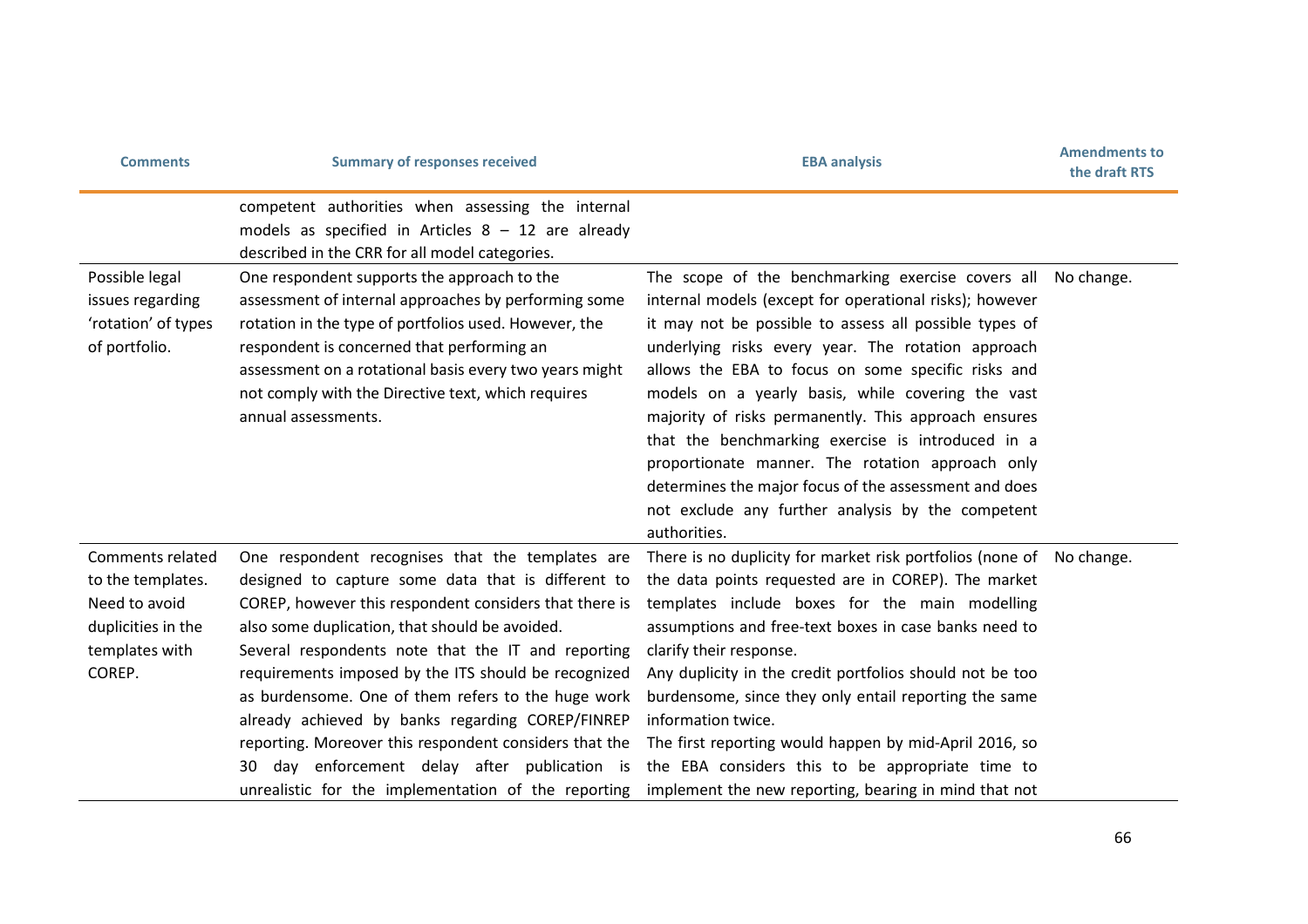| Comments | Summary of responses received | EBA analysis | Amendments to the draft RTS |
|---|---|---|---|
| | competent authorities when assessing the internal models as specified in Articles 8 – 12 are already described in the CRR for all model categories. | | |
| Possible legal issues regarding 'rotation' of types of portfolio. | One respondent supports the approach to the assessment of internal approaches by performing some rotation in the type of portfolios used. However, the respondent is concerned that performing an assessment on a rotational basis every two years might not comply with the Directive text, which requires annual assessments. | The scope of the benchmarking exercise covers all internal models (except for operational risks); however it may not be possible to assess all possible types of underlying risks every year. The rotation approach allows the EBA to focus on some specific risks and models on a yearly basis, while covering the vast majority of risks permanently. This approach ensures that the benchmarking exercise is introduced in a proportionate manner. The rotation approach only determines the major focus of the assessment and does not exclude any further analysis by the competent authorities. | No change. |
| Comments related to the templates. Need to avoid duplicities in the templates with COREP. | One respondent recognises that the templates are designed to capture some data that is different to COREP, however this respondent considers that there is also some duplication, that should be avoided.<br>Several respondents note that the IT and reporting requirements imposed by the ITS should be recognized as burdensome. One of them refers to the huge work already achieved by banks regarding COREP/FINREP reporting. Moreover this respondent considers that the 30 day enforcement delay after publication is unrealistic for the implementation of the reporting | There is no duplicity for market risk portfolios (none of the data points requested are in COREP). The market templates include boxes for the main modelling assumptions and free-text boxes in case banks need to clarify their response.<br>Any duplicity in the credit portfolios should not be too burdensome, since they only entail reporting the same information twice.<br>The first reporting would happen by mid-April 2016, so the EBA considers this to be appropriate time to implement the new reporting, bearing in mind that not | No change. |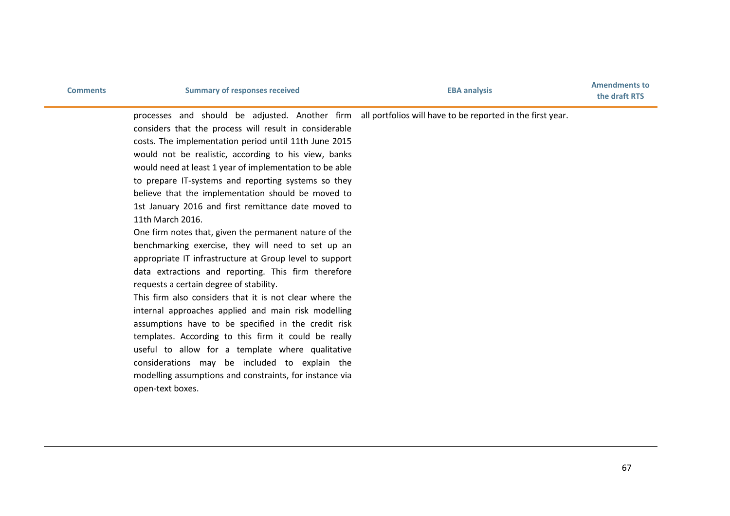| Comments | Summary of responses received | EBA analysis | Amendments to the draft RTS |
|---|---|---|---|
| | processes and should be adjusted. Another firm considers that the process will result in considerable costs. The implementation period until 11th June 2015 would not be realistic, according to his view, banks would need at least 1 year of implementation to be able to prepare IT-systems and reporting systems so they believe that the implementation should be moved to 1st January 2016 and first remittance date moved to 11th March 2016.<br>One firm notes that, given the permanent nature of the benchmarking exercise, they will need to set up an appropriate IT infrastructure at Group level to support data extractions and reporting. This firm therefore requests a certain degree of stability.<br>This firm also considers that it is not clear where the internal approaches applied and main risk modelling assumptions have to be specified in the credit risk templates. According to this firm it could be really useful to allow for a template where qualitative considerations may be included to explain the modelling assumptions and constraints, for instance via open-text boxes. | all portfolios will have to be reported in the first year. | |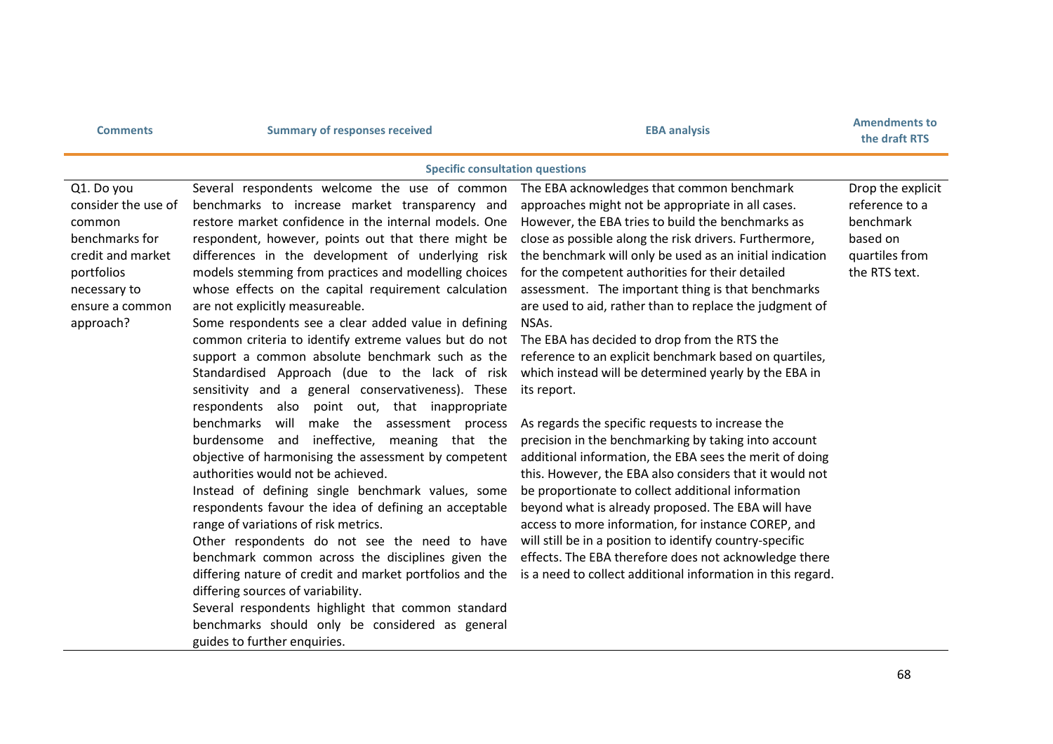| Comments | Summary of responses received | EBA analysis | Amendments to the draft RTS |
|---|---|---|---|
| **Specific consultation questions** | | | |
| Q1. Do you consider the use of common benchmarks for credit and market portfolios necessary to ensure a common approach? | Several respondents welcome the use of common benchmarks to increase market transparency and restore market confidence in the internal models. One respondent, however, points out that there might be differences in the development of underlying risk models stemming from practices and modelling choices whose effects on the capital requirement calculation are not explicitly measureable.<br>Some respondents see a clear added value in defining common criteria to identify extreme values but do not support a common absolute benchmark such as the Standardised Approach (due to the lack of risk sensitivity and a general conservativeness). These respondents also point out, that inappropriate benchmarks will make the assessment process burdensome and ineffective, meaning that the objective of harmonising the assessment by competent authorities would not be achieved.<br>Instead of defining single benchmark values, some respondents favour the idea of defining an acceptable range of variations of risk metrics.<br>Other respondents do not see the need to have benchmark common across the disciplines given the differing nature of credit and market portfolios and the differing sources of variability.<br>Several respondents highlight that common standard benchmarks should only be considered as general guides to further enquiries. | The EBA acknowledges that common benchmark approaches might not be appropriate in all cases. However, the EBA tries to build the benchmarks as close as possible along the risk drivers. Furthermore, the benchmark will only be used as an initial indication for the competent authorities for their detailed assessment. The important thing is that benchmarks are used to aid, rather than to replace the judgment of NSAs.<br>The EBA has decided to drop from the RTS the reference to an explicit benchmark based on quartiles, which instead will be determined yearly by the EBA in its report.<br><br>As regards the specific requests to increase the precision in the benchmarking by taking into account additional information, the EBA sees the merit of doing this. However, the EBA also considers that it would not be proportionate to collect additional information beyond what is already proposed. The EBA will have access to more information, for instance COREP, and will still be in a position to identify country-specific effects. The EBA therefore does not acknowledge there is a need to collect additional information in this regard. | Drop the explicit reference to a benchmark based on quartiles from the RTS text. |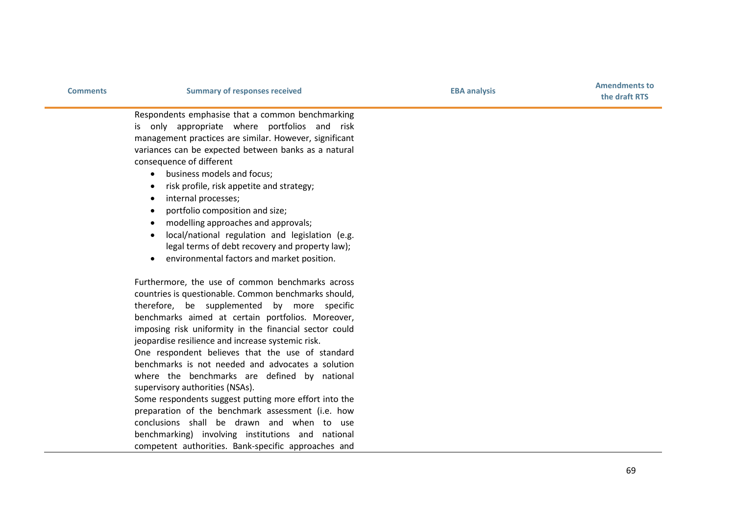| Comments | Summary of responses received | EBA analysis | Amendments to the draft RTS |
|---|---|---|---|
| | Respondents emphasise that a common benchmarking is only appropriate where portfolios and risk management practices are similar. However, significant variances can be expected between banks as a natural consequence of different<br>• business models and focus;<br>• risk profile, risk appetite and strategy;<br>• internal processes;<br>• portfolio composition and size;<br>• modelling approaches and approvals;<br>• local/national regulation and legislation (e.g. legal terms of debt recovery and property law);<br>• environmental factors and market position.<br><br>Furthermore, the use of common benchmarks across countries is questionable. Common benchmarks should, therefore, be supplemented by more specific benchmarks aimed at certain portfolios. Moreover, imposing risk uniformity in the financial sector could jeopardise resilience and increase systemic risk.<br>One respondent believes that the use of standard benchmarks is not needed and advocates a solution where the benchmarks are defined by national supervisory authorities (NSAs).<br>Some respondents suggest putting more effort into the preparation of the benchmark assessment (i.e. how conclusions shall be drawn and when to use benchmarking) involving institutions and national competent authorities. Bank-specific approaches and | | |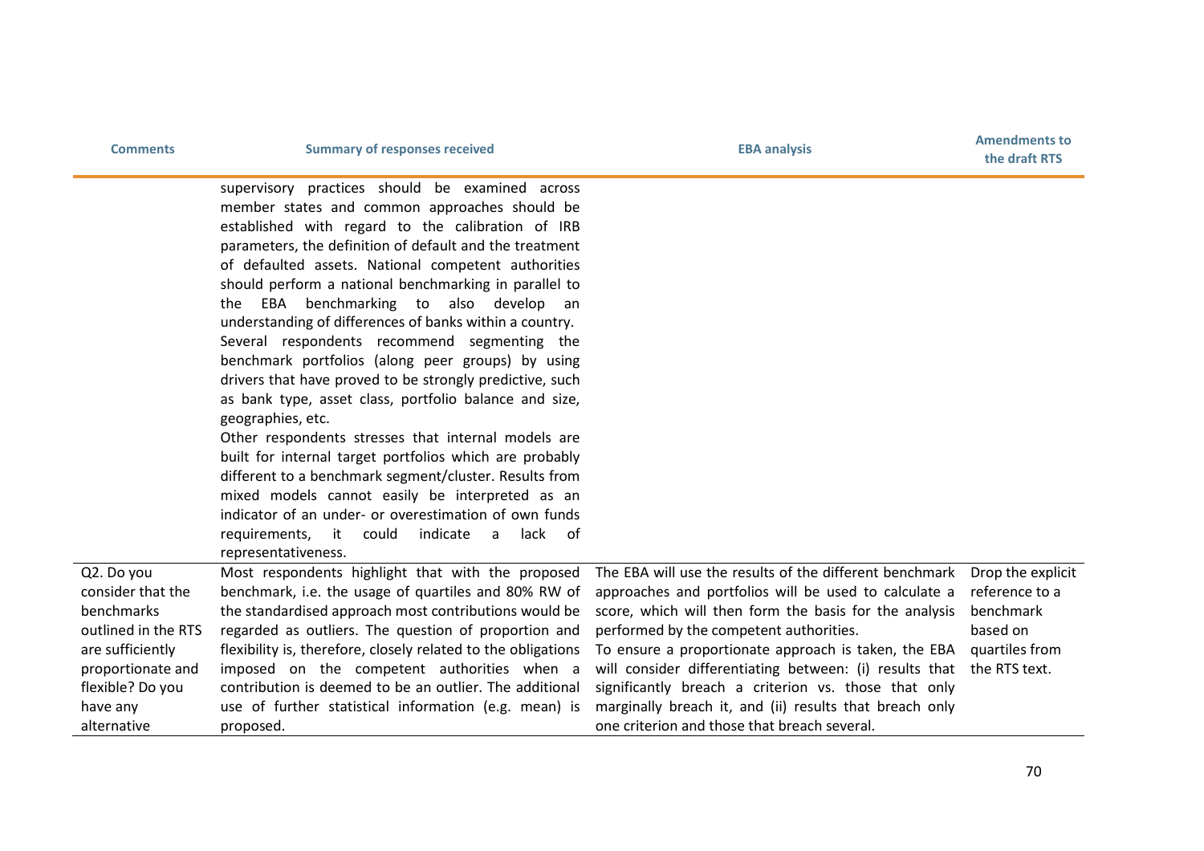| Comments | Summary of responses received | EBA analysis | Amendments to the draft RTS |
|---|---|---|---|
| | supervisory practices should be examined across member states and common approaches should be established with regard to the calibration of IRB parameters, the definition of default and the treatment of defaulted assets. National competent authorities should perform a national benchmarking in parallel to the EBA benchmarking to also develop an understanding of differences of banks within a country. Several respondents recommend segmenting the benchmark portfolios (along peer groups) by using drivers that have proved to be strongly predictive, such as bank type, asset class, portfolio balance and size, geographies, etc. Other respondents stresses that internal models are built for internal target portfolios which are probably different to a benchmark segment/cluster. Results from mixed models cannot easily be interpreted as an indicator of an under- or overestimation of own funds requirements, it could indicate a lack of representativeness. | | |
| Q2. Do you consider that the benchmarks outlined in the RTS are sufficiently proportionate and flexible? Do you have any alternative | Most respondents highlight that with the proposed benchmark, i.e. the usage of quartiles and 80% RW of the standardised approach most contributions would be regarded as outliers. The question of proportion and flexibility is, therefore, closely related to the obligations imposed on the competent authorities when a contribution is deemed to be an outlier. The additional use of further statistical information (e.g. mean) is proposed. | The EBA will use the results of the different benchmark approaches and portfolios will be used to calculate a score, which will then form the basis for the analysis performed by the competent authorities. To ensure a proportionate approach is taken, the EBA will consider differentiating between: (i) results that significantly breach a criterion vs. those that only marginally breach it, and (ii) results that breach only one criterion and those that breach several. | Drop the explicit reference to a benchmark based on quartiles from the RTS text. |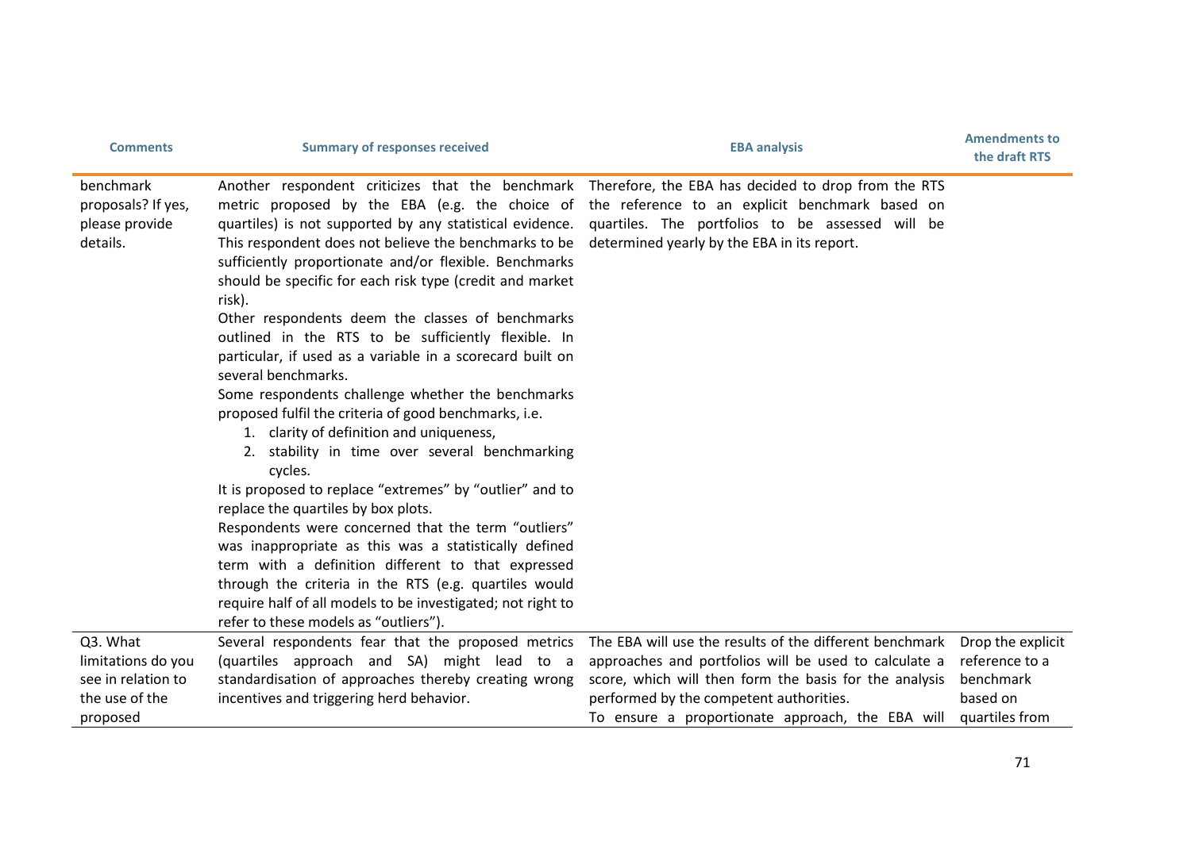| Comments | Summary of responses received | EBA analysis | Amendments to the draft RTS |
|---|---|---|---|
| benchmark proposals? If yes, please provide details. | Another respondent criticizes that the benchmark metric proposed by the EBA (e.g. the choice of quartiles) is not supported by any statistical evidence. This respondent does not believe the benchmarks to be sufficiently proportionate and/or flexible. Benchmarks should be specific for each risk type (credit and market risk).<br>Other respondents deem the classes of benchmarks outlined in the RTS to be sufficiently flexible. In particular, if used as a variable in a scorecard built on several benchmarks.<br>Some respondents challenge whether the benchmarks proposed fulfil the criteria of good benchmarks, i.e.<br>1. clarity of definition and uniqueness,<br>2. stability in time over several benchmarking cycles.<br>It is proposed to replace "extremes" by "outlier" and to replace the quartiles by box plots.<br>Respondents were concerned that the term "outliers" was inappropriate as this was a statistically defined term with a definition different to that expressed through the criteria in the RTS (e.g. quartiles would require half of all models to be investigated; not right to refer to these models as "outliers"). | Therefore, the EBA has decided to drop from the RTS the reference to an explicit benchmark based on quartiles. The portfolios to be assessed will be determined yearly by the EBA in its report. | |
| Q3. What limitations do you see in relation to the use of the proposed | Several respondents fear that the proposed metrics (quartiles approach and SA) might lead to a standardisation of approaches thereby creating wrong incentives and triggering herd behavior. | The EBA will use the results of the different benchmark approaches and portfolios will be used to calculate a score, which will then form the basis for the analysis performed by the competent authorities.<br>To ensure a proportionate approach, the EBA will | Drop the explicit reference to a benchmark based on quartiles from |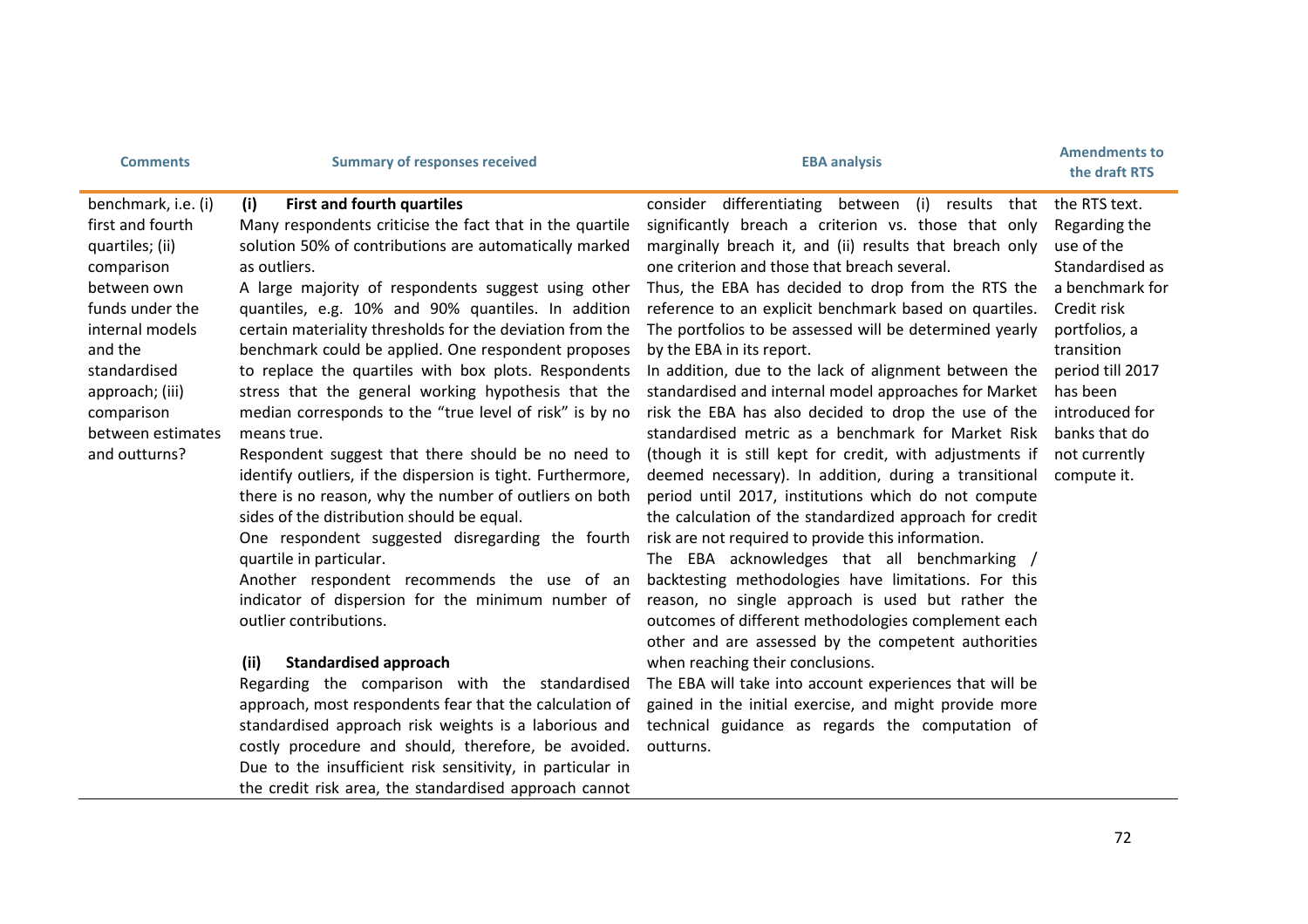| Comments | Summary of responses received | EBA analysis | Amendments to the draft RTS |
|---|---|---|---|
| benchmark, i.e. (i) first and fourth quartiles; (ii) comparison between own funds under the internal models and the standardised approach; (iii) comparison between estimates and outturns? | **(i) First and fourth quartiles**<br>Many respondents criticise the fact that in the quartile solution 50% of contributions are automatically marked as outliers.<br>A large majority of respondents suggest using other quantiles, e.g. 10% and 90% quantiles. In addition certain materiality thresholds for the deviation from the benchmark could be applied. One respondent proposes to replace the quartiles with box plots. Respondents stress that the general working hypothesis that the median corresponds to the "true level of risk" is by no means true.<br>Respondent suggest that there should be no need to identify outliers, if the dispersion is tight. Furthermore, there is no reason, why the number of outliers on both sides of the distribution should be equal.<br>One respondent suggested disregarding the fourth quartile in particular.<br>Another respondent recommends the use of an indicator of dispersion for the minimum number of outlier contributions.<br><br>**(ii) Standardised approach**<br>Regarding the comparison with the standardised approach, most respondents fear that the calculation of standardised approach risk weights is a laborious and costly procedure and should, therefore, be avoided. Due to the insufficient risk sensitivity, in particular in the credit risk area, the standardised approach cannot | consider differentiating between (i) results that significantly breach a criterion vs. those that only marginally breach it, and (ii) results that breach only one criterion and those that breach several.<br>Thus, the EBA has decided to drop from the RTS the reference to an explicit benchmark based on quartiles. The portfolios to be assessed will be determined yearly by the EBA in its report.<br>In addition, due to the lack of alignment between the standardised and internal model approaches for Market risk the EBA has also decided to drop the use of the standardised metric as a benchmark for Market Risk (though it is still kept for credit, with adjustments if deemed necessary). In addition, during a transitional period until 2017, institutions which do not compute the calculation of the standardized approach for credit risk are not required to provide this information.<br>The EBA acknowledges that all benchmarking / backtesting methodologies have limitations. For this reason, no single approach is used but rather the outcomes of different methodologies complement each other and are assessed by the competent authorities when reaching their conclusions.<br>The EBA will take into account experiences that will be gained in the initial exercise, and might provide more technical guidance as regards the computation of outturns. | the RTS text.<br>Regarding the use of the Standardised as a benchmark for Credit risk portfolios, a transition period till 2017 has been introduced for banks that do not currently compute it. |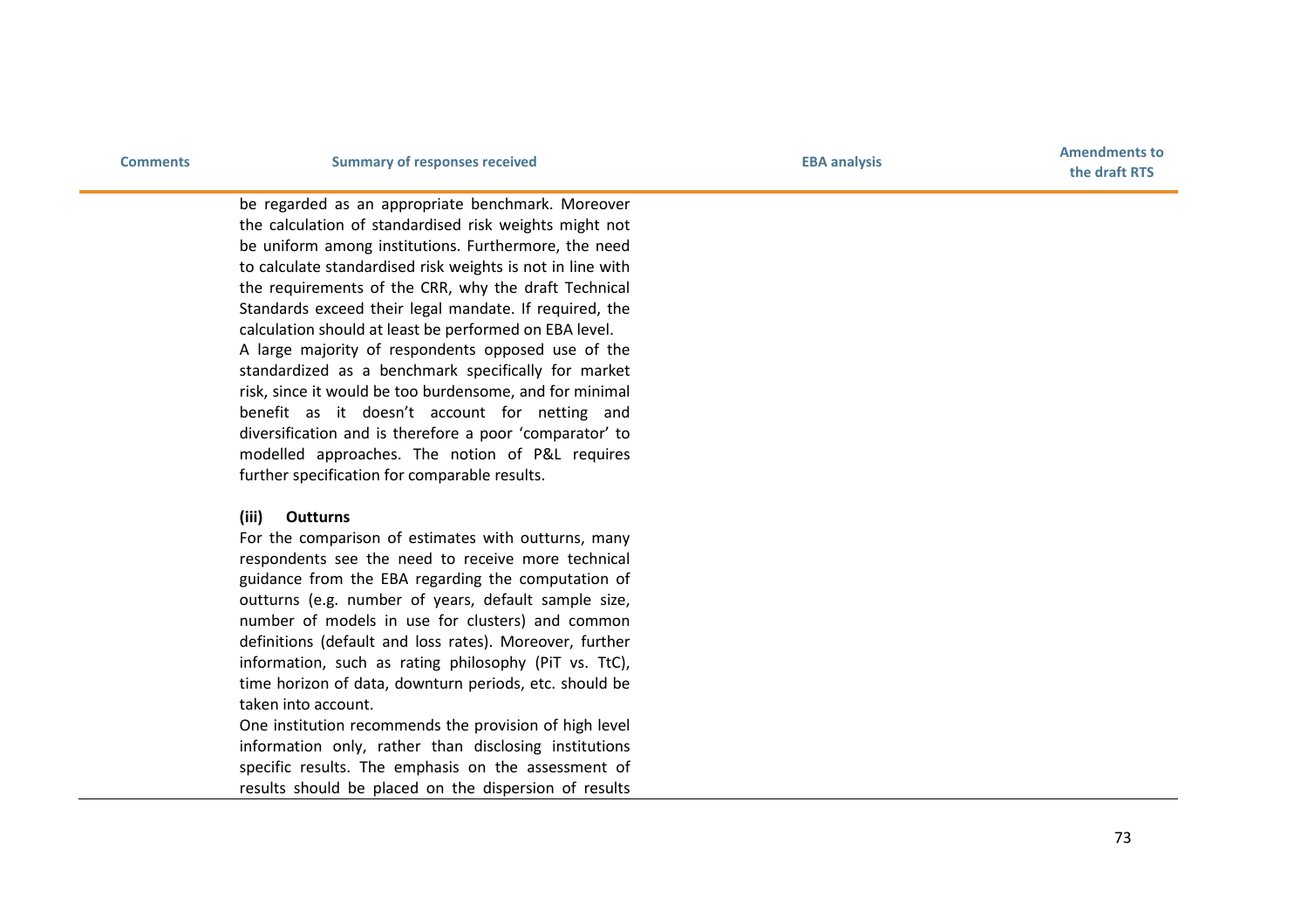| Comments | Summary of responses received | EBA analysis | Amendments to the draft RTS |
|---|---|---|---|
| | be regarded as an appropriate benchmark. Moreover the calculation of standardised risk weights might not be uniform among institutions. Furthermore, the need to calculate standardised risk weights is not in line with the requirements of the CRR, why the draft Technical Standards exceed their legal mandate. If required, the calculation should at least be performed on EBA level.<br>A large majority of respondents opposed use of the standardized as a benchmark specifically for market risk, since it would be too burdensome, and for minimal benefit as it doesn't account for netting and diversification and is therefore a poor 'comparator' to modelled approaches. The notion of P&L requires further specification for comparable results.<br><br>**(iii) Outturns**<br>For the comparison of estimates with outturns, many respondents see the need to receive more technical guidance from the EBA regarding the computation of outturns (e.g. number of years, default sample size, number of models in use for clusters) and common definitions (default and loss rates). Moreover, further information, such as rating philosophy (PiT vs. TtC), time horizon of data, downturn periods, etc. should be taken into account.<br>One institution recommends the provision of high level information only, rather than disclosing institutions specific results. The emphasis on the assessment of results should be placed on the dispersion of results | | |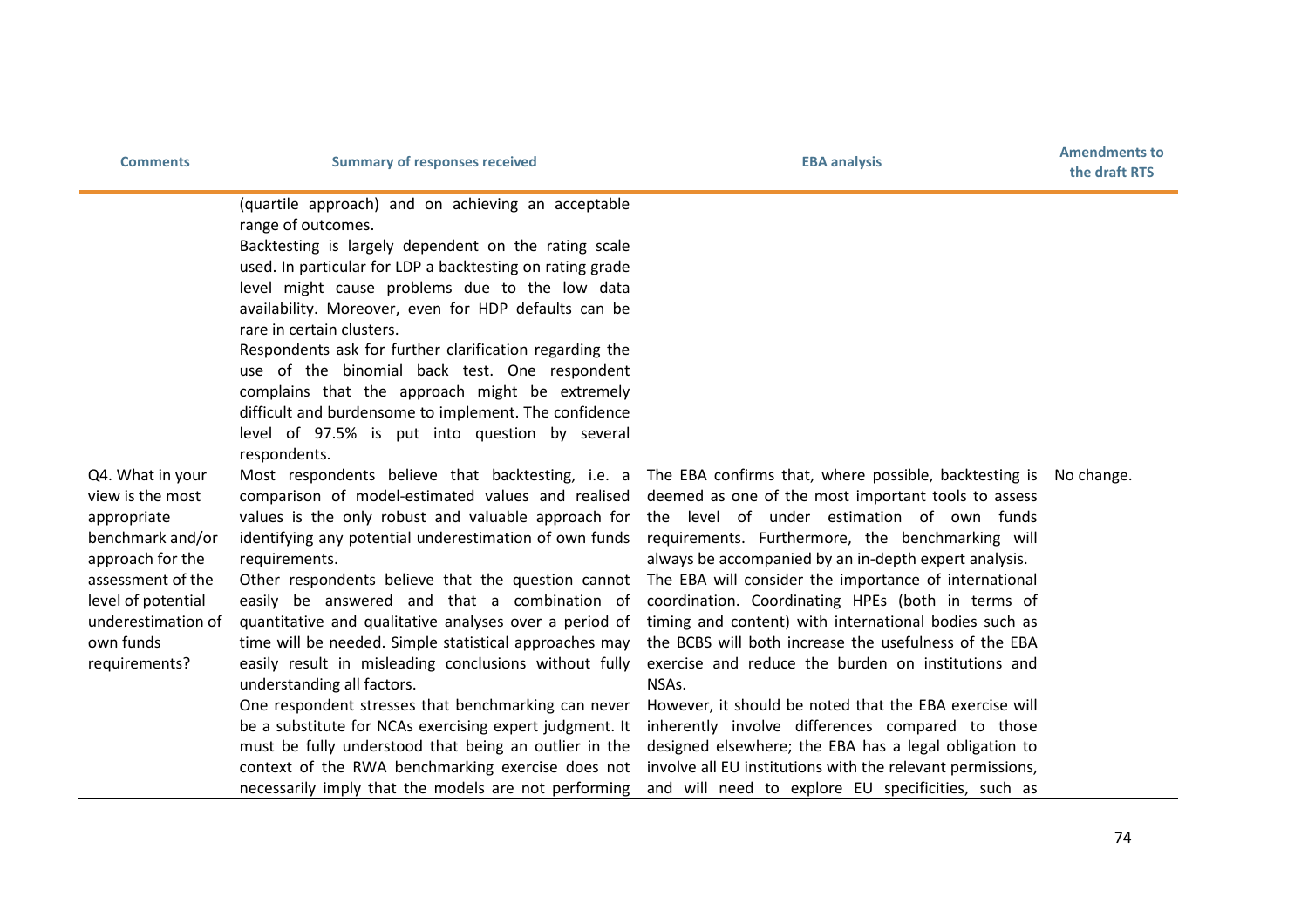| Comments | Summary of responses received | EBA analysis | Amendments to the draft RTS |
|---|---|---|---|
| | (quartile approach) and on achieving an acceptable range of outcomes.<br>Backtesting is largely dependent on the rating scale used. In particular for LDP a backtesting on rating grade level might cause problems due to the low data availability. Moreover, even for HDP defaults can be rare in certain clusters.<br>Respondents ask for further clarification regarding the use of the binomial back test. One respondent complains that the approach might be extremely difficult and burdensome to implement. The confidence level of 97.5% is put into question by several respondents. | | |
| Q4. What in your view is the most appropriate benchmark and/or approach for the assessment of the level of potential underestimation of own funds requirements? | Most respondents believe that backtesting, i.e. a comparison of model-estimated values and realised values is the only robust and valuable approach for identifying any potential underestimation of own funds requirements.<br>Other respondents believe that the question cannot easily be answered and that a combination of quantitative and qualitative analyses over a period of time will be needed. Simple statistical approaches may easily result in misleading conclusions without fully understanding all factors.<br>One respondent stresses that benchmarking can never be a substitute for NCAs exercising expert judgment. It must be fully understood that being an outlier in the context of the RWA benchmarking exercise does not necessarily imply that the models are not performing | The EBA confirms that, where possible, backtesting is deemed as one of the most important tools to assess the level of under estimation of own funds requirements. Furthermore, the benchmarking will always be accompanied by an in-depth expert analysis.<br>The EBA will consider the importance of international coordination. Coordinating HPEs (both in terms of timing and content) with international bodies such as the BCBS will both increase the usefulness of the EBA exercise and reduce the burden on institutions and NSAs.<br>However, it should be noted that the EBA exercise will inherently involve differences compared to those designed elsewhere; the EBA has a legal obligation to involve all EU institutions with the relevant permissions, and will need to explore EU specificities, such as | No change. |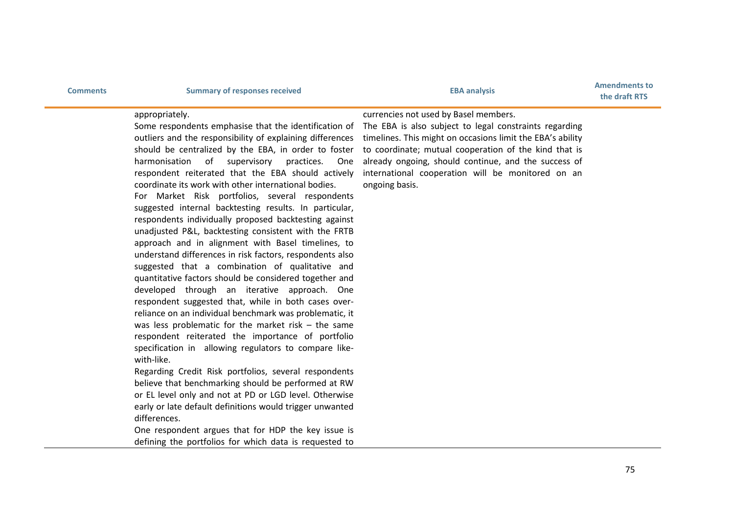| Comments | Summary of responses received | EBA analysis | Amendments to the draft RTS |
| --- | --- | --- | --- |
| | appropriately.<br>Some respondents emphasise that the identification of outliers and the responsibility of explaining differences should be centralized by the EBA, in order to foster harmonisation of supervisory practices. One respondent reiterated that the EBA should actively coordinate its work with other international bodies.<br>For Market Risk portfolios, several respondents suggested internal backtesting results. In particular, respondents individually proposed backtesting against unadjusted P&L, backtesting consistent with the FRTB approach and in alignment with Basel timelines, to understand differences in risk factors, respondents also suggested that a combination of qualitative and quantitative factors should be considered together and developed through an iterative approach. One respondent suggested that, while in both cases over-reliance on an individual benchmark was problematic, it was less problematic for the market risk – the same respondent reiterated the importance of portfolio specification in allowing regulators to compare like-with-like.<br>Regarding Credit Risk portfolios, several respondents believe that benchmarking should be performed at RW or EL level only and not at PD or LGD level. Otherwise early or late default definitions would trigger unwanted differences.<br>One respondent argues that for HDP the key issue is defining the portfolios for which data is requested to | currencies not used by Basel members.<br>The EBA is also subject to legal constraints regarding timelines. This might on occasions limit the EBA's ability to coordinate; mutual cooperation of the kind that is already ongoing, should continue, and the success of international cooperation will be monitored on an ongoing basis. | |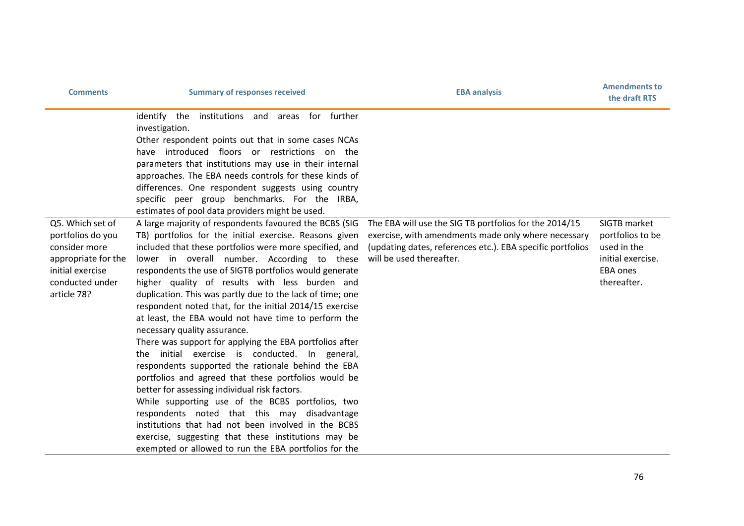| Comments | Summary of responses received | EBA analysis | Amendments to the draft RTS |
|---|---|---|---|
| | identify the institutions and areas for further investigation. Other respondent points out that in some cases NCAs have introduced floors or restrictions on the parameters that institutions may use in their internal approaches. The EBA needs controls for these kinds of differences. One respondent suggests using country specific peer group benchmarks. For the IRBA, estimates of pool data providers might be used. | | |
| Q5. Which set of portfolios do you consider more appropriate for the initial exercise conducted under article 78? | A large majority of respondents favoured the BCBS (SIG TB) portfolios for the initial exercise. Reasons given included that these portfolios were more specified, and lower in overall number. According to these respondents the use of SIGTB portfolios would generate higher quality of results with less burden and duplication. This was partly due to the lack of time; one respondent noted that, for the initial 2014/15 exercise at least, the EBA would not have time to perform the necessary quality assurance. There was support for applying the EBA portfolios after the initial exercise is conducted. In general, respondents supported the rationale behind the EBA portfolios and agreed that these portfolios would be better for assessing individual risk factors. While supporting use of the BCBS portfolios, two respondents noted that this may disadvantage institutions that had not been involved in the BCBS exercise, suggesting that these institutions may be exempted or allowed to run the EBA portfolios for the | The EBA will use the SIG TB portfolios for the 2014/15 exercise, with amendments made only where necessary (updating dates, references etc.). EBA specific portfolios will be used thereafter. | SIGTB market portfolios to be used in the initial exercise. EBA ones thereafter. |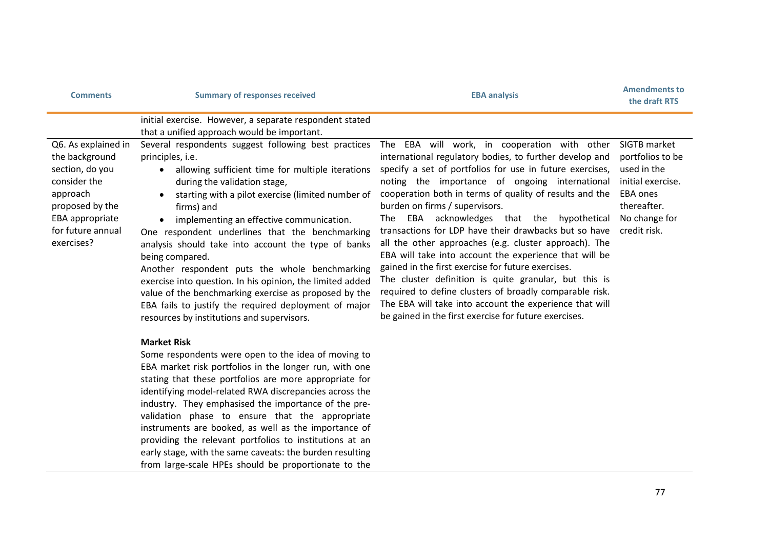| Comments | Summary of responses received | EBA analysis | Amendments to the draft RTS |
|---|---|---|---|
| | initial exercise. However, a separate respondent stated that a unified approach would be important. | | |
| Q6. As explained in the background section, do you consider the approach proposed by the EBA appropriate for future annual exercises? | Several respondents suggest following best practices principles, i.e.<br>• allowing sufficient time for multiple iterations during the validation stage,<br>• starting with a pilot exercise (limited number of firms) and<br>• implementing an effective communication.<br>One respondent underlines that the benchmarking analysis should take into account the type of banks being compared.<br>Another respondent puts the whole benchmarking exercise into question. In his opinion, the limited added value of the benchmarking exercise as proposed by the EBA fails to justify the required deployment of major resources by institutions and supervisors.<br><br>**Market Risk**<br>Some respondents were open to the idea of moving to EBA market risk portfolios in the longer run, with one stating that these portfolios are more appropriate for identifying model-related RWA discrepancies across the industry. They emphasised the importance of the pre-validation phase to ensure that the appropriate instruments are booked, as well as the importance of providing the relevant portfolios to institutions at an early stage, with the same caveats: the burden resulting from large-scale HPEs should be proportionate to the | The EBA will work, in cooperation with other international regulatory bodies, to further develop and specify a set of portfolios for use in future exercises, noting the importance of ongoing international cooperation both in terms of quality of results and the burden on firms / supervisors.<br>The EBA acknowledges that the hypothetical transactions for LDP have their drawbacks but so have all the other approaches (e.g. cluster approach). The EBA will take into account the experience that will be gained in the first exercise for future exercises.<br>The cluster definition is quite granular, but this is required to define clusters of broadly comparable risk. The EBA will take into account the experience that will be gained in the first exercise for future exercises. | SIGTB market portfolios to be used in the initial exercise. EBA ones thereafter.<br>No change for credit risk. |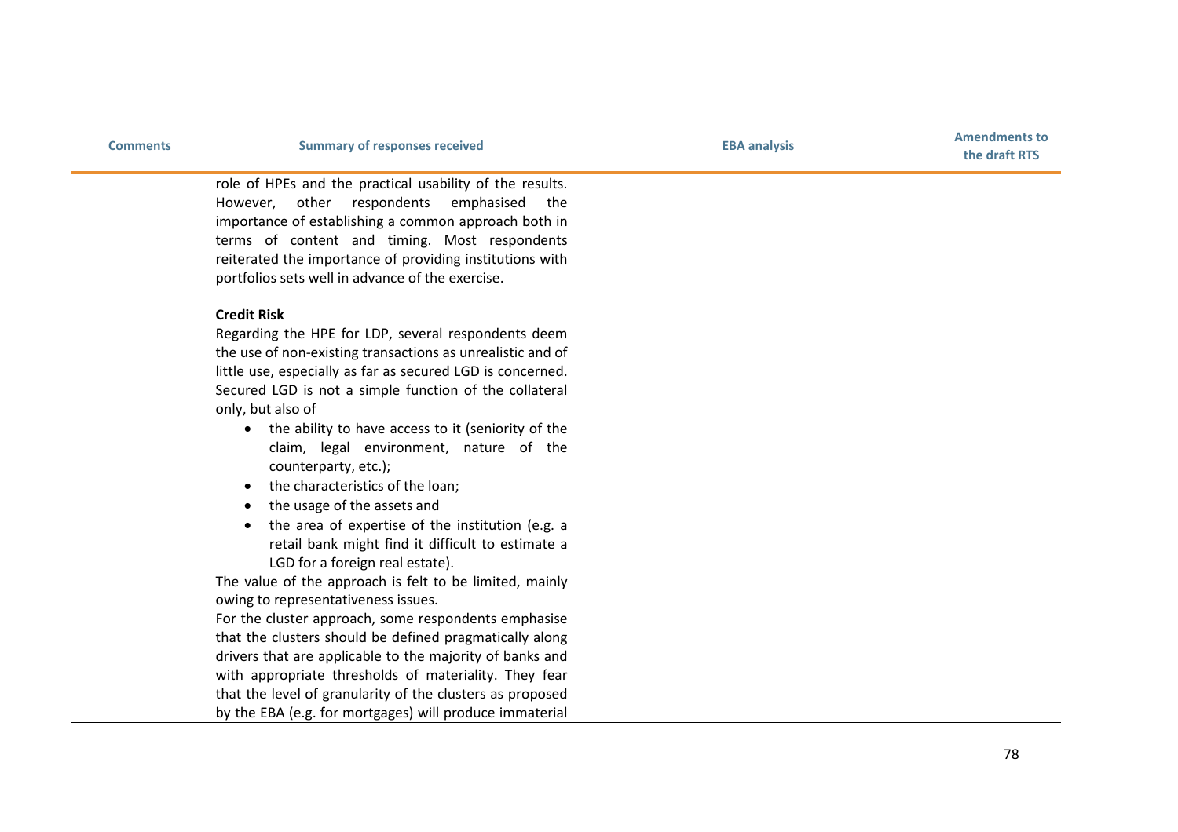| Comments | Summary of responses received | EBA analysis | Amendments to the draft RTS |
|---|---|---|---|
| | role of HPEs and the practical usability of the results. However, other respondents emphasised the importance of establishing a common approach both in terms of content and timing. Most respondents reiterated the importance of providing institutions with portfolios sets well in advance of the exercise.<br><br>**Credit Risk**<br>Regarding the HPE for LDP, several respondents deem the use of non-existing transactions as unrealistic and of little use, especially as far as secured LGD is concerned. Secured LGD is not a simple function of the collateral only, but also of<br>• the ability to have access to it (seniority of the claim, legal environment, nature of the counterparty, etc.);<br>• the characteristics of the loan;<br>• the usage of the assets and<br>• the area of expertise of the institution (e.g. a retail bank might find it difficult to estimate a LGD for a foreign real estate).<br>The value of the approach is felt to be limited, mainly owing to representativeness issues.<br>For the cluster approach, some respondents emphasise that the clusters should be defined pragmatically along drivers that are applicable to the majority of banks and with appropriate thresholds of materiality. They fear that the level of granularity of the clusters as proposed by the EBA (e.g. for mortgages) will produce immaterial | | |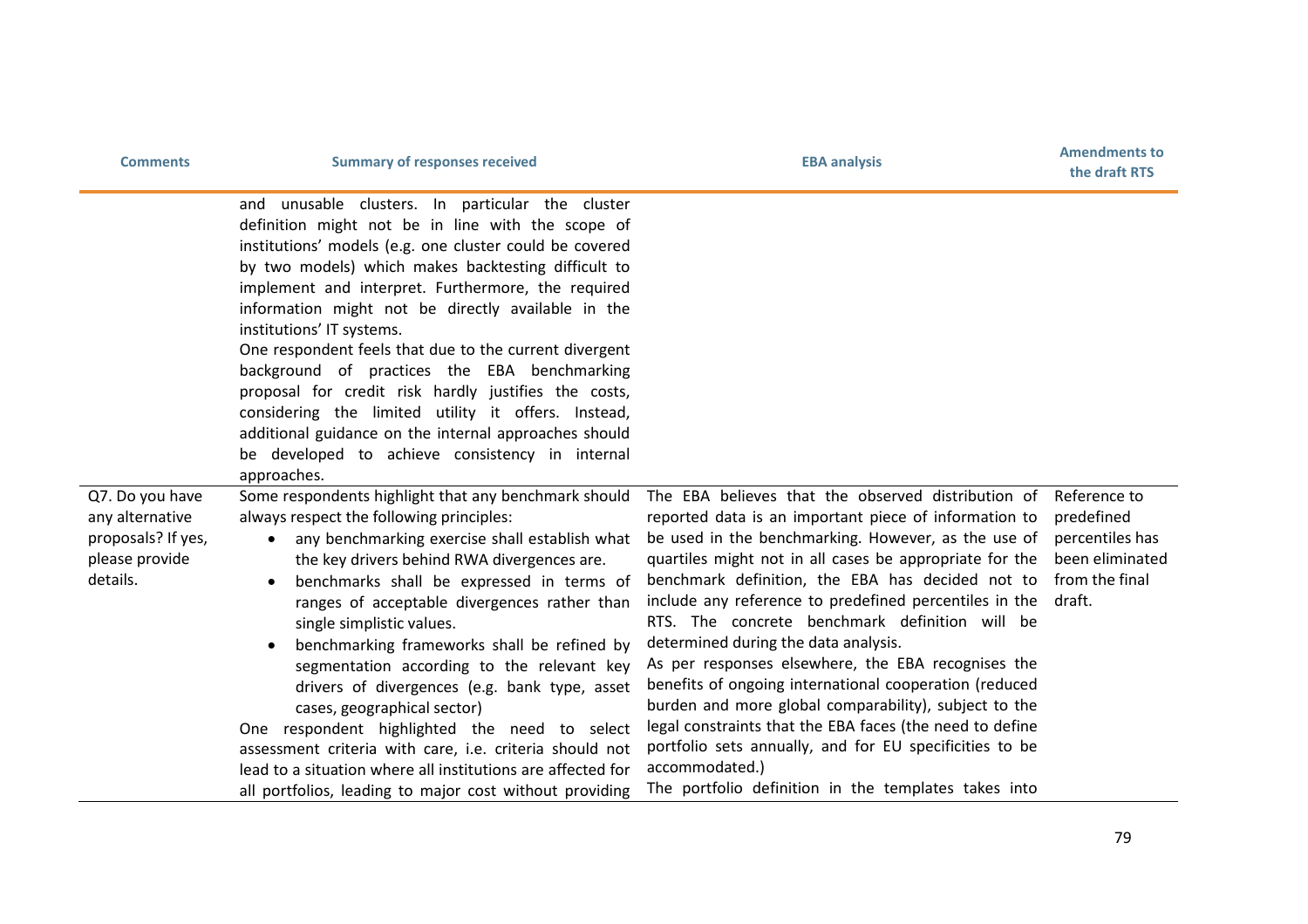| Comments | Summary of responses received | EBA analysis | Amendments to the draft RTS |
|---|---|---|---|
| | and unusable clusters. In particular the cluster definition might not be in line with the scope of institutions' models (e.g. one cluster could be covered by two models) which makes backtesting difficult to implement and interpret. Furthermore, the required information might not be directly available in the institutions' IT systems.<br>One respondent feels that due to the current divergent background of practices the EBA benchmarking proposal for credit risk hardly justifies the costs, considering the limited utility it offers. Instead, additional guidance on the internal approaches should be developed to achieve consistency in internal approaches. | | |
| Q7. Do you have any alternative proposals? If yes, please provide details. | Some respondents highlight that any benchmark should always respect the following principles:<br>• any benchmarking exercise shall establish what the key drivers behind RWA divergences are.<br>• benchmarks shall be expressed in terms of ranges of acceptable divergences rather than single simplistic values.<br>• benchmarking frameworks shall be refined by segmentation according to the relevant key drivers of divergences (e.g. bank type, asset cases, geographical sector)<br>One respondent highlighted the need to select assessment criteria with care, i.e. criteria should not lead to a situation where all institutions are affected for all portfolios, leading to major cost without providing | The EBA believes that the observed distribution of reported data is an important piece of information to be used in the benchmarking. However, as the use of quartiles might not in all cases be appropriate for the benchmark definition, the EBA has decided not to include any reference to predefined percentiles in the RTS. The concrete benchmark definition will be determined during the data analysis.<br>As per responses elsewhere, the EBA recognises the benefits of ongoing international cooperation (reduced burden and more global comparability), subject to the legal constraints that the EBA faces (the need to define portfolio sets annually, and for EU specificities to be accommodated.)<br>The portfolio definition in the templates takes into | Reference to predefined percentiles has been eliminated from the final draft. |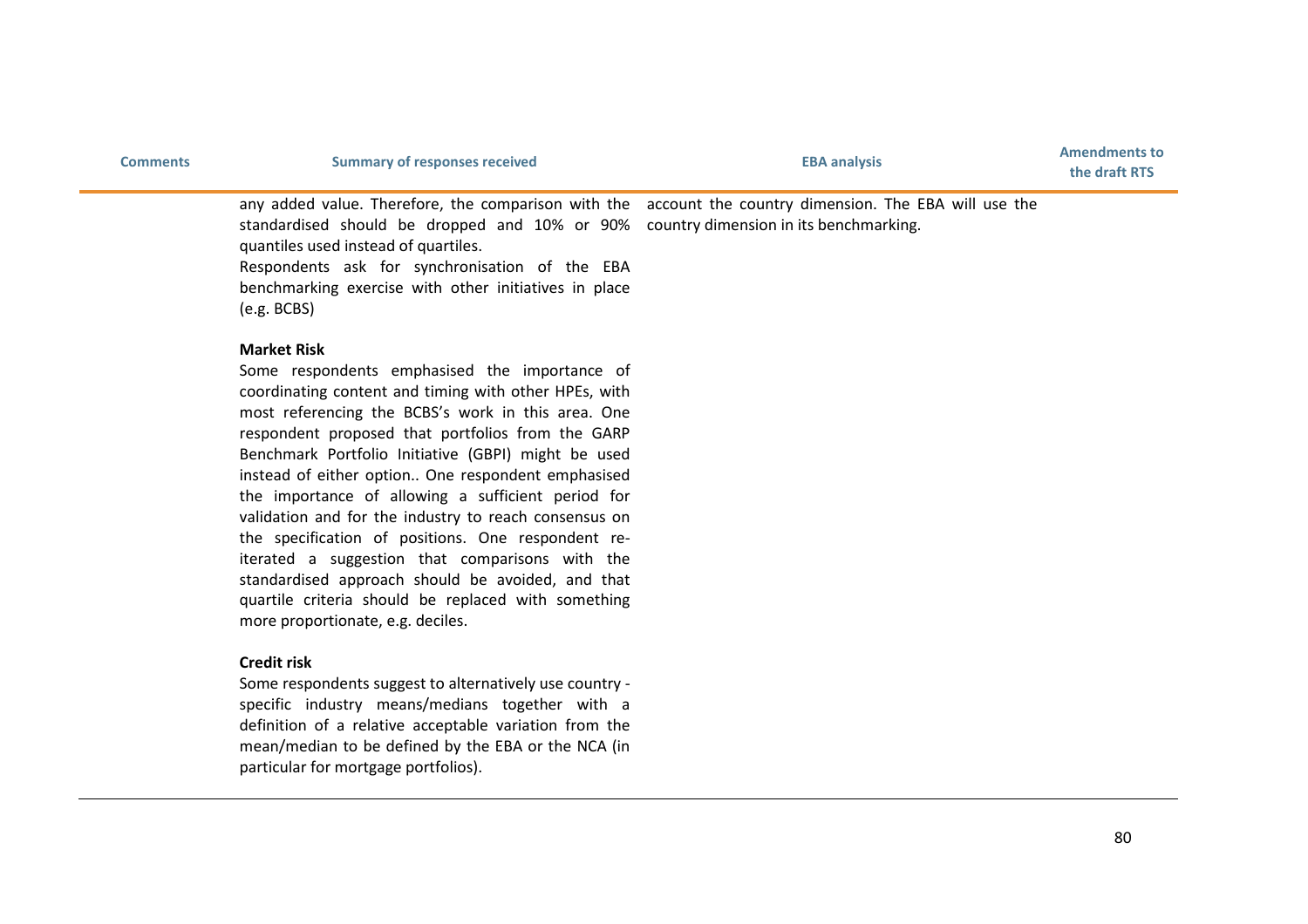| Comments | Summary of responses received | EBA analysis | Amendments to the draft RTS |
| --- | --- | --- | --- |
| | any added value. Therefore, the comparison with the standardised should be dropped and 10% or 90% quantiles used instead of quartiles.<br>Respondents ask for synchronisation of the EBA benchmarking exercise with other initiatives in place (e.g. BCBS)<br><br>**Market Risk**<br>Some respondents emphasised the importance of coordinating content and timing with other HPEs, with most referencing the BCBS's work in this area. One respondent proposed that portfolios from the GARP Benchmark Portfolio Initiative (GBPI) might be used instead of either option.. One respondent emphasised the importance of allowing a sufficient period for validation and for the industry to reach consensus on the specification of positions. One respondent re-iterated a suggestion that comparisons with the standardised approach should be avoided, and that quartile criteria should be replaced with something more proportionate, e.g. deciles.<br><br>**Credit risk**<br>Some respondents suggest to alternatively use country - specific industry means/medians together with a definition of a relative acceptable variation from the mean/median to be defined by the EBA or the NCA (in particular for mortgage portfolios). | account the country dimension. The EBA will use the country dimension in its benchmarking. | |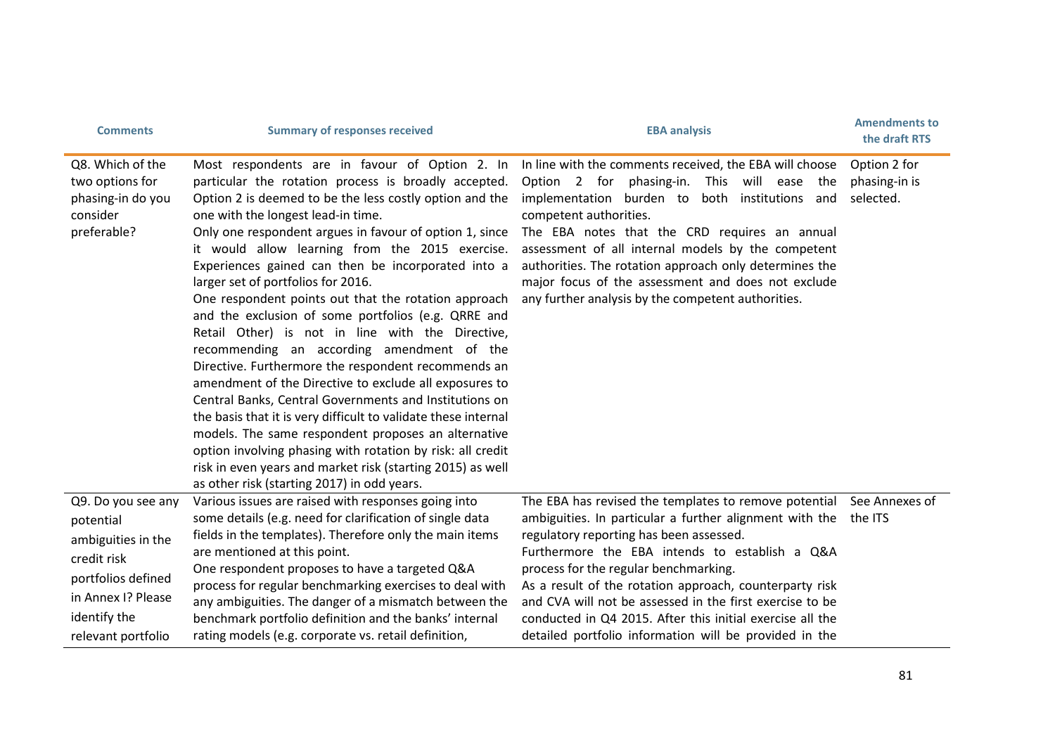| Comments | Summary of responses received | EBA analysis | Amendments to the draft RTS |
|---|---|---|---|
| Q8. Which of the two options for phasing-in do you consider preferable? | Most respondents are in favour of Option 2. In particular the rotation process is broadly accepted. Option 2 is deemed to be the less costly option and the one with the longest lead-in time. Only one respondent argues in favour of option 1, since it would allow learning from the 2015 exercise. Experiences gained can then be incorporated into a larger set of portfolios for 2016. One respondent points out that the rotation approach and the exclusion of some portfolios (e.g. QRRE and Retail Other) is not in line with the Directive, recommending an according amendment of the Directive. Furthermore the respondent recommends an amendment of the Directive to exclude all exposures to Central Banks, Central Governments and Institutions on the basis that it is very difficult to validate these internal models. The same respondent proposes an alternative option involving phasing with rotation by risk: all credit risk in even years and market risk (starting 2015) as well as other risk (starting 2017) in odd years. | In line with the comments received, the EBA will choose Option 2 for phasing-in. This will ease the implementation burden to both institutions and competent authorities. The EBA notes that the CRD requires an annual assessment of all internal models by the competent authorities. The rotation approach only determines the major focus of the assessment and does not exclude any further analysis by the competent authorities. | Option 2 for phasing-in is selected. |
| Q9. Do you see any potential ambiguities in the credit risk portfolios defined in Annex I? Please identify the relevant portfolio | Various issues are raised with responses going into some details (e.g. need for clarification of single data fields in the templates). Therefore only the main items are mentioned at this point. One respondent proposes to have a targeted Q&A process for regular benchmarking exercises to deal with any ambiguities. The danger of a mismatch between the benchmark portfolio definition and the banks' internal rating models (e.g. corporate vs. retail definition, | The EBA has revised the templates to remove potential ambiguities. In particular a further alignment with the regulatory reporting has been assessed. Furthermore the EBA intends to establish a Q&A process for the regular benchmarking. As a result of the rotation approach, counterparty risk and CVA will not be assessed in the first exercise to be conducted in Q4 2015. After this initial exercise all the detailed portfolio information will be provided in the | See Annexes of the ITS |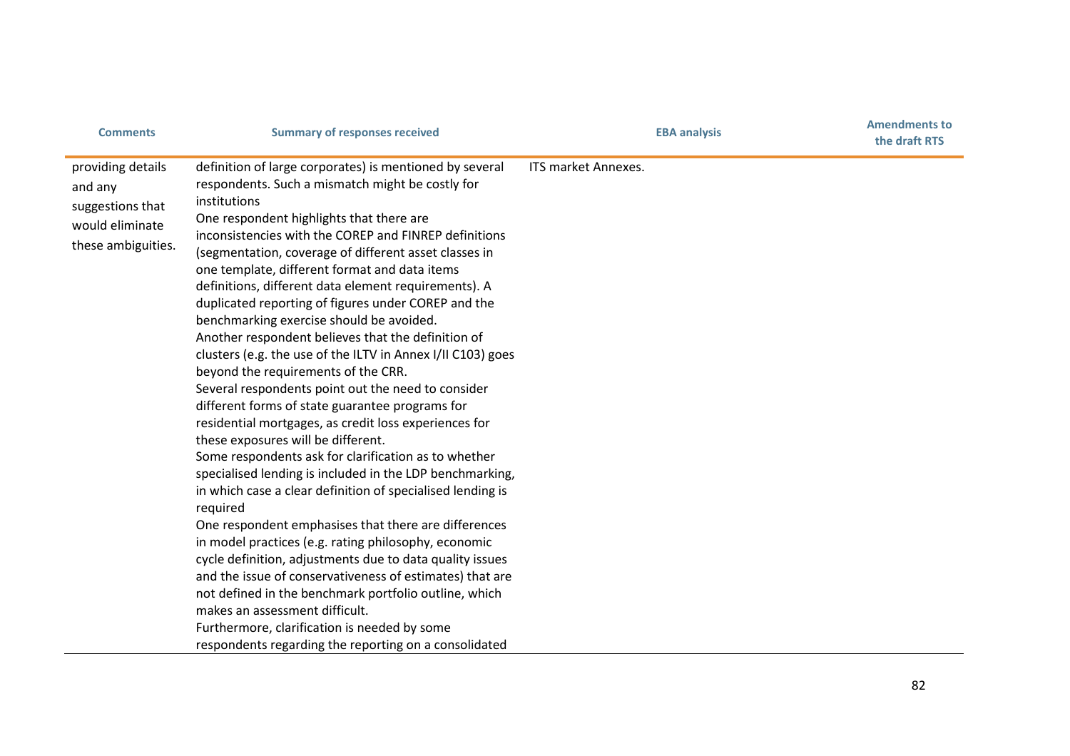| Comments | Summary of responses received | EBA analysis | Amendments to the draft RTS |
|---|---|---|---|
| providing details and any suggestions that would eliminate these ambiguities. | definition of large corporates) is mentioned by several respondents. Such a mismatch might be costly for institutions<br>One respondent highlights that there are inconsistencies with the COREP and FINREP definitions (segmentation, coverage of different asset classes in one template, different format and data items definitions, different data element requirements). A duplicated reporting of figures under COREP and the benchmarking exercise should be avoided.<br>Another respondent believes that the definition of clusters (e.g. the use of the ILTV in Annex I/II C103) goes beyond the requirements of the CRR.<br>Several respondents point out the need to consider different forms of state guarantee programs for residential mortgages, as credit loss experiences for these exposures will be different.<br>Some respondents ask for clarification as to whether specialised lending is included in the LDP benchmarking, in which case a clear definition of specialised lending is required<br>One respondent emphasises that there are differences in model practices (e.g. rating philosophy, economic cycle definition, adjustments due to data quality issues and the issue of conservativeness of estimates) that are not defined in the benchmark portfolio outline, which makes an assessment difficult.<br>Furthermore, clarification is needed by some respondents regarding the reporting on a consolidated | ITS market Annexes. | |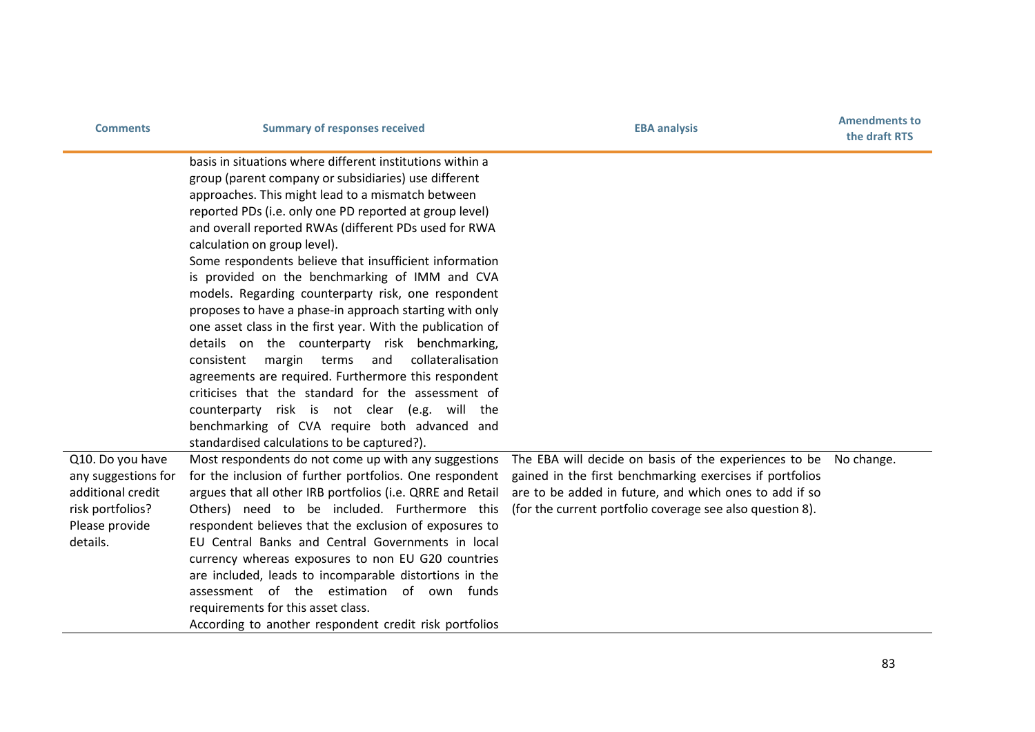| Comments | Summary of responses received | EBA analysis | Amendments to the draft RTS |
|---|---|---|---|
| | basis in situations where different institutions within a group (parent company or subsidiaries) use different approaches. This might lead to a mismatch between reported PDs (i.e. only one PD reported at group level) and overall reported RWAs (different PDs used for RWA calculation on group level). Some respondents believe that insufficient information is provided on the benchmarking of IMM and CVA models. Regarding counterparty risk, one respondent proposes to have a phase-in approach starting with only one asset class in the first year. With the publication of details on the counterparty risk benchmarking, consistent margin terms and collateralisation agreements are required. Furthermore this respondent criticises that the standard for the assessment of counterparty risk is not clear (e.g. will the benchmarking of CVA require both advanced and standardised calculations to be captured?). | | |
| Q10. Do you have any suggestions for additional credit risk portfolios? Please provide details. | Most respondents do not come up with any suggestions for the inclusion of further portfolios. One respondent argues that all other IRB portfolios (i.e. QRRE and Retail Others) need to be included. Furthermore this respondent believes that the exclusion of exposures to EU Central Banks and Central Governments in local currency whereas exposures to non EU G20 countries are included, leads to incomparable distortions in the assessment of the estimation of own funds requirements for this asset class. According to another respondent credit risk portfolios | The EBA will decide on basis of the experiences to be gained in the first benchmarking exercises if portfolios are to be added in future, and which ones to add if so (for the current portfolio coverage see also question 8). | No change. |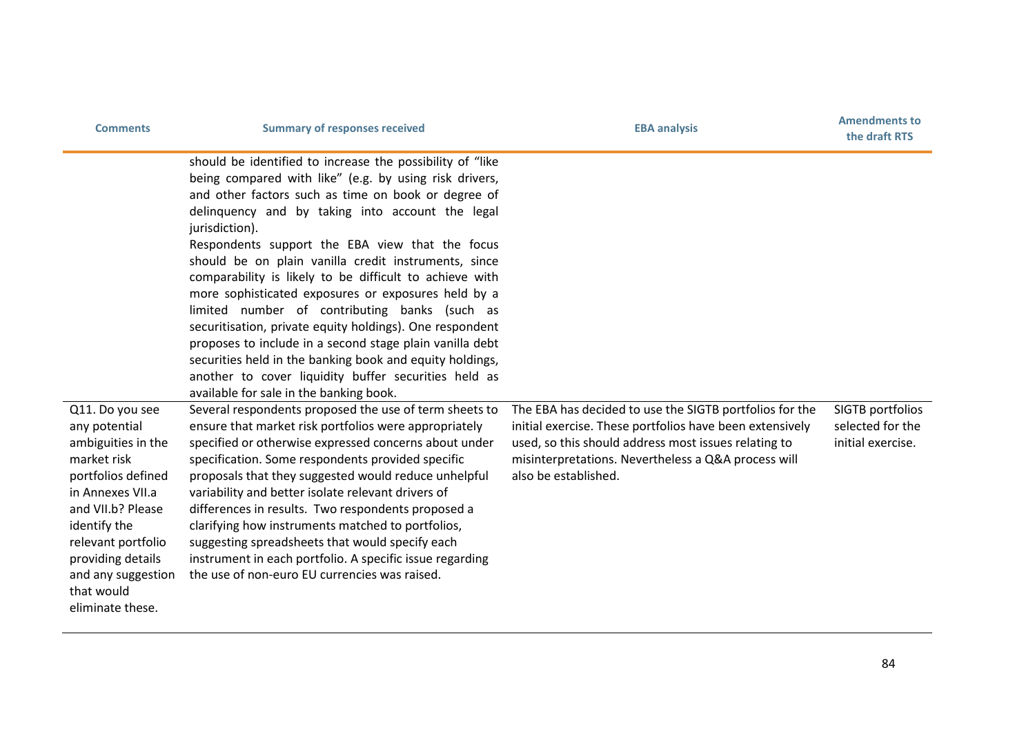| Comments | Summary of responses received | EBA analysis | Amendments to the draft RTS |
|---|---|---|---|
| | should be identified to increase the possibility of "like being compared with like" (e.g. by using risk drivers, and other factors such as time on book or degree of delinquency and by taking into account the legal jurisdiction).<br>Respondents support the EBA view that the focus should be on plain vanilla credit instruments, since comparability is likely to be difficult to achieve with more sophisticated exposures or exposures held by a limited number of contributing banks (such as securitisation, private equity holdings). One respondent proposes to include in a second stage plain vanilla debt securities held in the banking book and equity holdings, another to cover liquidity buffer securities held as available for sale in the banking book. | | |
| Q11. Do you see any potential ambiguities in the market risk portfolios defined in Annexes VII.a and VII.b? Please identify the relevant portfolio providing details and any suggestion that would eliminate these. | Several respondents proposed the use of term sheets to ensure that market risk portfolios were appropriately specified or otherwise expressed concerns about under specification. Some respondents provided specific proposals that they suggested would reduce unhelpful variability and better isolate relevant drivers of differences in results. Two respondents proposed a clarifying how instruments matched to portfolios, suggesting spreadsheets that would specify each instrument in each portfolio. A specific issue regarding the use of non-euro EU currencies was raised. | The EBA has decided to use the SIGTB portfolios for the initial exercise. These portfolios have been extensively used, so this should address most issues relating to misinterpretations. Nevertheless a Q&A process will also be established. | SIGTB portfolios selected for the initial exercise. |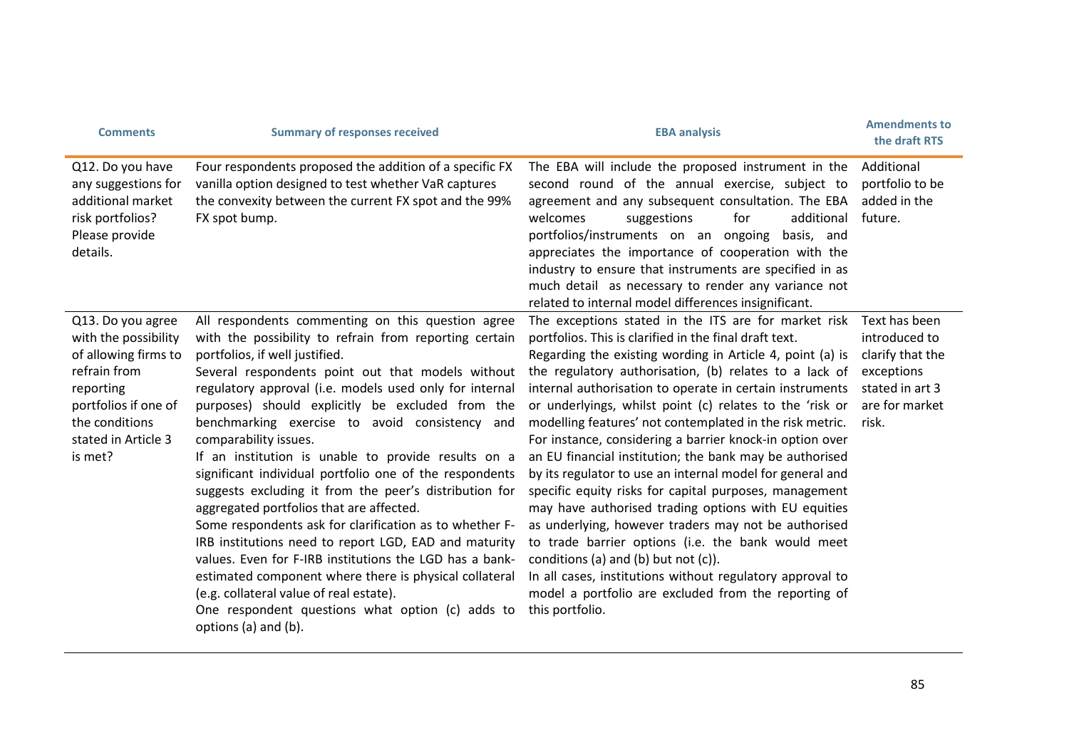| Comments | Summary of responses received | EBA analysis | Amendments to the draft RTS |
|---|---|---|---|
| Q12. Do you have any suggestions for additional market risk portfolios? Please provide details. | Four respondents proposed the addition of a specific FX vanilla option designed to test whether VaR captures the convexity between the current FX spot and the 99% FX spot bump. | The EBA will include the proposed instrument in the second round of the annual exercise, subject to agreement and any subsequent consultation. The EBA welcomes suggestions for additional portfolios/instruments on an ongoing basis, and appreciates the importance of cooperation with the industry to ensure that instruments are specified in as much detail as necessary to render any variance not related to internal model differences insignificant. | Additional portfolio to be added in the future. |
| Q13. Do you agree with the possibility of allowing firms to refrain from reporting portfolios if one of the conditions stated in Article 3 is met? | All respondents commenting on this question agree with the possibility to refrain from reporting certain portfolios, if well justified.<br>Several respondents point out that models without regulatory approval (i.e. models used only for internal purposes) should explicitly be excluded from the benchmarking exercise to avoid consistency and comparability issues.<br>If an institution is unable to provide results on a significant individual portfolio one of the respondents suggests excluding it from the peer's distribution for aggregated portfolios that are affected.<br>Some respondents ask for clarification as to whether F-IRB institutions need to report LGD, EAD and maturity values. Even for F-IRB institutions the LGD has a bank-estimated component where there is physical collateral (e.g. collateral value of real estate).<br>One respondent questions what option (c) adds to options (a) and (b). | The exceptions stated in the ITS are for market risk portfolios. This is clarified in the final draft text.<br>Regarding the existing wording in Article 4, point (a) is the regulatory authorisation, (b) relates to a lack of internal authorisation to operate in certain instruments or underlyings, whilst point (c) relates to the 'risk or modelling features' not contemplated in the risk metric. For instance, considering a barrier knock-in option over an EU financial institution; the bank may be authorised by its regulator to use an internal model for general and specific equity risks for capital purposes, management may have authorised trading options with EU equities as underlying, however traders may not be authorised to trade barrier options (i.e. the bank would meet conditions (a) and (b) but not (c)).<br>In all cases, institutions without regulatory approval to model a portfolio are excluded from the reporting of this portfolio. | Text has been introduced to clarify that the exceptions stated in art 3 are for market risk. |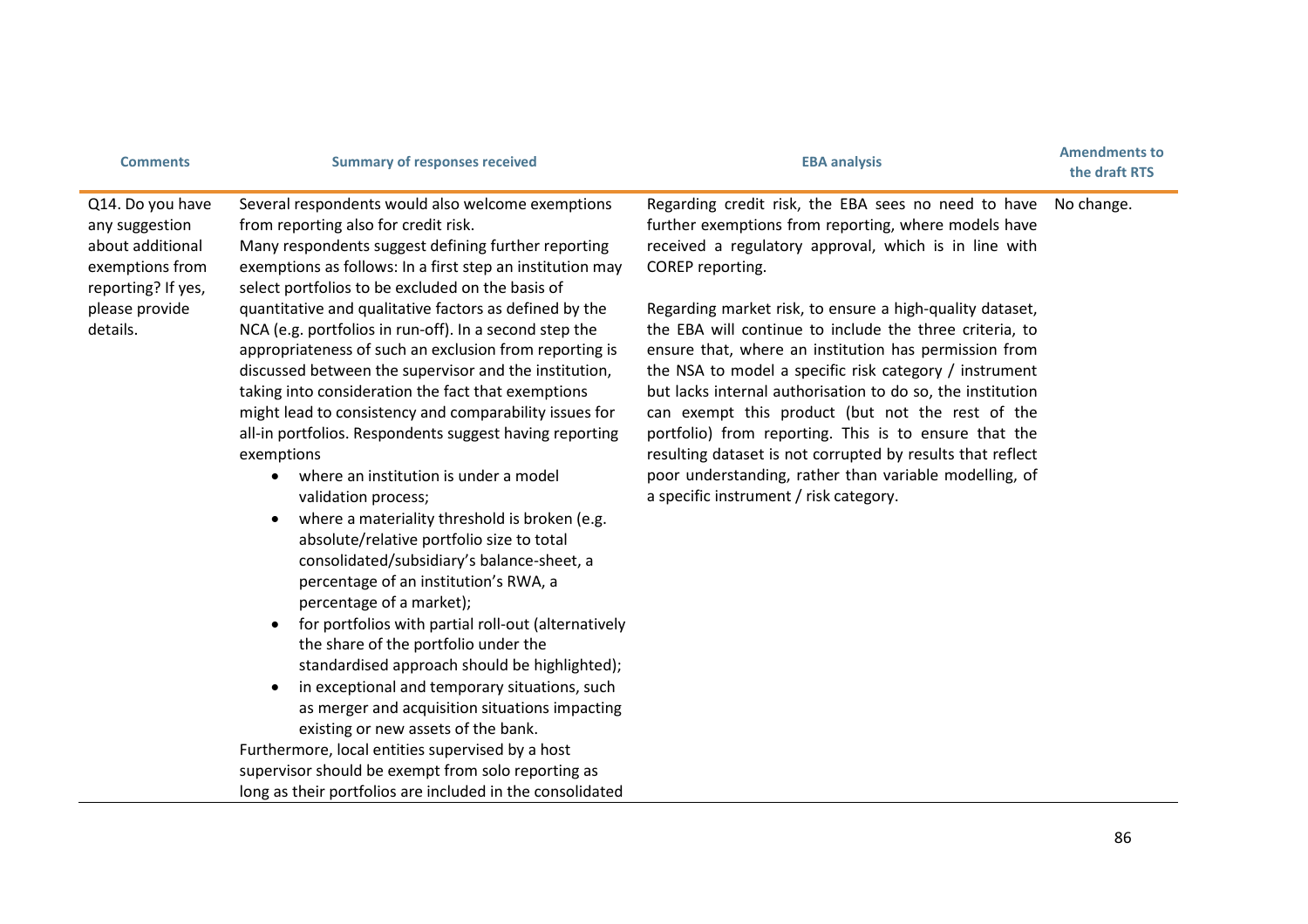| Comments | Summary of responses received | EBA analysis | Amendments to the draft RTS |
|---|---|---|---|
| Q14. Do you have any suggestion about additional exemptions from reporting? If yes, please provide details. | Several respondents would also welcome exemptions from reporting also for credit risk.<br>Many respondents suggest defining further reporting exemptions as follows: In a first step an institution may select portfolios to be excluded on the basis of quantitative and qualitative factors as defined by the NCA (e.g. portfolios in run-off). In a second step the appropriateness of such an exclusion from reporting is discussed between the supervisor and the institution, taking into consideration the fact that exemptions might lead to consistency and comparability issues for all-in portfolios. Respondents suggest having reporting exemptions<br>• where an institution is under a model validation process;<br>• where a materiality threshold is broken (e.g. absolute/relative portfolio size to total consolidated/subsidiary's balance-sheet, a percentage of an institution's RWA, a percentage of a market);<br>• for portfolios with partial roll-out (alternatively the share of the portfolio under the standardised approach should be highlighted);<br>• in exceptional and temporary situations, such as merger and acquisition situations impacting existing or new assets of the bank.<br>Furthermore, local entities supervised by a host supervisor should be exempt from solo reporting as long as their portfolios are included in the consolidated | Regarding credit risk, the EBA sees no need to have further exemptions from reporting, where models have received a regulatory approval, which is in line with COREP reporting.<br><br>Regarding market risk, to ensure a high-quality dataset, the EBA will continue to include the three criteria, to ensure that, where an institution has permission from the NSA to model a specific risk category / instrument but lacks internal authorisation to do so, the institution can exempt this product (but not the rest of the portfolio) from reporting. This is to ensure that the resulting dataset is not corrupted by results that reflect poor understanding, rather than variable modelling, of a specific instrument / risk category. | No change. |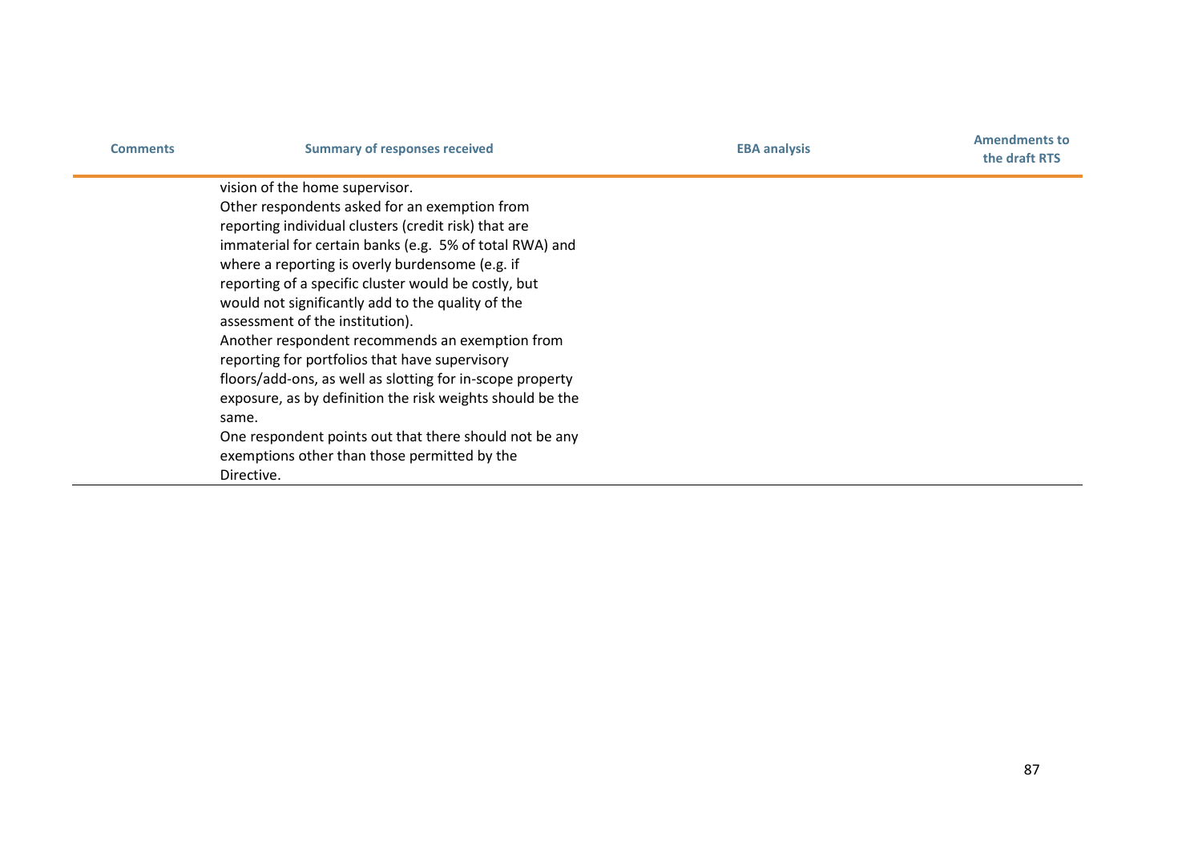| Comments | Summary of responses received | EBA analysis | Amendments to the draft RTS |
|---|---|---|---|
| | vision of the home supervisor.<br>Other respondents asked for an exemption from reporting individual clusters (credit risk) that are immaterial for certain banks (e.g. 5% of total RWA) and where a reporting is overly burdensome (e.g. if reporting of a specific cluster would be costly, but would not significantly add to the quality of the assessment of the institution).<br>Another respondent recommends an exemption from reporting for portfolios that have supervisory floors/add-ons, as well as slotting for in-scope property exposure, as by definition the risk weights should be the same.<br>One respondent points out that there should not be any exemptions other than those permitted by the Directive. | | |